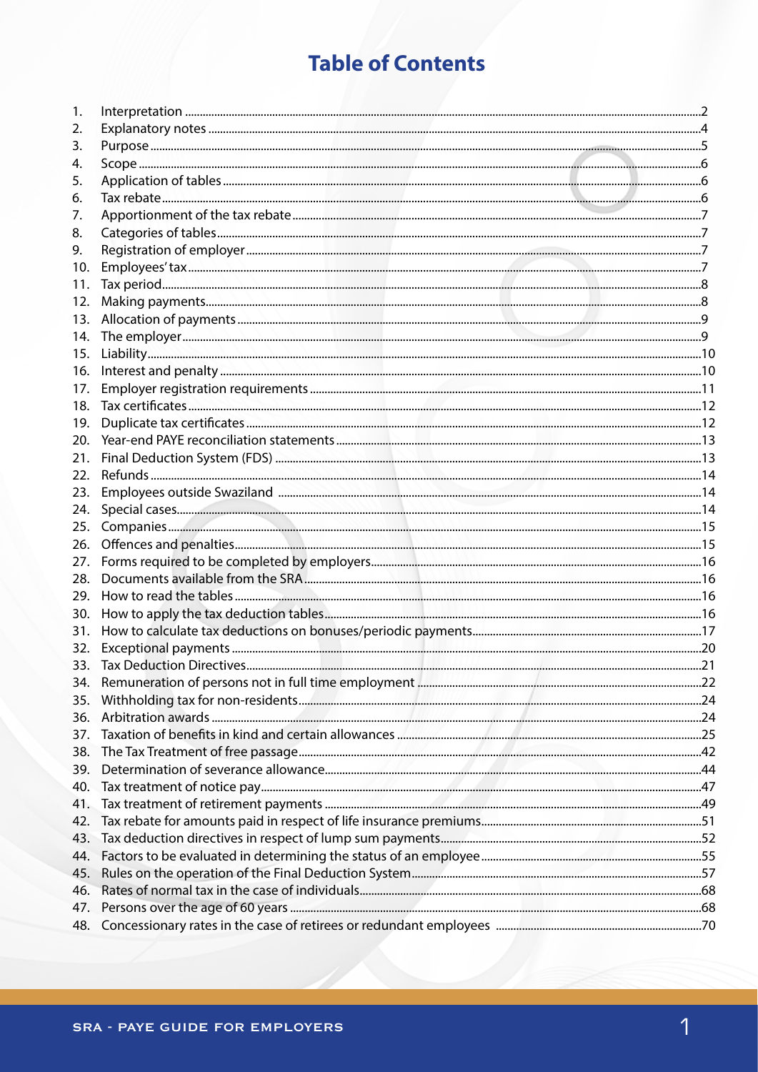# Table of Contents

1. Interpretation ... 2
2. Explanatory notes ... 4
3. Purpose ... 5
4. Scope ... 6
5. Application of tables ... 6
6. Tax rebate ... 6
7. Apportionment of the tax rebate ... 7
8. Categories of tables ... 7
9. Registration of employer ... 7
10. Employees' tax ... 7
11. Tax period ... 8
12. Making payments ... 8
13. Allocation of payments ... 9
14. The employer ... 9
15. Liability ... 10
16. Interest and penalty ... 10
17. Employer registration requirements ... 11
18. Tax certificates ... 12
19. Duplicate tax certificates ... 12
20. Year-end PAYE reconciliation statements ... 13
21. Final Deduction System (FDS) ... 13
22. Refunds ... 14
23. Employees outside Swaziland ... 14
24. Special cases ... 14
25. Companies ... 15
26. Offences and penalties ... 15
27. Forms required to be completed by employers ... 16
28. Documents available from the SRA ... 16
29. How to read the tables ... 16
30. How to apply the tax deduction tables ... 16
31. How to calculate tax deductions on bonuses/periodic payments ... 17
32. Exceptional payments ... 20
33. Tax Deduction Directives ... 21
34. Remuneration of persons not in full time employment ... 22
35. Withholding tax for non-residents ... 24
36. Arbitration awards ... 24
37. Taxation of benefits in kind and certain allowances ... 25
38. The Tax Treatment of free passage ... 42
39. Determination of severance allowance ... 44
40. Tax treatment of notice pay ... 47
41. Tax treatment of retirement payments ... 49
42. Tax rebate for amounts paid in respect of life insurance premiums ... 51
43. Tax deduction directives in respect of lump sum payments ... 52
44. Factors to be evaluated in determining the status of an employee ... 55
45. Rules on the operation of the Final Deduction System ... 57
46. Rates of normal tax in the case of individuals ... 68
47. Persons over the age of 60 years ... 68
48. Concessionary rates in the case of retirees or redundant employees ... 70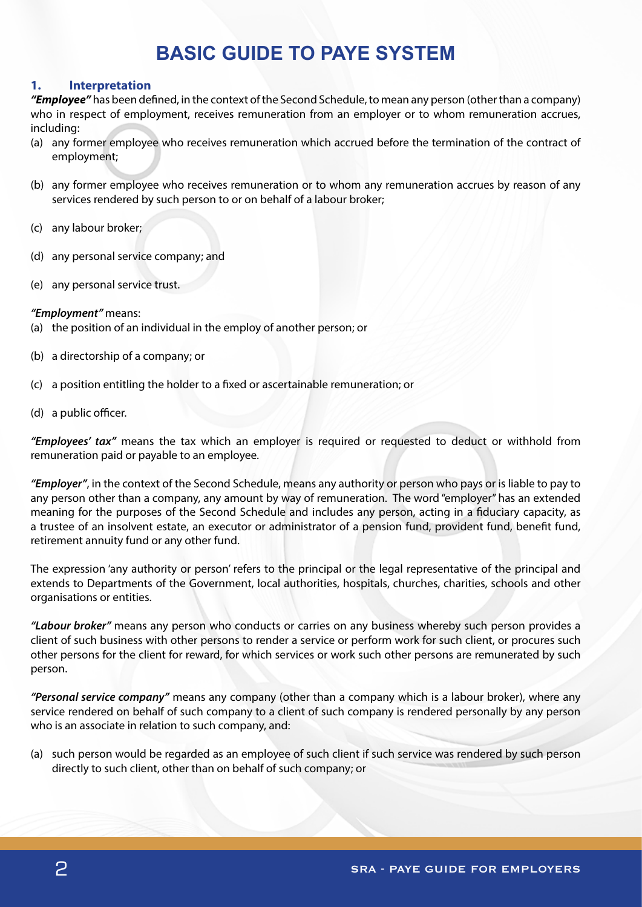# BASIC GUIDE TO PAYE SYSTEM

## 1. Interpretation

***"Employee"*** has been defined, in the context of the Second Schedule, to mean any person (other than a company) who in respect of employment, receives remuneration from an employer or to whom remuneration accrues, including:

(a) any former employee who receives remuneration which accrued before the termination of the contract of employment;

(b) any former employee who receives remuneration or to whom any remuneration accrues by reason of any services rendered by such person to or on behalf of a labour broker;

(c) any labour broker;

(d) any personal service company; and

(e) any personal service trust.

***"Employment"*** means:

(a) the position of an individual in the employ of another person; or

(b) a directorship of a company; or

(c) a position entitling the holder to a fixed or ascertainable remuneration; or

(d) a public officer.

***"Employees' tax"*** means the tax which an employer is required or requested to deduct or withhold from remuneration paid or payable to an employee.

***"Employer"***, in the context of the Second Schedule, means any authority or person who pays or is liable to pay to any person other than a company, any amount by way of remuneration. The word "employer" has an extended meaning for the purposes of the Second Schedule and includes any person, acting in a fiduciary capacity, as a trustee of an insolvent estate, an executor or administrator of a pension fund, provident fund, benefit fund, retirement annuity fund or any other fund.

The expression 'any authority or person' refers to the principal or the legal representative of the principal and extends to Departments of the Government, local authorities, hospitals, churches, charities, schools and other organisations or entities.

***"Labour broker"*** means any person who conducts or carries on any business whereby such person provides a client of such business with other persons to render a service or perform work for such client, or procures such other persons for the client for reward, for which services or work such other persons are remunerated by such person.

***"Personal service company"*** means any company (other than a company which is a labour broker), where any service rendered on behalf of such company to a client of such company is rendered personally by any person who is an associate in relation to such company, and:

(a) such person would be regarded as an employee of such client if such service was rendered by such person directly to such client, other than on behalf of such company; or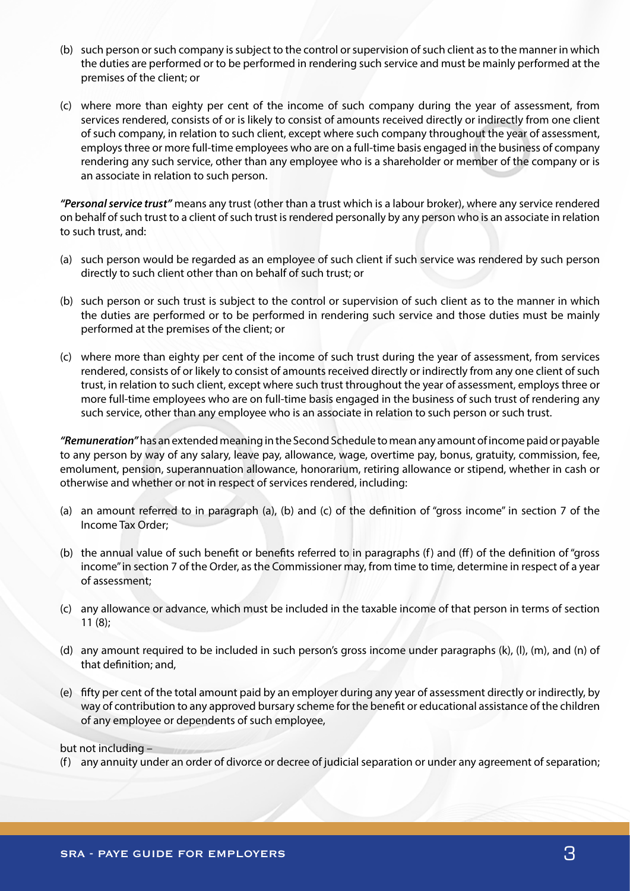(b) such person or such company is subject to the control or supervision of such client as to the manner in which the duties are performed or to be performed in rendering such service and must be mainly performed at the premises of the client; or

(c) where more than eighty per cent of the income of such company during the year of assessment, from services rendered, consists of or is likely to consist of amounts received directly or indirectly from one client of such company, in relation to such client, except where such company throughout the year of assessment, employs three or more full-time employees who are on a full-time basis engaged in the business of company rendering any such service, other than any employee who is a shareholder or member of the company or is an associate in relation to such person.

***"Personal service trust"*** means any trust (other than a trust which is a labour broker), where any service rendered on behalf of such trust to a client of such trust is rendered personally by any person who is an associate in relation to such trust, and:

(a) such person would be regarded as an employee of such client if such service was rendered by such person directly to such client other than on behalf of such trust; or

(b) such person or such trust is subject to the control or supervision of such client as to the manner in which the duties are performed or to be performed in rendering such service and those duties must be mainly performed at the premises of the client; or

(c) where more than eighty per cent of the income of such trust during the year of assessment, from services rendered, consists of or likely to consist of amounts received directly or indirectly from any one client of such trust, in relation to such client, except where such trust throughout the year of assessment, employs three or more full-time employees who are on full-time basis engaged in the business of such trust of rendering any such service, other than any employee who is an associate in relation to such person or such trust.

***"Remuneration"*** has an extended meaning in the Second Schedule to mean any amount of income paid or payable to any person by way of any salary, leave pay, allowance, wage, overtime pay, bonus, gratuity, commission, fee, emolument, pension, superannuation allowance, honorarium, retiring allowance or stipend, whether in cash or otherwise and whether or not in respect of services rendered, including:

(a) an amount referred to in paragraph (a), (b) and (c) of the definition of "gross income" in section 7 of the Income Tax Order;

(b) the annual value of such benefit or benefits referred to in paragraphs (f) and (ff) of the definition of "gross income" in section 7 of the Order, as the Commissioner may, from time to time, determine in respect of a year of assessment;

(c) any allowance or advance, which must be included in the taxable income of that person in terms of section 11 (8);

(d) any amount required to be included in such person's gross income under paragraphs (k), (l), (m), and (n) of that definition; and,

(e) fifty per cent of the total amount paid by an employer during any year of assessment directly or indirectly, by way of contribution to any approved bursary scheme for the benefit or educational assistance of the children of any employee or dependents of such employee,

but not including –

(f) any annuity under an order of divorce or decree of judicial separation or under any agreement of separation;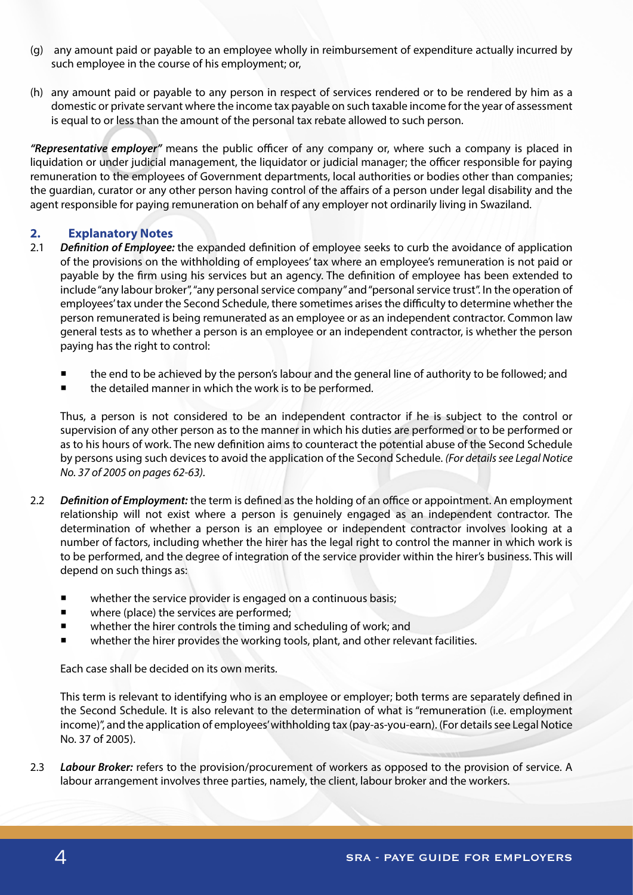(g) any amount paid or payable to an employee wholly in reimbursement of expenditure actually incurred by such employee in the course of his employment; or,

(h) any amount paid or payable to any person in respect of services rendered or to be rendered by him as a domestic or private servant where the income tax payable on such taxable income for the year of assessment is equal to or less than the amount of the personal tax rebate allowed to such person.

***"Representative employer"*** means the public officer of any company or, where such a company is placed in liquidation or under judicial management, the liquidator or judicial manager; the officer responsible for paying remuneration to the employees of Government departments, local authorities or bodies other than companies; the guardian, curator or any other person having control of the affairs of a person under legal disability and the agent responsible for paying remuneration on behalf of any employer not ordinarily living in Swaziland.

## 2. Explanatory Notes

2.1 ***Definition of Employee:*** the expanded definition of employee seeks to curb the avoidance of application of the provisions on the withholding of employees' tax where an employee's remuneration is not paid or payable by the firm using his services but an agency. The definition of employee has been extended to include "any labour broker", "any personal service company" and "personal service trust". In the operation of employees' tax under the Second Schedule, there sometimes arises the difficulty to determine whether the person remunerated is being remunerated as an employee or as an independent contractor. Common law general tests as to whether a person is an employee or an independent contractor, is whether the person paying has the right to control:

- the end to be achieved by the person's labour and the general line of authority to be followed; and
- the detailed manner in which the work is to be performed.

Thus, a person is not considered to be an independent contractor if he is subject to the control or supervision of any other person as to the manner in which his duties are performed or to be performed or as to his hours of work. The new definition aims to counteract the potential abuse of the Second Schedule by persons using such devices to avoid the application of the Second Schedule. *(For details see Legal Notice No. 37 of 2005 on pages 62-63).*

2.2 ***Definition of Employment:*** the term is defined as the holding of an office or appointment. An employment relationship will not exist where a person is genuinely engaged as an independent contractor. The determination of whether a person is an employee or independent contractor involves looking at a number of factors, including whether the hirer has the legal right to control the manner in which work is to be performed, and the degree of integration of the service provider within the hirer's business. This will depend on such things as:

- whether the service provider is engaged on a continuous basis;
- where (place) the services are performed;
- whether the hirer controls the timing and scheduling of work; and
- whether the hirer provides the working tools, plant, and other relevant facilities.

Each case shall be decided on its own merits.

This term is relevant to identifying who is an employee or employer; both terms are separately defined in the Second Schedule. It is also relevant to the determination of what is "remuneration (i.e. employment income)", and the application of employees' withholding tax (pay-as-you-earn). (For details see Legal Notice No. 37 of 2005).

2.3 ***Labour Broker:*** refers to the provision/procurement of workers as opposed to the provision of service. A labour arrangement involves three parties, namely, the client, labour broker and the workers.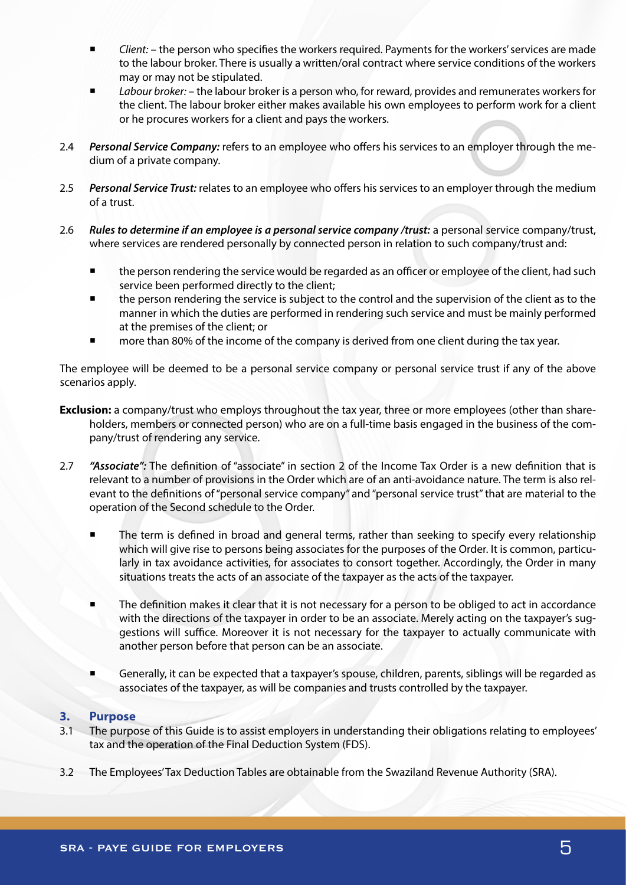- *Client:* – the person who specifies the workers required. Payments for the workers' services are made to the labour broker. There is usually a written/oral contract where service conditions of the workers may or may not be stipulated.
- *Labour broker:* – the labour broker is a person who, for reward, provides and remunerates workers for the client. The labour broker either makes available his own employees to perform work for a client or he procures workers for a client and pays the workers.

2.4 ***Personal Service Company:*** refers to an employee who offers his services to an employer through the medium of a private company.

2.5 ***Personal Service Trust:*** relates to an employee who offers his services to an employer through the medium of a trust.

2.6 ***Rules to determine if an employee is a personal service company /trust:*** a personal service company/trust, where services are rendered personally by connected person in relation to such company/trust and:

- the person rendering the service would be regarded as an officer or employee of the client, had such service been performed directly to the client;
- the person rendering the service is subject to the control and the supervision of the client as to the manner in which the duties are performed in rendering such service and must be mainly performed at the premises of the client; or
- more than 80% of the income of the company is derived from one client during the tax year.

The employee will be deemed to be a personal service company or personal service trust if any of the above scenarios apply.

**Exclusion:** a company/trust who employs throughout the tax year, three or more employees (other than shareholders, members or connected person) who are on a full-time basis engaged in the business of the company/trust of rendering any service.

2.7 ***"Associate":*** The definition of "associate" in section 2 of the Income Tax Order is a new definition that is relevant to a number of provisions in the Order which are of an anti-avoidance nature. The term is also relevant to the definitions of "personal service company" and "personal service trust" that are material to the operation of the Second schedule to the Order.

- The term is defined in broad and general terms, rather than seeking to specify every relationship which will give rise to persons being associates for the purposes of the Order. It is common, particularly in tax avoidance activities, for associates to consort together. Accordingly, the Order in many situations treats the acts of an associate of the taxpayer as the acts of the taxpayer.

- The definition makes it clear that it is not necessary for a person to be obliged to act in accordance with the directions of the taxpayer in order to be an associate. Merely acting on the taxpayer's suggestions will suffice. Moreover it is not necessary for the taxpayer to actually communicate with another person before that person can be an associate.

- Generally, it can be expected that a taxpayer's spouse, children, parents, siblings will be regarded as associates of the taxpayer, as will be companies and trusts controlled by the taxpayer.

## 3. Purpose

3.1 The purpose of this Guide is to assist employers in understanding their obligations relating to employees' tax and the operation of the Final Deduction System (FDS).

3.2 The Employees' Tax Deduction Tables are obtainable from the Swaziland Revenue Authority (SRA).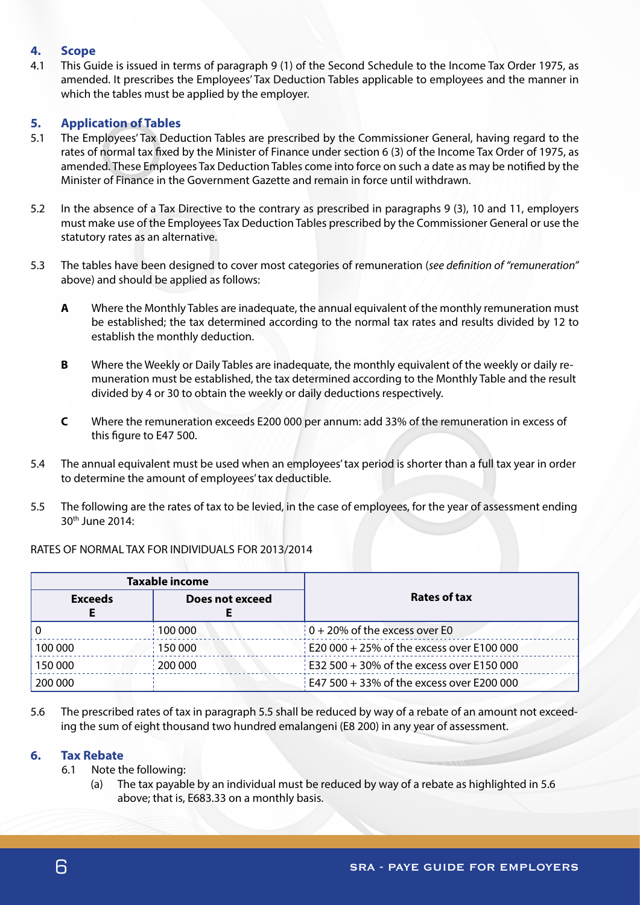## 4. Scope

4.1 This Guide is issued in terms of paragraph 9 (1) of the Second Schedule to the Income Tax Order 1975, as amended. It prescribes the Employees' Tax Deduction Tables applicable to employees and the manner in which the tables must be applied by the employer.

## 5. Application of Tables

5.1 The Employees' Tax Deduction Tables are prescribed by the Commissioner General, having regard to the rates of normal tax fixed by the Minister of Finance under section 6 (3) of the Income Tax Order of 1975, as amended. These Employees Tax Deduction Tables come into force on such a date as may be notified by the Minister of Finance in the Government Gazette and remain in force until withdrawn.

5.2 In the absence of a Tax Directive to the contrary as prescribed in paragraphs 9 (3), 10 and 11, employers must make use of the Employees Tax Deduction Tables prescribed by the Commissioner General or use the statutory rates as an alternative.

5.3 The tables have been designed to cover most categories of remuneration (*see definition of "remuneration" above*) and should be applied as follows:

- **A** Where the Monthly Tables are inadequate, the annual equivalent of the monthly remuneration must be established; the tax determined according to the normal tax rates and results divided by 12 to establish the monthly deduction.

- **B** Where the Weekly or Daily Tables are inadequate, the monthly equivalent of the weekly or daily remuneration must be established, the tax determined according to the Monthly Table and the result divided by 4 or 30 to obtain the weekly or daily deductions respectively.

- **C** Where the remuneration exceeds E200 000 per annum: add 33% of the remuneration in excess of this figure to E47 500.

5.4 The annual equivalent must be used when an employees' tax period is shorter than a full tax year in order to determine the amount of employees' tax deductible.

5.5 The following are the rates of tax to be levied, in the case of employees, for the year of assessment ending 30th June 2014:

RATES OF NORMAL TAX FOR INDIVIDUALS FOR 2013/2014

| Taxable income | | Rates of tax |
|---|---|---|
| **Exceeds E** | **Does not exceed E** | |
| 0 | 100 000 | 0 + 20% of the excess over E0 |
| 100 000 | 150 000 | E20 000 + 25% of the excess over E100 000 |
| 150 000 | 200 000 | E32 500 + 30% of the excess over E150 000 |
| 200 000 | | E47 500 + 33% of the excess over E200 000 |

5.6 The prescribed rates of tax in paragraph 5.5 shall be reduced by way of a rebate of an amount not exceeding the sum of eight thousand two hundred emalangeni (E8 200) in any year of assessment.

## 6. Tax Rebate

6.1 Note the following:

(a) The tax payable by an individual must be reduced by way of a rebate as highlighted in 5.6 above; that is, E683.33 on a monthly basis.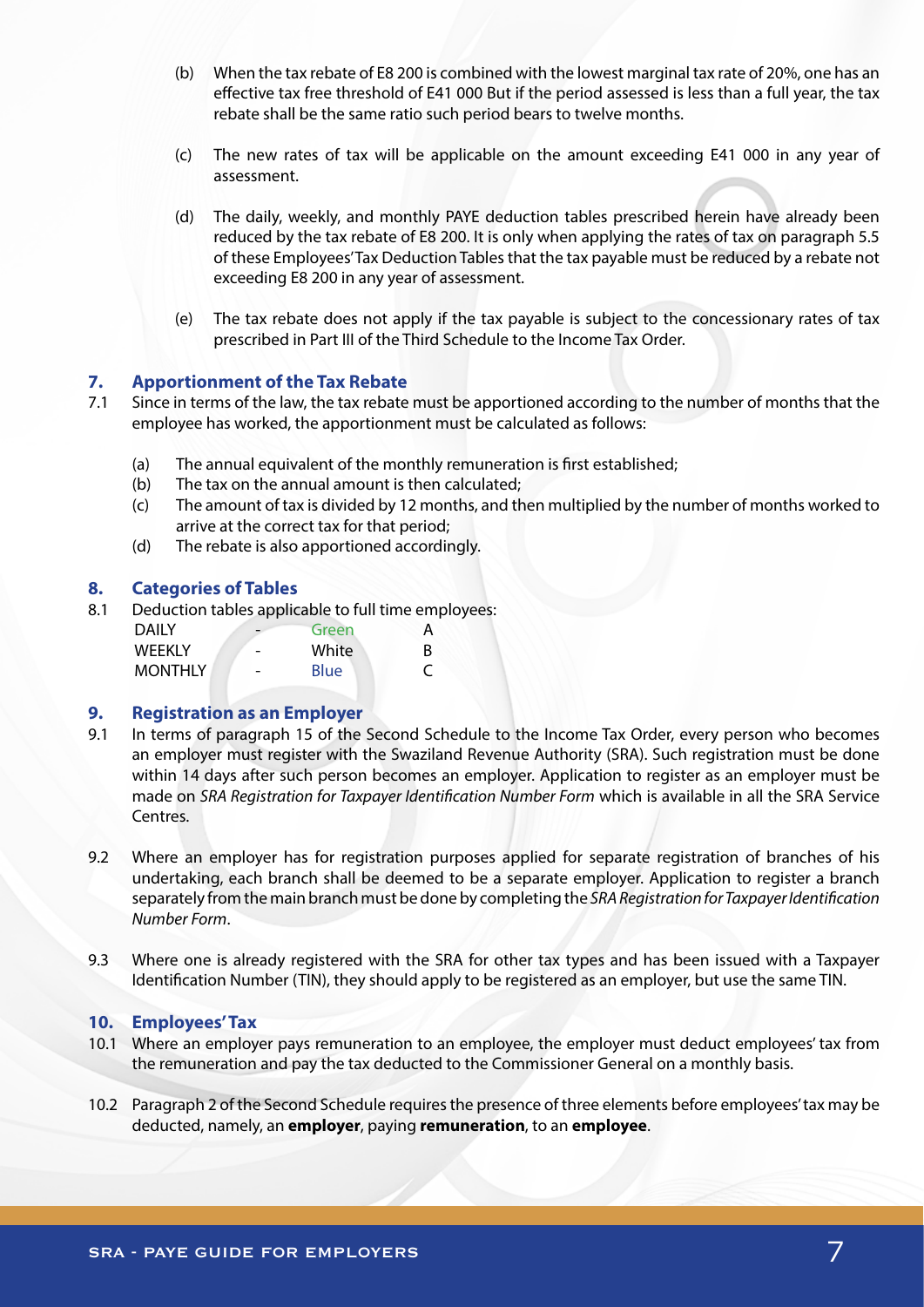(b) When the tax rebate of E8 200 is combined with the lowest marginal tax rate of 20%, one has an effective tax free threshold of E41 000 But if the period assessed is less than a full year, the tax rebate shall be the same ratio such period bears to twelve months.

(c) The new rates of tax will be applicable on the amount exceeding E41 000 in any year of assessment.

(d) The daily, weekly, and monthly PAYE deduction tables prescribed herein have already been reduced by the tax rebate of E8 200. It is only when applying the rates of tax on paragraph 5.5 of these Employees' Tax Deduction Tables that the tax payable must be reduced by a rebate not exceeding E8 200 in any year of assessment.

(e) The tax rebate does not apply if the tax payable is subject to the concessionary rates of tax prescribed in Part III of the Third Schedule to the Income Tax Order.

## 7. Apportionment of the Tax Rebate

7.1 Since in terms of the law, the tax rebate must be apportioned according to the number of months that the employee has worked, the apportionment must be calculated as follows:

(a) The annual equivalent of the monthly remuneration is first established;
(b) The tax on the annual amount is then calculated;
(c) The amount of tax is divided by 12 months, and then multiplied by the number of months worked to arrive at the correct tax for that period;
(d) The rebate is also apportioned accordingly.

## 8. Categories of Tables

8.1 Deduction tables applicable to full time employees:

| | | | |
|---|---|---|---|
| DAILY | - | Green | A |
| WEEKLY | - | White | B |
| MONTHLY | - | Blue | C |

## 9. Registration as an Employer

9.1 In terms of paragraph 15 of the Second Schedule to the Income Tax Order, every person who becomes an employer must register with the Swaziland Revenue Authority (SRA). Such registration must be done within 14 days after such person becomes an employer. Application to register as an employer must be made on *SRA Registration for Taxpayer Identification Number Form* which is available in all the SRA Service Centres.

9.2 Where an employer has for registration purposes applied for separate registration of branches of his undertaking, each branch shall be deemed to be a separate employer. Application to register a branch separately from the main branch must be done by completing the *SRA Registration for Taxpayer Identification Number Form*.

9.3 Where one is already registered with the SRA for other tax types and has been issued with a Taxpayer Identification Number (TIN), they should apply to be registered as an employer, but use the same TIN.

## 10. Employees' Tax

10.1 Where an employer pays remuneration to an employee, the employer must deduct employees' tax from the remuneration and pay the tax deducted to the Commissioner General on a monthly basis.

10.2 Paragraph 2 of the Second Schedule requires the presence of three elements before employees' tax may be deducted, namely, an **employer**, paying **remuneration**, to an **employee**.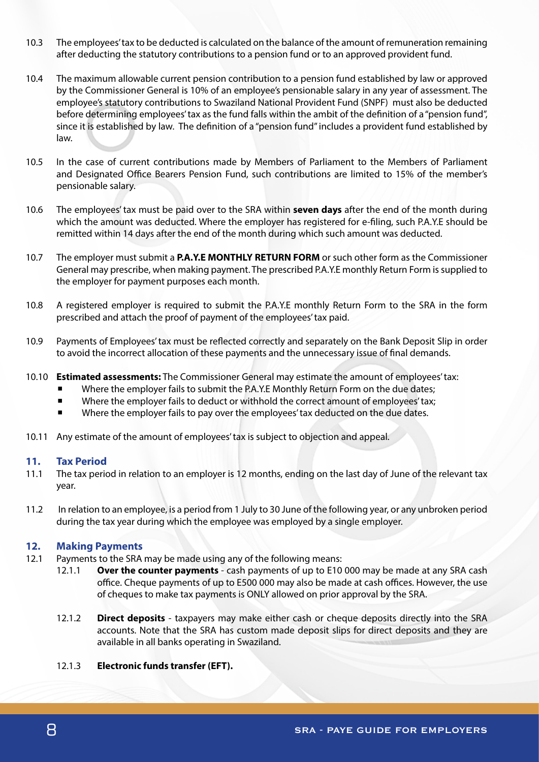10.3 The employees' tax to be deducted is calculated on the balance of the amount of remuneration remaining after deducting the statutory contributions to a pension fund or to an approved provident fund.

10.4 The maximum allowable current pension contribution to a pension fund established by law or approved by the Commissioner General is 10% of an employee's pensionable salary in any year of assessment. The employee's statutory contributions to Swaziland National Provident Fund (SNPF) must also be deducted before determining employees' tax as the fund falls within the ambit of the definition of a "pension fund", since it is established by law. The definition of a "pension fund" includes a provident fund established by law.

10.5 In the case of current contributions made by Members of Parliament to the Members of Parliament and Designated Office Bearers Pension Fund, such contributions are limited to 15% of the member's pensionable salary.

10.6 The employees' tax must be paid over to the SRA within **seven days** after the end of the month during which the amount was deducted. Where the employer has registered for e-filing, such P.A.Y.E should be remitted within 14 days after the end of the month during which such amount was deducted.

10.7 The employer must submit a **P.A.Y.E MONTHLY RETURN FORM** or such other form as the Commissioner General may prescribe, when making payment. The prescribed P.A.Y.E monthly Return Form is supplied to the employer for payment purposes each month.

10.8 A registered employer is required to submit the P.A.Y.E monthly Return Form to the SRA in the form prescribed and attach the proof of payment of the employees' tax paid.

10.9 Payments of Employees' tax must be reflected correctly and separately on the Bank Deposit Slip in order to avoid the incorrect allocation of these payments and the unnecessary issue of final demands.

10.10 **Estimated assessments:** The Commissioner General may estimate the amount of employees' tax:

- Where the employer fails to submit the P.A.Y.E Monthly Return Form on the due dates;
- Where the employer fails to deduct or withhold the correct amount of employees' tax;
- Where the employer fails to pay over the employees' tax deducted on the due dates.

10.11 Any estimate of the amount of employees' tax is subject to objection and appeal.

## 11. Tax Period

11.1 The tax period in relation to an employer is 12 months, ending on the last day of June of the relevant tax year.

11.2 In relation to an employee, is a period from 1 July to 30 June of the following year, or any unbroken period during the tax year during which the employee was employed by a single employer.

## 12. Making Payments

12.1 Payments to the SRA may be made using any of the following means:

12.1.1 **Over the counter payments** - cash payments of up to E10 000 may be made at any SRA cash office. Cheque payments of up to E500 000 may also be made at cash offices. However, the use of cheques to make tax payments is ONLY allowed on prior approval by the SRA.

12.1.2 **Direct deposits** - taxpayers may make either cash or cheque deposits directly into the SRA accounts. Note that the SRA has custom made deposit slips for direct deposits and they are available in all banks operating in Swaziland.

12.1.3 **Electronic funds transfer (EFT).**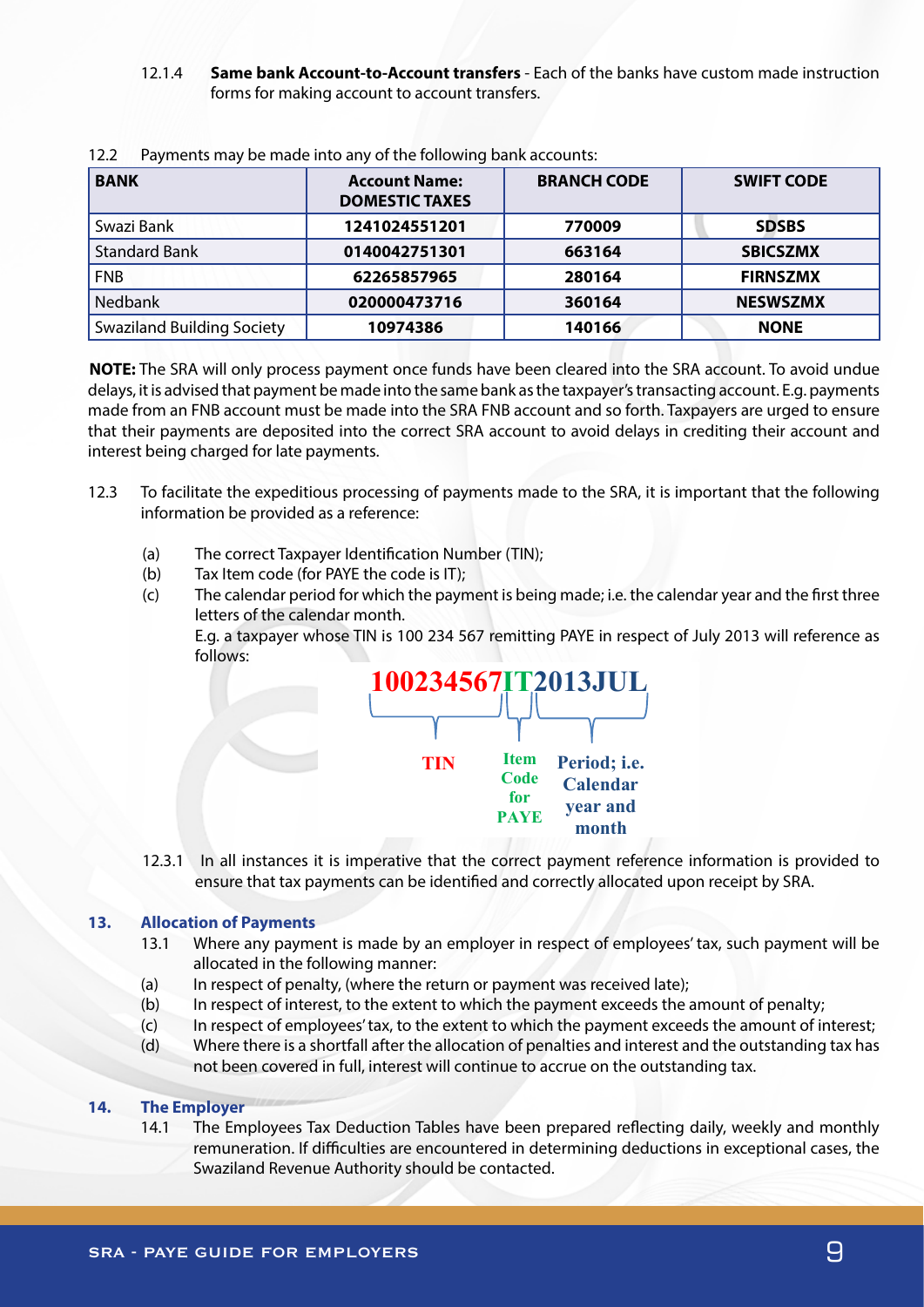12.1.4 **Same bank Account-to-Account transfers** - Each of the banks have custom made instruction forms for making account to account transfers.

12.2 Payments may be made into any of the following bank accounts:

| BANK | Account Name: DOMESTIC TAXES | BRANCH CODE | SWIFT CODE |
|---|---|---|---|
| Swazi Bank | 1241024551201 | 770009 | SDSBS |
| Standard Bank | 0140042751301 | 663164 | SBICSZMX |
| FNB | 62265857965 | 280164 | FIRNSZMX |
| Nedbank | 020000473716 | 360164 | NESWSZMX |
| Swaziland Building Society | 10974386 | 140166 | NONE |

**NOTE:** The SRA will only process payment once funds have been cleared into the SRA account. To avoid undue delays, it is advised that payment be made into the same bank as the taxpayer's transacting account. E.g. payments made from an FNB account must be made into the SRA FNB account and so forth. Taxpayers are urged to ensure that their payments are deposited into the correct SRA account to avoid delays in crediting their account and interest being charged for late payments.

12.3 To facilitate the expeditious processing of payments made to the SRA, it is important that the following information be provided as a reference:

(a) The correct Taxpayer Identification Number (TIN);
(b) Tax Item code (for PAYE the code is IT);
(c) The calendar period for which the payment is being made; i.e. the calendar year and the first three letters of the calendar month.

E.g. a taxpayer whose TIN is 100 234 567 remitting PAYE in respect of July 2013 will reference as follows:

**100234567IT2013JUL**

- 100234567 — TIN
- IT — Item Code for PAYE
- 2013JUL — Period; i.e. Calendar year and month

12.3.1 In all instances it is imperative that the correct payment reference information is provided to ensure that tax payments can be identified and correctly allocated upon receipt by SRA.

## 13. Allocation of Payments

13.1 Where any payment is made by an employer in respect of employees' tax, such payment will be allocated in the following manner:

(a) In respect of penalty, (where the return or payment was received late);
(b) In respect of interest, to the extent to which the payment exceeds the amount of penalty;
(c) In respect of employees' tax, to the extent to which the payment exceeds the amount of interest;
(d) Where there is a shortfall after the allocation of penalties and interest and the outstanding tax has not been covered in full, interest will continue to accrue on the outstanding tax.

## 14. The Employer

14.1 The Employees Tax Deduction Tables have been prepared reflecting daily, weekly and monthly remuneration. If difficulties are encountered in determining deductions in exceptional cases, the Swaziland Revenue Authority should be contacted.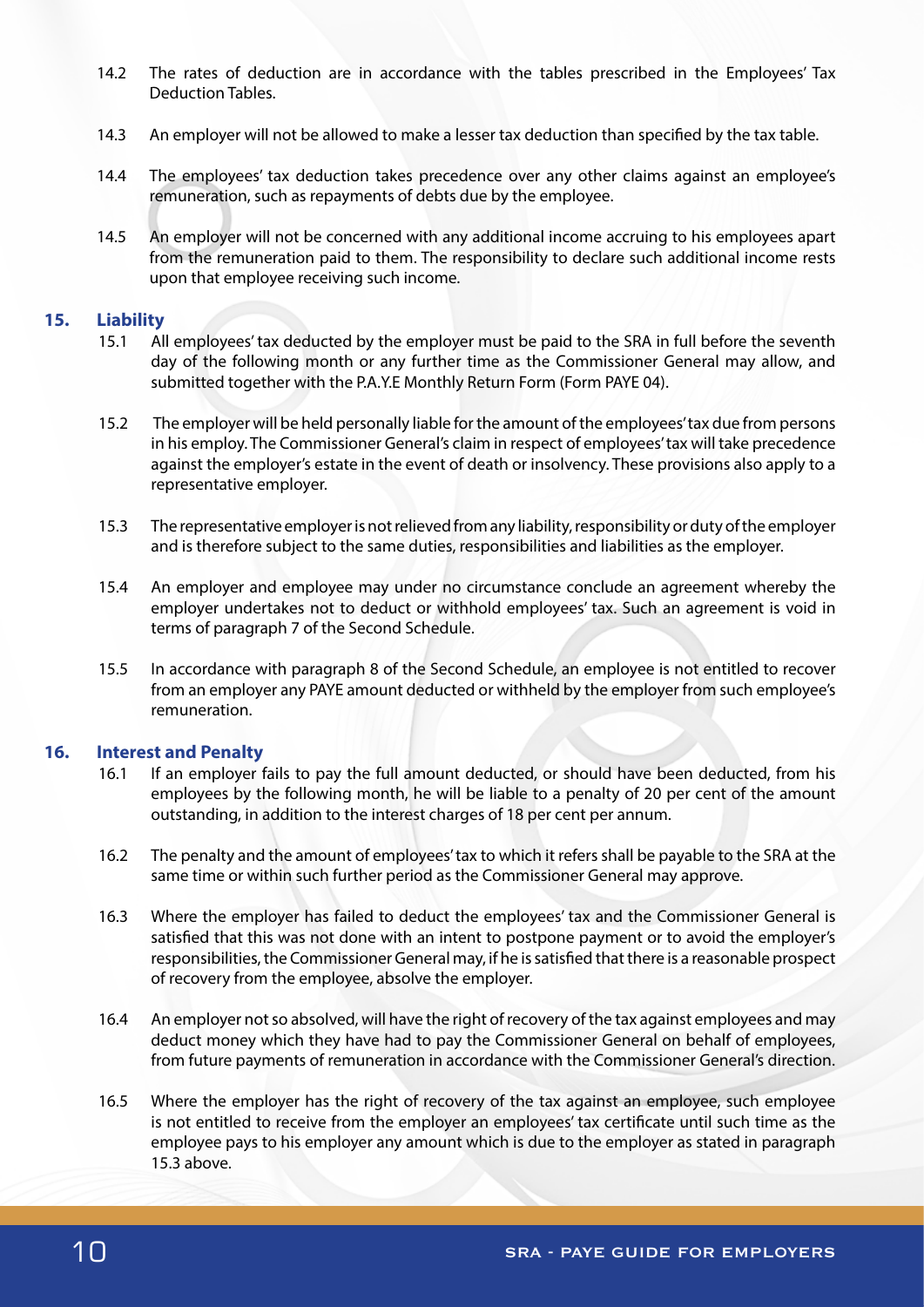14.2 The rates of deduction are in accordance with the tables prescribed in the Employees' Tax Deduction Tables.

14.3 An employer will not be allowed to make a lesser tax deduction than specified by the tax table.

14.4 The employees' tax deduction takes precedence over any other claims against an employee's remuneration, such as repayments of debts due by the employee.

14.5 An employer will not be concerned with any additional income accruing to his employees apart from the remuneration paid to them. The responsibility to declare such additional income rests upon that employee receiving such income.

## 15. Liability

15.1 All employees' tax deducted by the employer must be paid to the SRA in full before the seventh day of the following month or any further time as the Commissioner General may allow, and submitted together with the P.A.Y.E Monthly Return Form (Form PAYE 04).

15.2 The employer will be held personally liable for the amount of the employees' tax due from persons in his employ. The Commissioner General's claim in respect of employees' tax will take precedence against the employer's estate in the event of death or insolvency. These provisions also apply to a representative employer.

15.3 The representative employer is not relieved from any liability, responsibility or duty of the employer and is therefore subject to the same duties, responsibilities and liabilities as the employer.

15.4 An employer and employee may under no circumstance conclude an agreement whereby the employer undertakes not to deduct or withhold employees' tax. Such an agreement is void in terms of paragraph 7 of the Second Schedule.

15.5 In accordance with paragraph 8 of the Second Schedule, an employee is not entitled to recover from an employer any PAYE amount deducted or withheld by the employer from such employee's remuneration.

## 16. Interest and Penalty

16.1 If an employer fails to pay the full amount deducted, or should have been deducted, from his employees by the following month, he will be liable to a penalty of 20 per cent of the amount outstanding, in addition to the interest charges of 18 per cent per annum.

16.2 The penalty and the amount of employees' tax to which it refers shall be payable to the SRA at the same time or within such further period as the Commissioner General may approve.

16.3 Where the employer has failed to deduct the employees' tax and the Commissioner General is satisfied that this was not done with an intent to postpone payment or to avoid the employer's responsibilities, the Commissioner General may, if he is satisfied that there is a reasonable prospect of recovery from the employee, absolve the employer.

16.4 An employer not so absolved, will have the right of recovery of the tax against employees and may deduct money which they have had to pay the Commissioner General on behalf of employees, from future payments of remuneration in accordance with the Commissioner General's direction.

16.5 Where the employer has the right of recovery of the tax against an employee, such employee is not entitled to receive from the employer an employees' tax certificate until such time as the employee pays to his employer any amount which is due to the employer as stated in paragraph 15.3 above.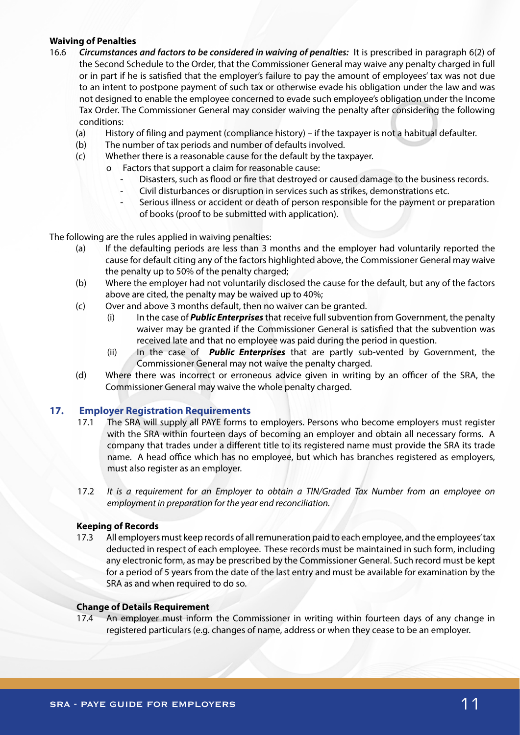**Waiving of Penalties**

16.6 ***Circumstances and factors to be considered in waiving of penalties:*** It is prescribed in paragraph 6(2) of the Second Schedule to the Order, that the Commissioner General may waive any penalty charged in full or in part if he is satisfied that the employer's failure to pay the amount of employees' tax was not due to an intent to postpone payment of such tax or otherwise evade his obligation under the law and was not designed to enable the employee concerned to evade such employee's obligation under the Income Tax Order. The Commissioner General may consider waiving the penalty after considering the following conditions:

- (a) History of filing and payment (compliance history) – if the taxpayer is not a habitual defaulter.
- (b) The number of tax periods and number of defaults involved.
- (c) Whether there is a reasonable cause for the default by the taxpayer.
  - o Factors that support a claim for reasonable cause:
    - Disasters, such as flood or fire that destroyed or caused damage to the business records.
    - Civil disturbances or disruption in services such as strikes, demonstrations etc.
    - Serious illness or accident or death of person responsible for the payment or preparation of books (proof to be submitted with application).

The following are the rules applied in waiving penalties:

- (a) If the defaulting periods are less than 3 months and the employer had voluntarily reported the cause for default citing any of the factors highlighted above, the Commissioner General may waive the penalty up to 50% of the penalty charged;
- (b) Where the employer had not voluntarily disclosed the cause for the default, but any of the factors above are cited, the penalty may be waived up to 40%;
- (c) Over and above 3 months default, then no waiver can be granted.
  - (i) In the case of ***Public Enterprises*** that receive full subvention from Government, the penalty waiver may be granted if the Commissioner General is satisfied that the subvention was received late and that no employee was paid during the period in question.
  - (ii) In the case of ***Public Enterprises*** that are partly sub-vented by Government, the Commissioner General may not waive the penalty charged.
- (d) Where there was incorrect or erroneous advice given in writing by an officer of the SRA, the Commissioner General may waive the whole penalty charged.

## 17. Employer Registration Requirements

17.1 The SRA will supply all PAYE forms to employers. Persons who become employers must register with the SRA within fourteen days of becoming an employer and obtain all necessary forms. A company that trades under a different title to its registered name must provide the SRA its trade name. A head office which has no employee, but which has branches registered as employers, must also register as an employer.

17.2 *It is a requirement for an Employer to obtain a TIN/Graded Tax Number from an employee on employment in preparation for the year end reconciliation.*

**Keeping of Records**

17.3 All employers must keep records of all remuneration paid to each employee, and the employees' tax deducted in respect of each employee. These records must be maintained in such form, including any electronic form, as may be prescribed by the Commissioner General. Such record must be kept for a period of 5 years from the date of the last entry and must be available for examination by the SRA as and when required to do so.

**Change of Details Requirement**

17.4 An employer must inform the Commissioner in writing within fourteen days of any change in registered particulars (e.g. changes of name, address or when they cease to be an employer.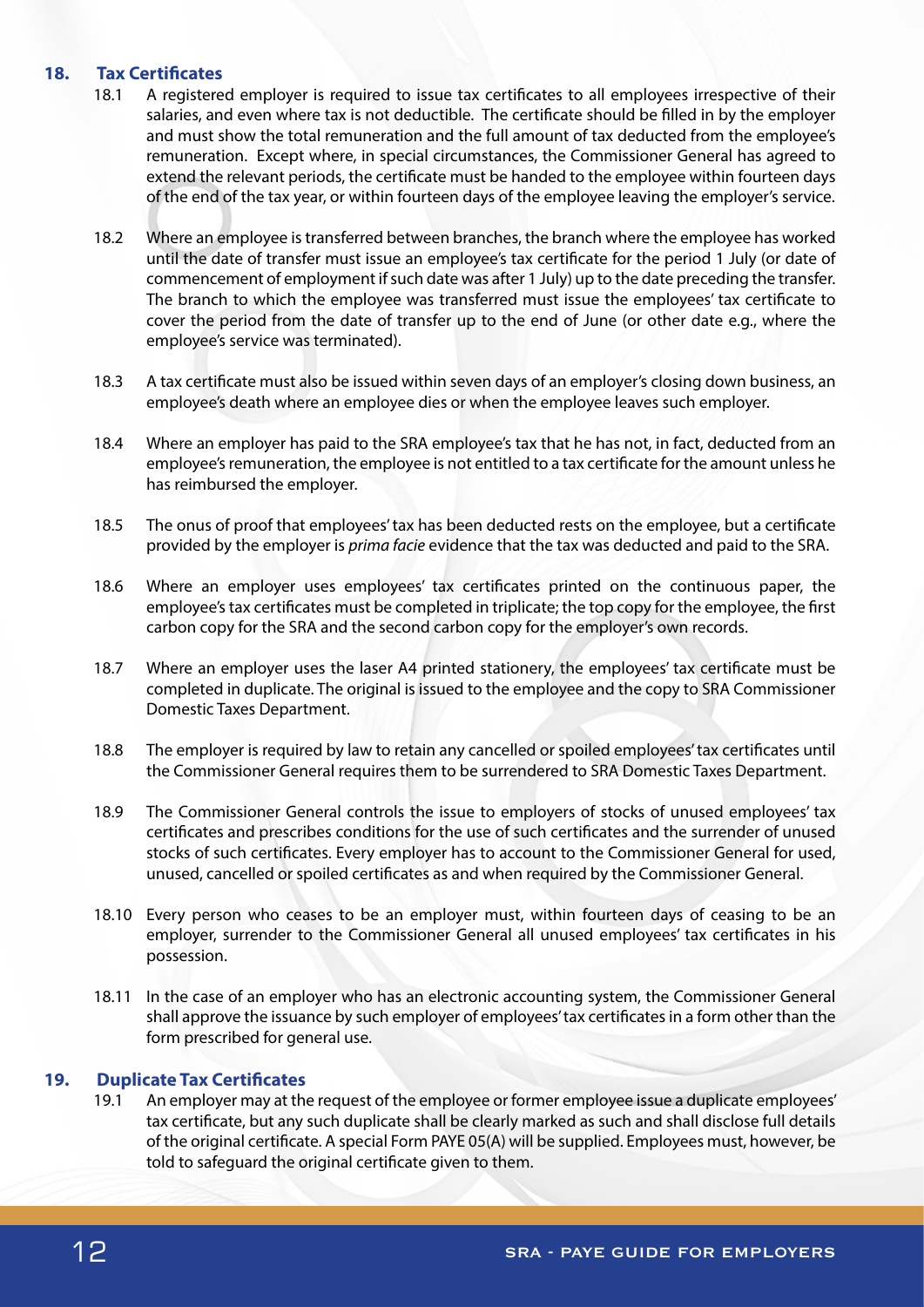## 18. Tax Certificates

18.1 A registered employer is required to issue tax certificates to all employees irrespective of their salaries, and even where tax is not deductible. The certificate should be filled in by the employer and must show the total remuneration and the full amount of tax deducted from the employee's remuneration. Except where, in special circumstances, the Commissioner General has agreed to extend the relevant periods, the certificate must be handed to the employee within fourteen days of the end of the tax year, or within fourteen days of the employee leaving the employer's service.

18.2 Where an employee is transferred between branches, the branch where the employee has worked until the date of transfer must issue an employee's tax certificate for the period 1 July (or date of commencement of employment if such date was after 1 July) up to the date preceding the transfer. The branch to which the employee was transferred must issue the employees' tax certificate to cover the period from the date of transfer up to the end of June (or other date e.g., where the employee's service was terminated).

18.3 A tax certificate must also be issued within seven days of an employer's closing down business, an employee's death where an employee dies or when the employee leaves such employer.

18.4 Where an employer has paid to the SRA employee's tax that he has not, in fact, deducted from an employee's remuneration, the employee is not entitled to a tax certificate for the amount unless he has reimbursed the employer.

18.5 The onus of proof that employees' tax has been deducted rests on the employee, but a certificate provided by the employer is *prima facie* evidence that the tax was deducted and paid to the SRA.

18.6 Where an employer uses employees' tax certificates printed on the continuous paper, the employee's tax certificates must be completed in triplicate; the top copy for the employee, the first carbon copy for the SRA and the second carbon copy for the employer's own records.

18.7 Where an employer uses the laser A4 printed stationery, the employees' tax certificate must be completed in duplicate. The original is issued to the employee and the copy to SRA Commissioner Domestic Taxes Department.

18.8 The employer is required by law to retain any cancelled or spoiled employees' tax certificates until the Commissioner General requires them to be surrendered to SRA Domestic Taxes Department.

18.9 The Commissioner General controls the issue to employers of stocks of unused employees' tax certificates and prescribes conditions for the use of such certificates and the surrender of unused stocks of such certificates. Every employer has to account to the Commissioner General for used, unused, cancelled or spoiled certificates as and when required by the Commissioner General.

18.10 Every person who ceases to be an employer must, within fourteen days of ceasing to be an employer, surrender to the Commissioner General all unused employees' tax certificates in his possession.

18.11 In the case of an employer who has an electronic accounting system, the Commissioner General shall approve the issuance by such employer of employees' tax certificates in a form other than the form prescribed for general use.

## 19. Duplicate Tax Certificates

19.1 An employer may at the request of the employee or former employee issue a duplicate employees' tax certificate, but any such duplicate shall be clearly marked as such and shall disclose full details of the original certificate. A special Form PAYE 05(A) will be supplied. Employees must, however, be told to safeguard the original certificate given to them.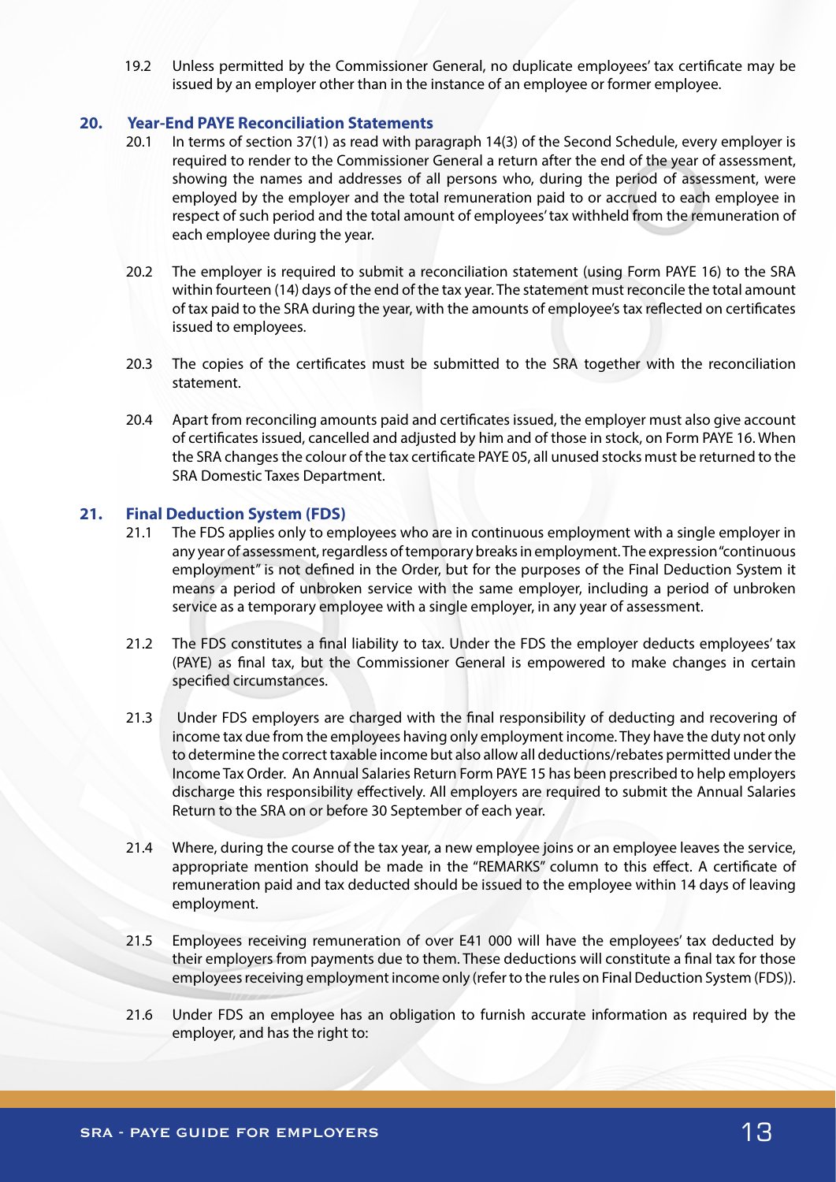19.2 Unless permitted by the Commissioner General, no duplicate employees' tax certificate may be issued by an employer other than in the instance of an employee or former employee.

## 20. Year-End PAYE Reconciliation Statements

20.1 In terms of section 37(1) as read with paragraph 14(3) of the Second Schedule, every employer is required to render to the Commissioner General a return after the end of the year of assessment, showing the names and addresses of all persons who, during the period of assessment, were employed by the employer and the total remuneration paid to or accrued to each employee in respect of such period and the total amount of employees' tax withheld from the remuneration of each employee during the year.

20.2 The employer is required to submit a reconciliation statement (using Form PAYE 16) to the SRA within fourteen (14) days of the end of the tax year. The statement must reconcile the total amount of tax paid to the SRA during the year, with the amounts of employee's tax reflected on certificates issued to employees.

20.3 The copies of the certificates must be submitted to the SRA together with the reconciliation statement.

20.4 Apart from reconciling amounts paid and certificates issued, the employer must also give account of certificates issued, cancelled and adjusted by him and of those in stock, on Form PAYE 16. When the SRA changes the colour of the tax certificate PAYE 05, all unused stocks must be returned to the SRA Domestic Taxes Department.

## 21. Final Deduction System (FDS)

21.1 The FDS applies only to employees who are in continuous employment with a single employer in any year of assessment, regardless of temporary breaks in employment. The expression "continuous employment" is not defined in the Order, but for the purposes of the Final Deduction System it means a period of unbroken service with the same employer, including a period of unbroken service as a temporary employee with a single employer, in any year of assessment.

21.2 The FDS constitutes a final liability to tax. Under the FDS the employer deducts employees' tax (PAYE) as final tax, but the Commissioner General is empowered to make changes in certain specified circumstances.

21.3 Under FDS employers are charged with the final responsibility of deducting and recovering of income tax due from the employees having only employment income. They have the duty not only to determine the correct taxable income but also allow all deductions/rebates permitted under the Income Tax Order. An Annual Salaries Return Form PAYE 15 has been prescribed to help employers discharge this responsibility effectively. All employers are required to submit the Annual Salaries Return to the SRA on or before 30 September of each year.

21.4 Where, during the course of the tax year, a new employee joins or an employee leaves the service, appropriate mention should be made in the "REMARKS" column to this effect. A certificate of remuneration paid and tax deducted should be issued to the employee within 14 days of leaving employment.

21.5 Employees receiving remuneration of over E41 000 will have the employees' tax deducted by their employers from payments due to them. These deductions will constitute a final tax for those employees receiving employment income only (refer to the rules on Final Deduction System (FDS)).

21.6 Under FDS an employee has an obligation to furnish accurate information as required by the employer, and has the right to: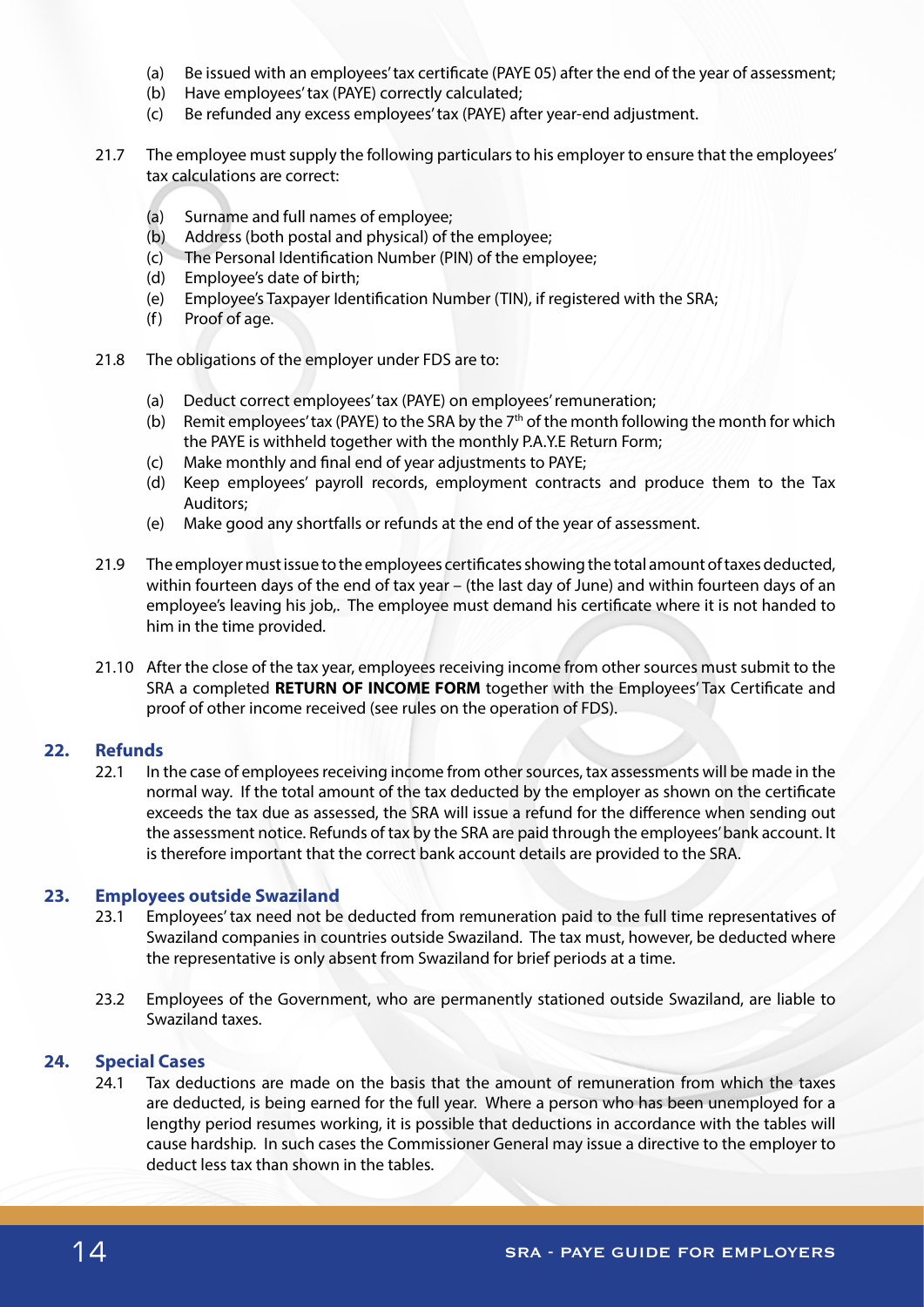(a) Be issued with an employees' tax certificate (PAYE 05) after the end of the year of assessment;
(b) Have employees' tax (PAYE) correctly calculated;
(c) Be refunded any excess employees' tax (PAYE) after year-end adjustment.

21.7 The employee must supply the following particulars to his employer to ensure that the employees' tax calculations are correct:

(a) Surname and full names of employee;
(b) Address (both postal and physical) of the employee;
(c) The Personal Identification Number (PIN) of the employee;
(d) Employee's date of birth;
(e) Employee's Taxpayer Identification Number (TIN), if registered with the SRA;
(f) Proof of age.

21.8 The obligations of the employer under FDS are to:

(a) Deduct correct employees' tax (PAYE) on employees' remuneration;
(b) Remit employees' tax (PAYE) to the SRA by the 7th of the month following the month for which the PAYE is withheld together with the monthly P.A.Y.E Return Form;
(c) Make monthly and final end of year adjustments to PAYE;
(d) Keep employees' payroll records, employment contracts and produce them to the Tax Auditors;
(e) Make good any shortfalls or refunds at the end of the year of assessment.

21.9 The employer must issue to the employees certificates showing the total amount of taxes deducted, within fourteen days of the end of tax year – (the last day of June) and within fourteen days of an employee's leaving his job,. The employee must demand his certificate where it is not handed to him in the time provided.

21.10 After the close of the tax year, employees receiving income from other sources must submit to the SRA a completed **RETURN OF INCOME FORM** together with the Employees' Tax Certificate and proof of other income received (see rules on the operation of FDS).

## 22. Refunds

22.1 In the case of employees receiving income from other sources, tax assessments will be made in the normal way. If the total amount of the tax deducted by the employer as shown on the certificate exceeds the tax due as assessed, the SRA will issue a refund for the difference when sending out the assessment notice. Refunds of tax by the SRA are paid through the employees' bank account. It is therefore important that the correct bank account details are provided to the SRA.

## 23. Employees outside Swaziland

23.1 Employees' tax need not be deducted from remuneration paid to the full time representatives of Swaziland companies in countries outside Swaziland. The tax must, however, be deducted where the representative is only absent from Swaziland for brief periods at a time.

23.2 Employees of the Government, who are permanently stationed outside Swaziland, are liable to Swaziland taxes.

## 24. Special Cases

24.1 Tax deductions are made on the basis that the amount of remuneration from which the taxes are deducted, is being earned for the full year. Where a person who has been unemployed for a lengthy period resumes working, it is possible that deductions in accordance with the tables will cause hardship. In such cases the Commissioner General may issue a directive to the employer to deduct less tax than shown in the tables.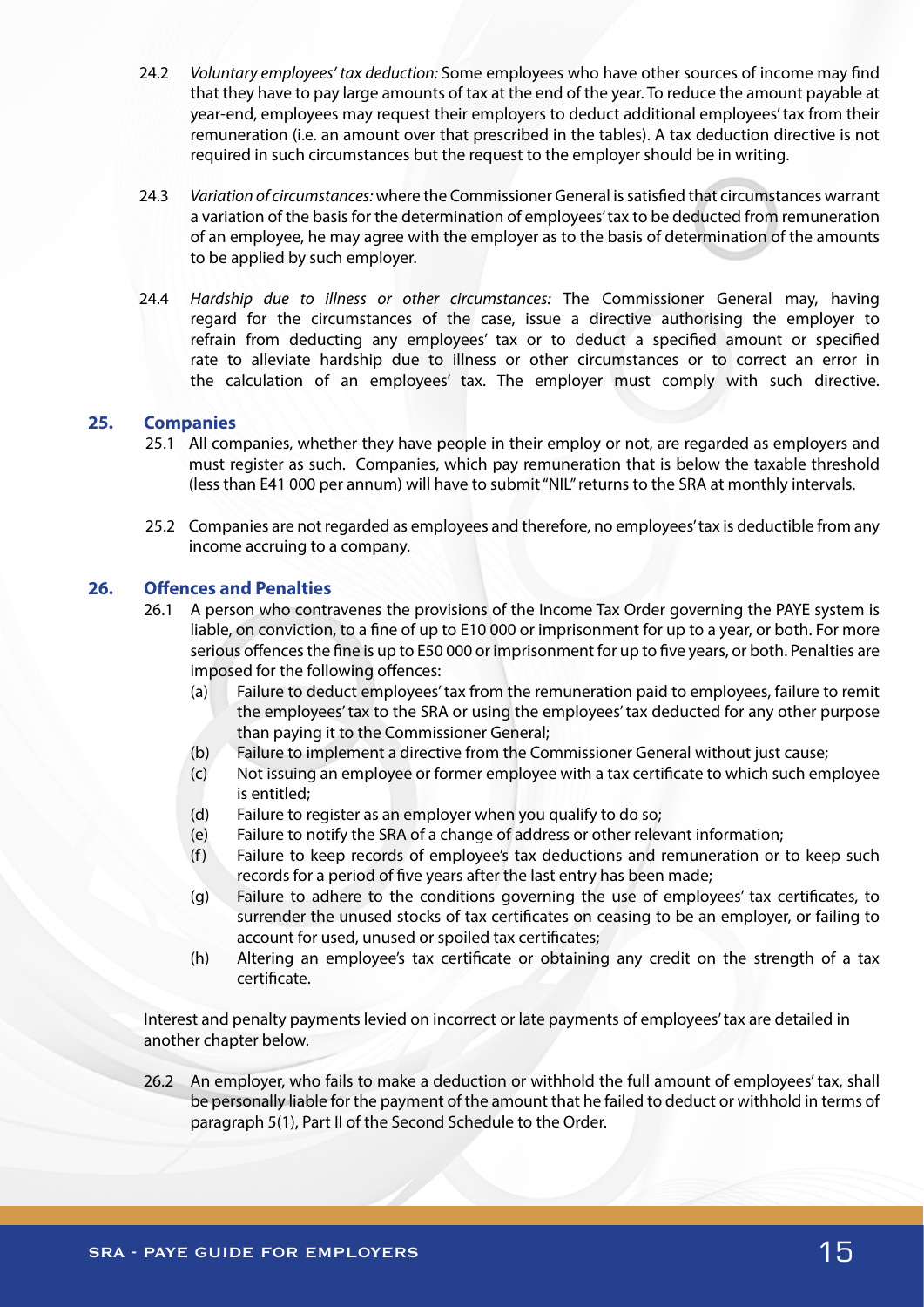24.2 *Voluntary employees' tax deduction:* Some employees who have other sources of income may find that they have to pay large amounts of tax at the end of the year. To reduce the amount payable at year-end, employees may request their employers to deduct additional employees' tax from their remuneration (i.e. an amount over that prescribed in the tables). A tax deduction directive is not required in such circumstances but the request to the employer should be in writing.

24.3 *Variation of circumstances:* where the Commissioner General is satisfied that circumstances warrant a variation of the basis for the determination of employees' tax to be deducted from remuneration of an employee, he may agree with the employer as to the basis of determination of the amounts to be applied by such employer.

24.4 *Hardship due to illness or other circumstances:* The Commissioner General may, having regard for the circumstances of the case, issue a directive authorising the employer to refrain from deducting any employees' tax or to deduct a specified amount or specified rate to alleviate hardship due to illness or other circumstances or to correct an error in the calculation of an employees' tax. The employer must comply with such directive.

## 25. Companies

25.1 All companies, whether they have people in their employ or not, are regarded as employers and must register as such. Companies, which pay remuneration that is below the taxable threshold (less than E41 000 per annum) will have to submit "NIL" returns to the SRA at monthly intervals.

25.2 Companies are not regarded as employees and therefore, no employees' tax is deductible from any income accruing to a company.

## 26. Offences and Penalties

26.1 A person who contravenes the provisions of the Income Tax Order governing the PAYE system is liable, on conviction, to a fine of up to E10 000 or imprisonment for up to a year, or both. For more serious offences the fine is up to E50 000 or imprisonment for up to five years, or both. Penalties are imposed for the following offences:

- (a) Failure to deduct employees' tax from the remuneration paid to employees, failure to remit the employees' tax to the SRA or using the employees' tax deducted for any other purpose than paying it to the Commissioner General;
- (b) Failure to implement a directive from the Commissioner General without just cause;
- (c) Not issuing an employee or former employee with a tax certificate to which such employee is entitled;
- (d) Failure to register as an employer when you qualify to do so;
- (e) Failure to notify the SRA of a change of address or other relevant information;
- (f) Failure to keep records of employee's tax deductions and remuneration or to keep such records for a period of five years after the last entry has been made;
- (g) Failure to adhere to the conditions governing the use of employees' tax certificates, to surrender the unused stocks of tax certificates on ceasing to be an employer, or failing to account for used, unused or spoiled tax certificates;
- (h) Altering an employee's tax certificate or obtaining any credit on the strength of a tax certificate.

Interest and penalty payments levied on incorrect or late payments of employees' tax are detailed in another chapter below.

26.2 An employer, who fails to make a deduction or withhold the full amount of employees' tax, shall be personally liable for the payment of the amount that he failed to deduct or withhold in terms of paragraph 5(1), Part II of the Second Schedule to the Order.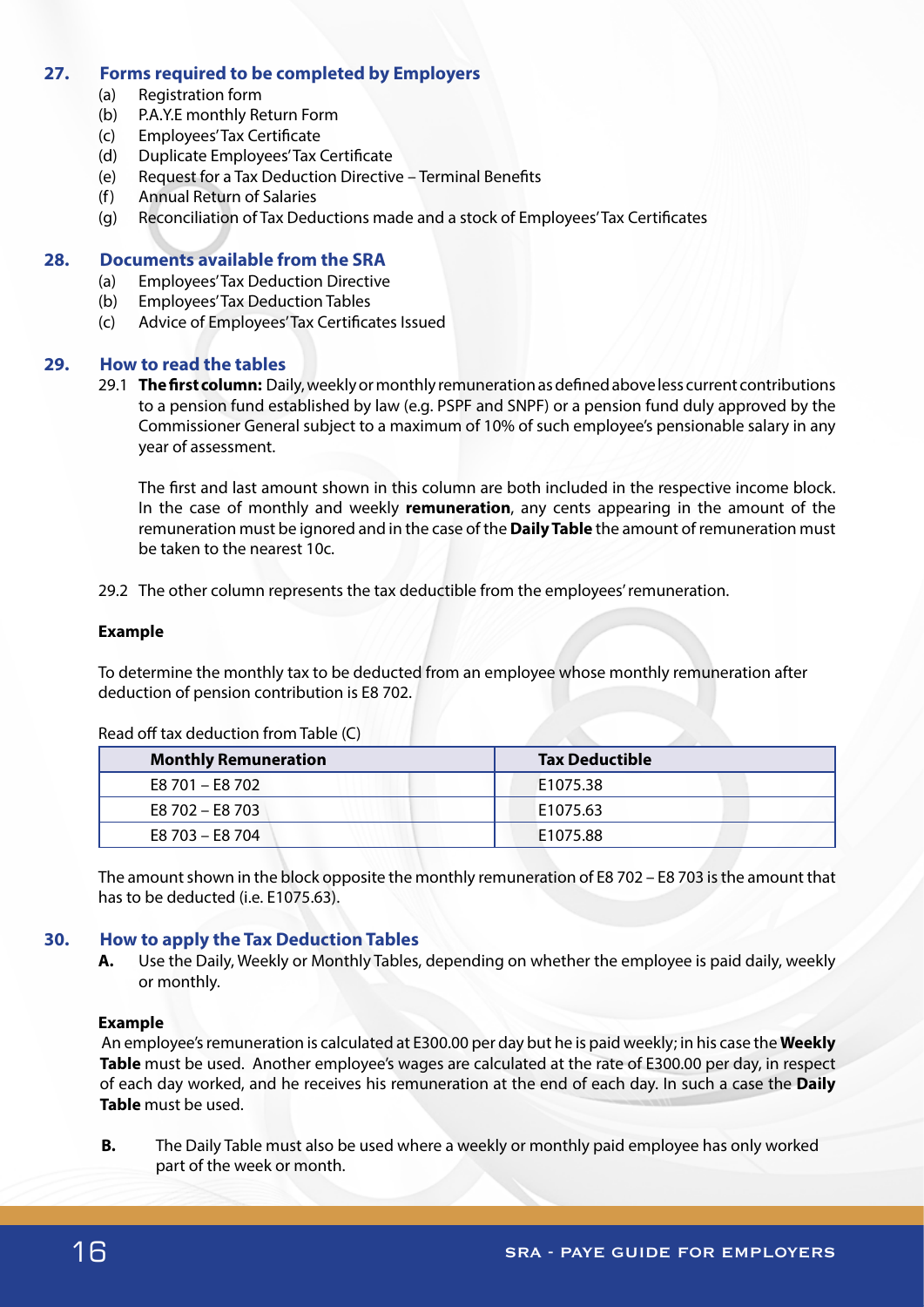## 27. Forms required to be completed by Employers

(a) Registration form
(b) P.A.Y.E monthly Return Form
(c) Employees' Tax Certificate
(d) Duplicate Employees' Tax Certificate
(e) Request for a Tax Deduction Directive – Terminal Benefits
(f) Annual Return of Salaries
(g) Reconciliation of Tax Deductions made and a stock of Employees' Tax Certificates

## 28. Documents available from the SRA

(a) Employees' Tax Deduction Directive
(b) Employees' Tax Deduction Tables
(c) Advice of Employees' Tax Certificates Issued

## 29. How to read the tables

29.1 **The first column:** Daily, weekly or monthly remuneration as defined above less current contributions to a pension fund established by law (e.g. PSPF and SNPF) or a pension fund duly approved by the Commissioner General subject to a maximum of 10% of such employee's pensionable salary in any year of assessment.

The first and last amount shown in this column are both included in the respective income block. In the case of monthly and weekly **remuneration**, any cents appearing in the amount of the remuneration must be ignored and in the case of the **Daily Table** the amount of remuneration must be taken to the nearest 10c.

29.2 The other column represents the tax deductible from the employees' remuneration.

**Example**

To determine the monthly tax to be deducted from an employee whose monthly remuneration after deduction of pension contribution is E8 702.

Read off tax deduction from Table (C)

| Monthly Remuneration | Tax Deductible |
|---|---|
| E8 701 – E8 702 | E1075.38 |
| E8 702 – E8 703 | E1075.63 |
| E8 703 – E8 704 | E1075.88 |

The amount shown in the block opposite the monthly remuneration of E8 702 – E8 703 is the amount that has to be deducted (i.e. E1075.63).

## 30. How to apply the Tax Deduction Tables

**A.** Use the Daily, Weekly or Monthly Tables, depending on whether the employee is paid daily, weekly or monthly.

**Example**

An employee's remuneration is calculated at E300.00 per day but he is paid weekly; in his case the **Weekly Table** must be used. Another employee's wages are calculated at the rate of E300.00 per day, in respect of each day worked, and he receives his remuneration at the end of each day. In such a case the **Daily Table** must be used.

**B.** The Daily Table must also be used where a weekly or monthly paid employee has only worked part of the week or month.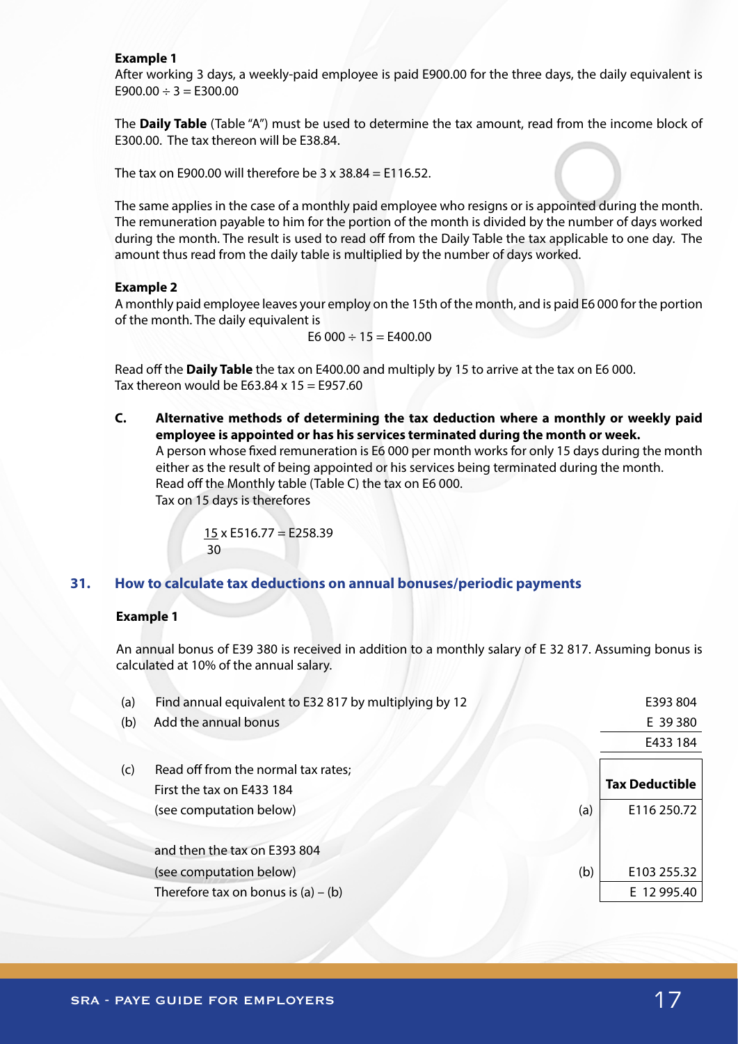**Example 1**

After working 3 days, a weekly-paid employee is paid E900.00 for the three days, the daily equivalent is E900.00 ÷ 3 = E300.00

The **Daily Table** (Table "A") must be used to determine the tax amount, read from the income block of E300.00. The tax thereon will be E38.84.

The tax on E900.00 will therefore be 3 x 38.84 = E116.52.

The same applies in the case of a monthly paid employee who resigns or is appointed during the month. The remuneration payable to him for the portion of the month is divided by the number of days worked during the month. The result is used to read off from the Daily Table the tax applicable to one day. The amount thus read from the daily table is multiplied by the number of days worked.

**Example 2**

A monthly paid employee leaves your employ on the 15th of the month, and is paid E6 000 for the portion of the month. The daily equivalent is

E6 000 ÷ 15 = E400.00

Read off the **Daily Table** the tax on E400.00 and multiply by 15 to arrive at the tax on E6 000.
Tax thereon would be E63.84 x 15 = E957.60

**C. Alternative methods of determining the tax deduction where a monthly or weekly paid employee is appointed or has his services terminated during the month or week.**

A person whose fixed remuneration is E6 000 per month works for only 15 days during the month either as the result of being appointed or his services being terminated during the month.
Read off the Monthly table (Table C) the tax on E6 000.
Tax on 15 days is therefores

$\frac{15}{30}$ x E516.77 = E258.39

## 31. How to calculate tax deductions on annual bonuses/periodic payments

**Example 1**

An annual bonus of E39 380 is received in addition to a monthly salary of E 32 817. Assuming bonus is calculated at 10% of the annual salary.

| | | | |
|---|---|---|---|
| (a) | Find annual equivalent to E32 817 by multiplying by 12 | | E393 804 |
| (b) | Add the annual bonus | | E 39 380 |
| | | | E433 184 |
| (c) | Read off from the normal tax rates; | | **Tax Deductible** |
| | First the tax on E433 184 (see computation below) | (a) | E116 250.72 |
| | and then the tax on E393 804 (see computation below) | (b) | E103 255.32 |
| | Therefore tax on bonus is (a) – (b) | | E 12 995.40 |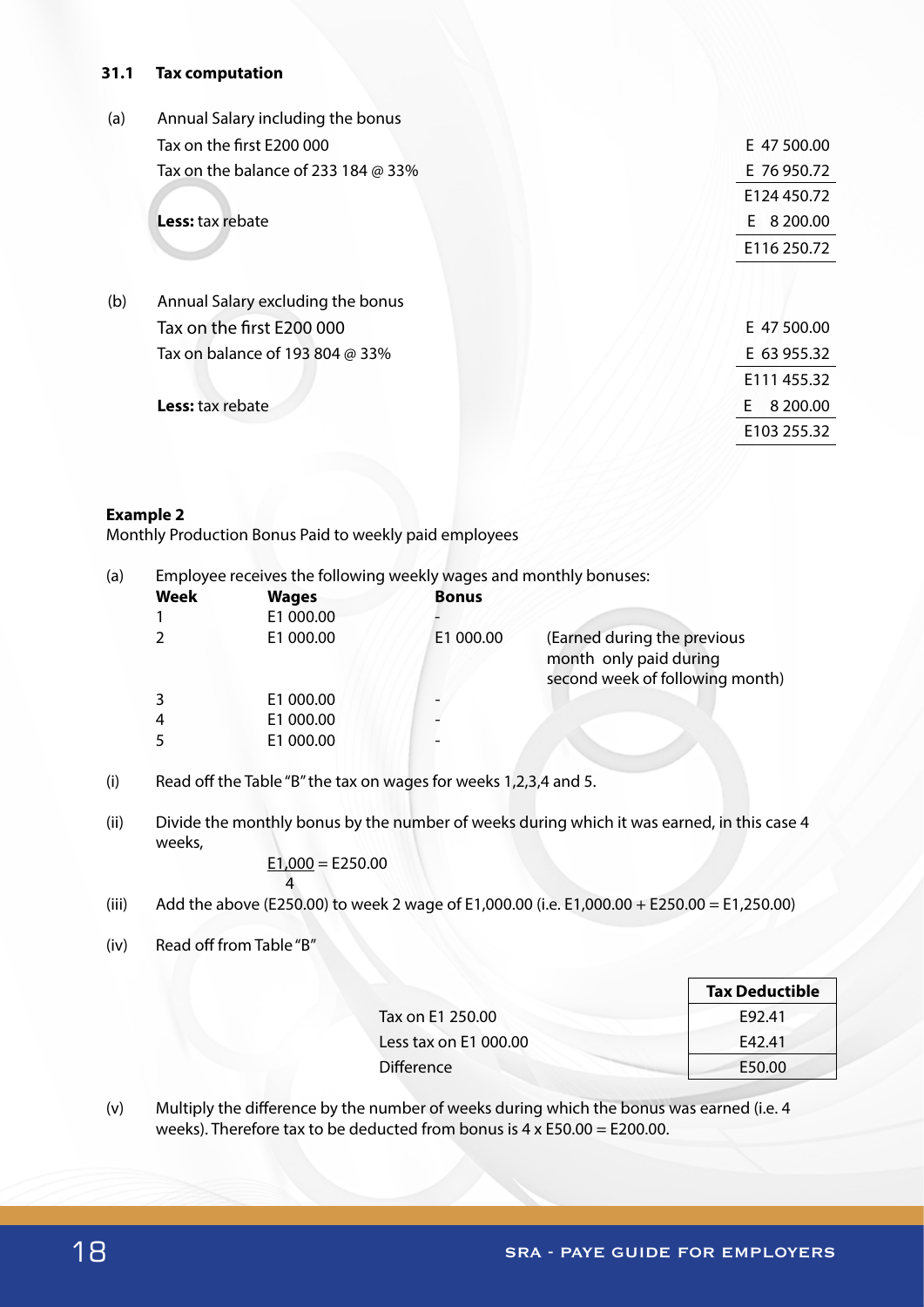#### 31.1 Tax computation

(a) Annual Salary including the bonus

| | |
|---|---|
| Tax on the first E200 000 | E 47 500.00 |
| Tax on the balance of 233 184 @ 33% | E 76 950.72 |
| | E124 450.72 |
| **Less:** tax rebate | E 8 200.00 |
| | E116 250.72 |

(b) Annual Salary excluding the bonus

| | |
|---|---|
| Tax on the first E200 000 | E 47 500.00 |
| Tax on balance of 193 804 @ 33% | E 63 955.32 |
| | E111 455.32 |
| **Less:** tax rebate | E 8 200.00 |
| | E103 255.32 |

**Example 2**

Monthly Production Bonus Paid to weekly paid employees

(a) Employee receives the following weekly wages and monthly bonuses:

| Week | Wages | Bonus | |
|---|---|---|---|
| 1 | E1 000.00 | - | |
| 2 | E1 000.00 | E1 000.00 | (Earned during the previous month only paid during second week of following month) |
| 3 | E1 000.00 | - | |
| 4 | E1 000.00 | - | |
| 5 | E1 000.00 | - | |

(i) Read off the Table "B" the tax on wages for weeks 1,2,3,4 and 5.

(ii) Divide the monthly bonus by the number of weeks during which it was earned, in this case 4 weeks,

$$\frac{E1{,}000}{4} = E250.00$$

(iii) Add the above (E250.00) to week 2 wage of E1,000.00 (i.e. E1,000.00 + E250.00 = E1,250.00)

(iv) Read off from Table "B"

| | Tax Deductible |
|---|---|
| Tax on E1 250.00 | E92.41 |
| Less tax on E1 000.00 | E42.41 |
| Difference | E50.00 |

(v) Multiply the difference by the number of weeks during which the bonus was earned (i.e. 4 weeks). Therefore tax to be deducted from bonus is 4 x E50.00 = E200.00.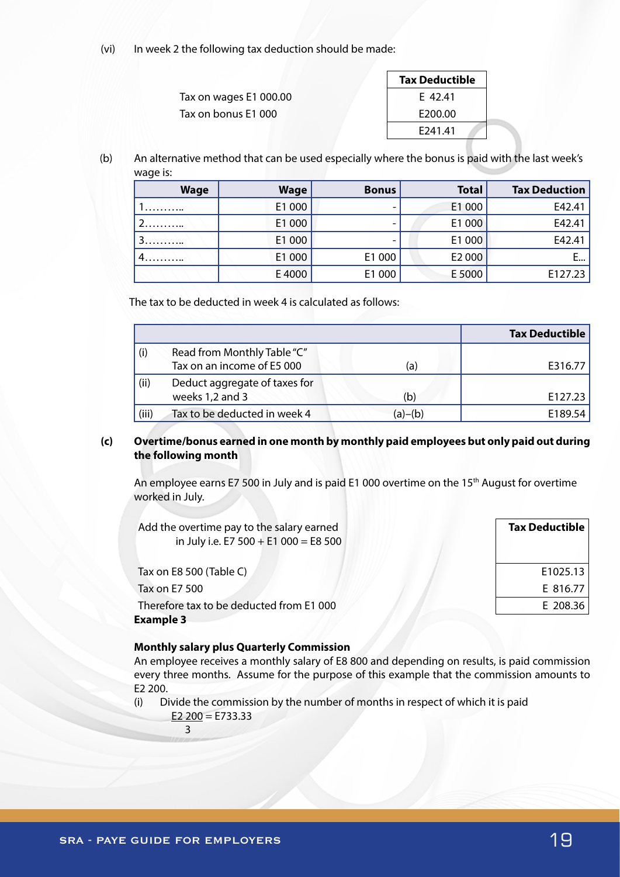(vi) In week 2 the following tax deduction should be made:

| | Tax Deductible |
|---|---|
| Tax on wages E1 000.00 | E 42.41 |
| Tax on bonus E1 000 | E200.00 |
| | E241.41 |

(b) An alternative method that can be used especially where the bonus is paid with the last week's wage is:

| Wage | Wage | Bonus | Total | Tax Deduction |
|---|---|---|---|---|
| 1……….. | E1 000 | - | E1 000 | E42.41 |
| 2……….. | E1 000 | - | E1 000 | E42.41 |
| 3……….. | E1 000 | - | E1 000 | E42.41 |
| 4……….. | E1 000 | E1 000 | E2 000 | E... |
| | E 4000 | E1 000 | E 5000 | E127.23 |

The tax to be deducted in week 4 is calculated as follows:

| | | | Tax Deductible |
|---|---|---|---|
| (i) | Read from Monthly Table "C" Tax on an income of E5 000 | (a) | E316.77 |
| (ii) | Deduct aggregate of taxes for weeks 1,2 and 3 | (b) | E127.23 |
| (iii) | Tax to be deducted in week 4 | (a)–(b) | E189.54 |

**(c) Overtime/bonus earned in one month by monthly paid employees but only paid out during the following month**

An employee earns E7 500 in July and is paid E1 000 overtime on the 15th August for overtime worked in July.

| | Tax Deductible |
|---|---|
| Add the overtime pay to the salary earned in July i.e. E7 500 + E1 000 = E8 500 | |
| Tax on E8 500 (Table C) | E1025.13 |
| Tax on E7 500 | E 816.77 |
| Therefore tax to be deducted from E1 000 | E 208.36 |

**Example 3**

**Monthly salary plus Quarterly Commission**

An employee receives a monthly salary of E8 800 and depending on results, is paid commission every three months. Assume for the purpose of this example that the commission amounts to E2 200.

(i) Divide the commission by the number of months in respect of which it is paid

$$\frac{E2\ 200}{3} = E733.33$$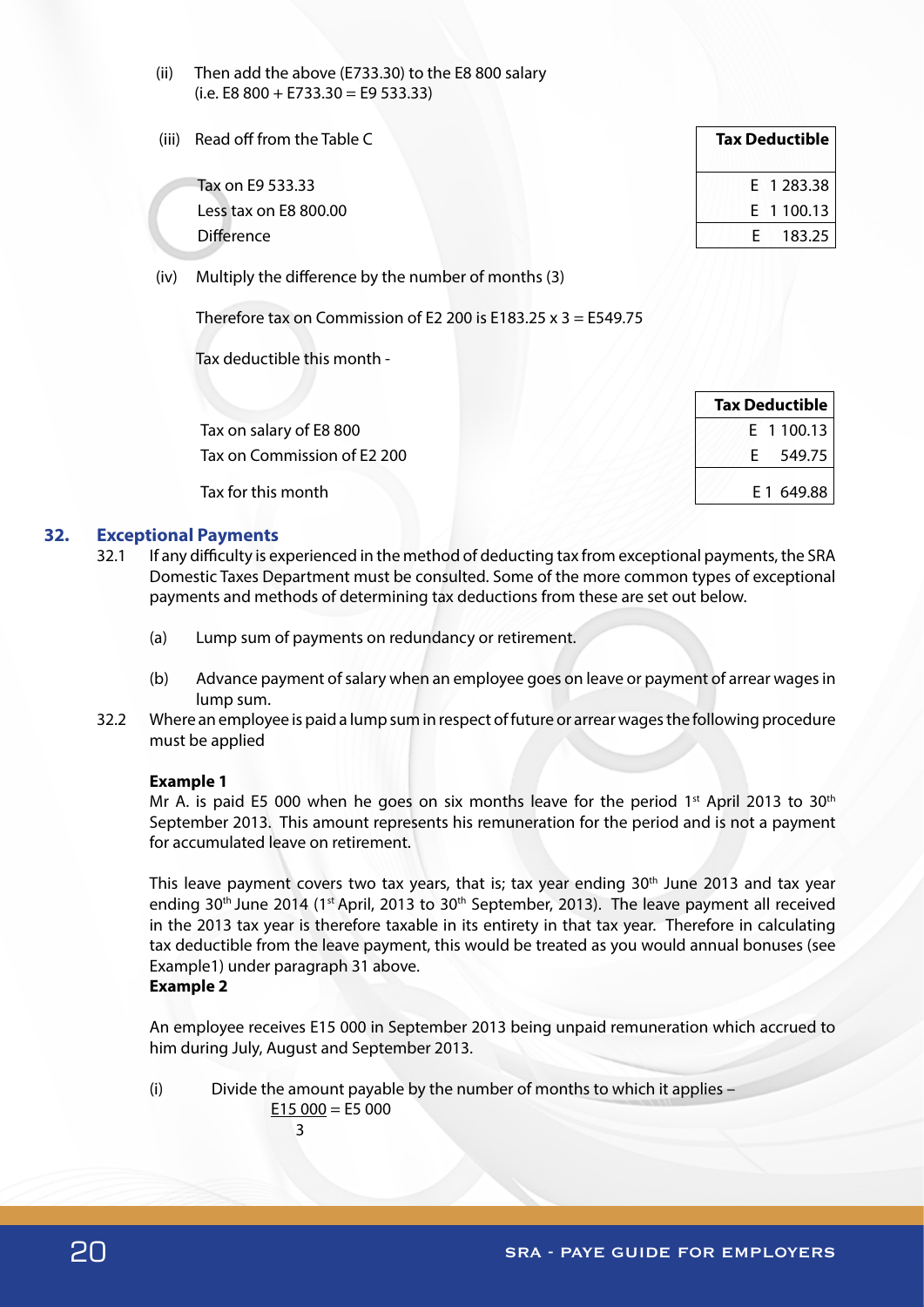(ii) Then add the above (E733.30) to the E8 800 salary
(i.e. E8 800 + E733.30 = E9 533.33)

(iii) Read off from the Table C

| | Tax Deductible |
|---|---|
| Tax on E9 533.33 | E 1 283.38 |
| Less tax on E8 800.00 | E 1 100.13 |
| Difference | E 183.25 |

(iv) Multiply the difference by the number of months (3)

Therefore tax on Commission of E2 200 is E183.25 x 3 = E549.75

Tax deductible this month -

| | Tax Deductible |
|---|---|
| Tax on salary of E8 800 | E 1 100.13 |
| Tax on Commission of E2 200 | E 549.75 |
| Tax for this month | E 1 649.88 |

## 32. Exceptional Payments

32.1 If any difficulty is experienced in the method of deducting tax from exceptional payments, the SRA Domestic Taxes Department must be consulted. Some of the more common types of exceptional payments and methods of determining tax deductions from these are set out below.

(a) Lump sum of payments on redundancy or retirement.

(b) Advance payment of salary when an employee goes on leave or payment of arrear wages in lump sum.

32.2 Where an employee is paid a lump sum in respect of future or arrear wages the following procedure must be applied

**Example 1**

Mr A. is paid E5 000 when he goes on six months leave for the period 1st April 2013 to 30th September 2013. This amount represents his remuneration for the period and is not a payment for accumulated leave on retirement.

This leave payment covers two tax years, that is; tax year ending 30th June 2013 and tax year ending 30th June 2014 (1st April, 2013 to 30th September, 2013). The leave payment all received in the 2013 tax year is therefore taxable in its entirety in that tax year. Therefore in calculating tax deductible from the leave payment, this would be treated as you would annual bonuses (see Example1) under paragraph 31 above.

**Example 2**

An employee receives E15 000 in September 2013 being unpaid remuneration which accrued to him during July, August and September 2013.

(i) Divide the amount payable by the number of months to which it applies –

$$\frac{E15\ 000}{3} = E5\ 000$$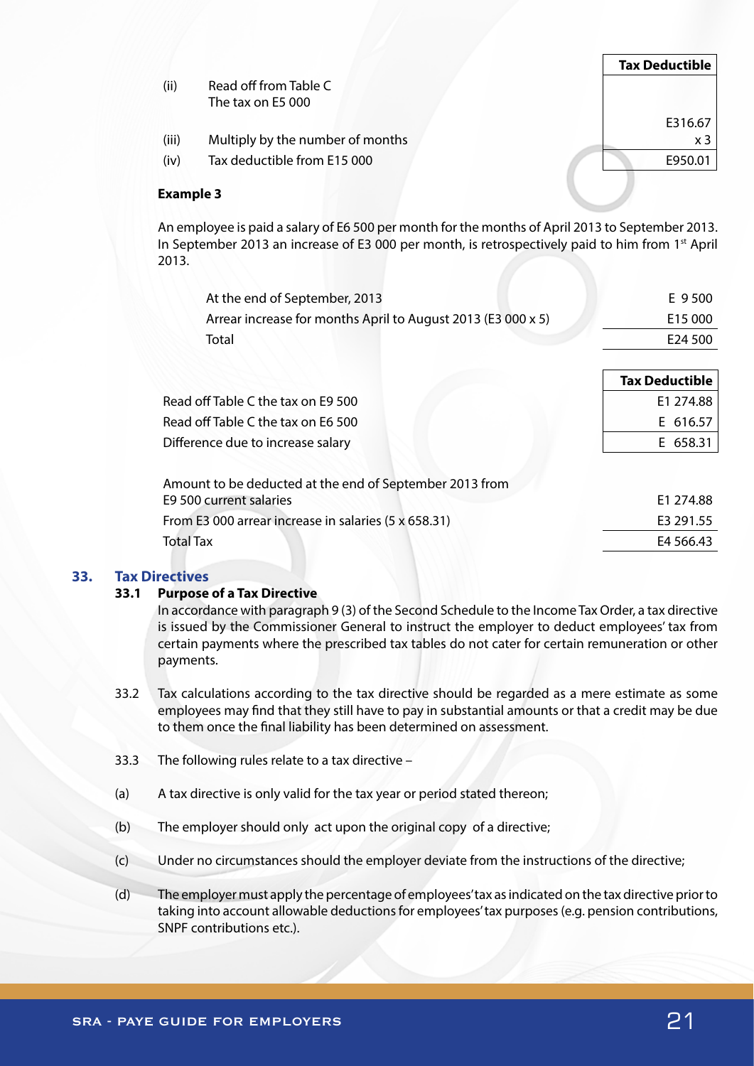| | | Tax Deductible |
|---|---|---|
| (ii) | Read off from Table C<br>The tax on E5 000 | E316.67 |
| (iii) | Multiply by the number of months | x 3 |
| (iv) | Tax deductible from E15 000 | E950.01 |

**Example 3**

An employee is paid a salary of E6 500 per month for the months of April 2013 to September 2013. In September 2013 an increase of E3 000 per month, is retrospectively paid to him from 1st April 2013.

| | |
|---|---|
| At the end of September, 2013 | E 9 500 |
| Arrear increase for months April to August 2013 (E3 000 x 5) | E15 000 |
| Total | E24 500 |

| | Tax Deductible |
|---|---|
| Read off Table C the tax on E9 500 | E1 274.88 |
| Read off Table C the tax on E6 500 | E 616.57 |
| Difference due to increase salary | E 658.31 |

| | |
|---|---|
| Amount to be deducted at the end of September 2013 from E9 500 current salaries | E1 274.88 |
| From E3 000 arrear increase in salaries (5 x 658.31) | E3 291.55 |
| Total Tax | E4 566.43 |

## 33. Tax Directives

### 33.1 Purpose of a Tax Directive

In accordance with paragraph 9 (3) of the Second Schedule to the Income Tax Order, a tax directive is issued by the Commissioner General to instruct the employer to deduct employees' tax from certain payments where the prescribed tax tables do not cater for certain remuneration or other payments.

33.2 Tax calculations according to the tax directive should be regarded as a mere estimate as some employees may find that they still have to pay in substantial amounts or that a credit may be due to them once the final liability has been determined on assessment.

33.3 The following rules relate to a tax directive –

(a) A tax directive is only valid for the tax year or period stated thereon;

(b) The employer should only act upon the original copy of a directive;

(c) Under no circumstances should the employer deviate from the instructions of the directive;

(d) The employer must apply the percentage of employees' tax as indicated on the tax directive prior to taking into account allowable deductions for employees' tax purposes (e.g. pension contributions, SNPF contributions etc.).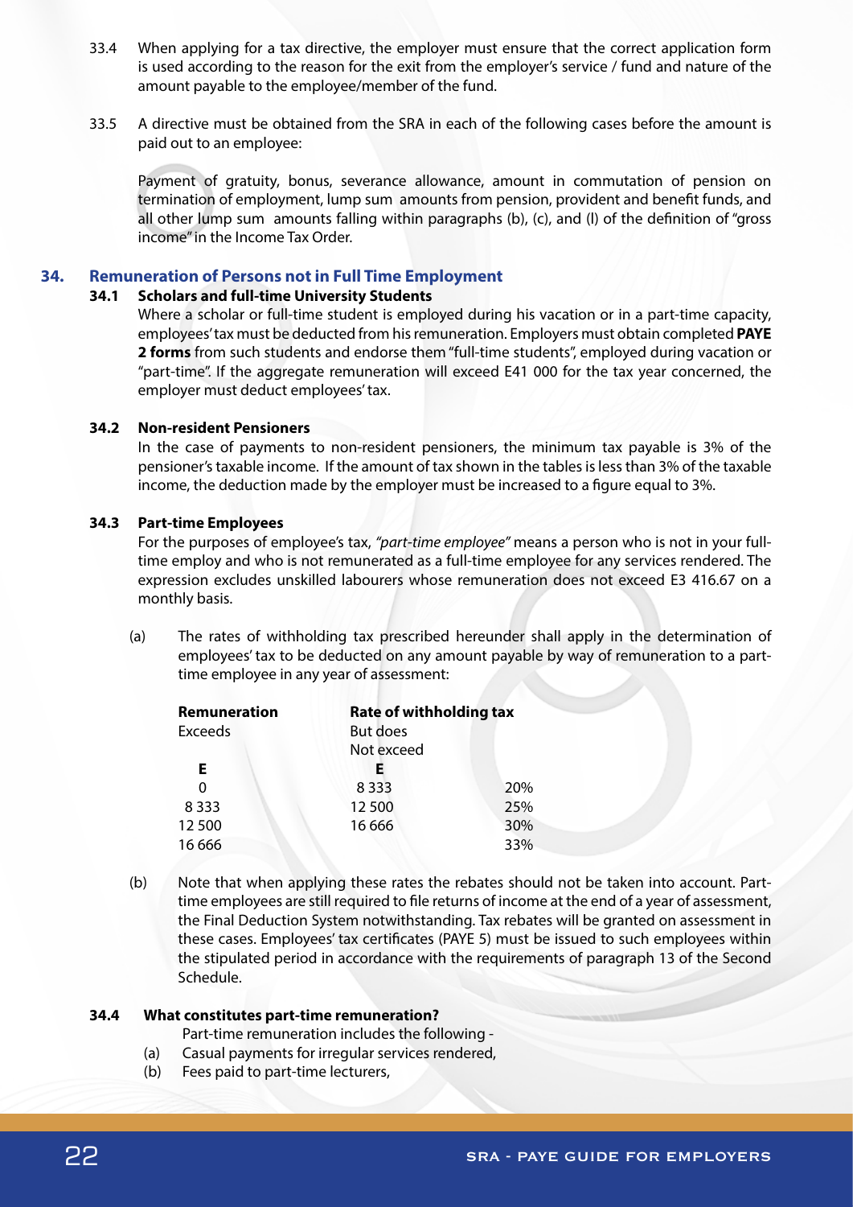33.4 When applying for a tax directive, the employer must ensure that the correct application form is used according to the reason for the exit from the employer's service / fund and nature of the amount payable to the employee/member of the fund.

33.5 A directive must be obtained from the SRA in each of the following cases before the amount is paid out to an employee:

Payment of gratuity, bonus, severance allowance, amount in commutation of pension on termination of employment, lump sum amounts from pension, provident and benefit funds, and all other lump sum amounts falling within paragraphs (b), (c), and (l) of the definition of "gross income" in the Income Tax Order.

## 34. Remuneration of Persons not in Full Time Employment

### 34.1 Scholars and full-time University Students

Where a scholar or full-time student is employed during his vacation or in a part-time capacity, employees' tax must be deducted from his remuneration. Employers must obtain completed **PAYE 2 forms** from such students and endorse them "full-time students", employed during vacation or "part-time". If the aggregate remuneration will exceed E41 000 for the tax year concerned, the employer must deduct employees' tax.

### 34.2 Non-resident Pensioners

In the case of payments to non-resident pensioners, the minimum tax payable is 3% of the pensioner's taxable income. If the amount of tax shown in the tables is less than 3% of the taxable income, the deduction made by the employer must be increased to a figure equal to 3%.

### 34.3 Part-time Employees

For the purposes of employee's tax, *"part-time employee"* means a person who is not in your full-time employ and who is not remunerated as a full-time employee for any services rendered. The expression excludes unskilled labourers whose remuneration does not exceed E3 416.67 on a monthly basis.

(a) The rates of withholding tax prescribed hereunder shall apply in the determination of employees' tax to be deducted on any amount payable by way of remuneration to a part-time employee in any year of assessment:

| **Remuneration** Exceeds E | **Rate of withholding tax** But does Not exceed E | |
|---|---|---|
| 0 | 8 333 | 20% |
| 8 333 | 12 500 | 25% |
| 12 500 | 16 666 | 30% |
| 16 666 | | 33% |

(b) Note that when applying these rates the rebates should not be taken into account. Part-time employees are still required to file returns of income at the end of a year of assessment, the Final Deduction System notwithstanding. Tax rebates will be granted on assessment in these cases. Employees' tax certificates (PAYE 5) must be issued to such employees within the stipulated period in accordance with the requirements of paragraph 13 of the Second Schedule.

### 34.4 What constitutes part-time remuneration?

Part-time remuneration includes the following -

(a) Casual payments for irregular services rendered,

(b) Fees paid to part-time lecturers,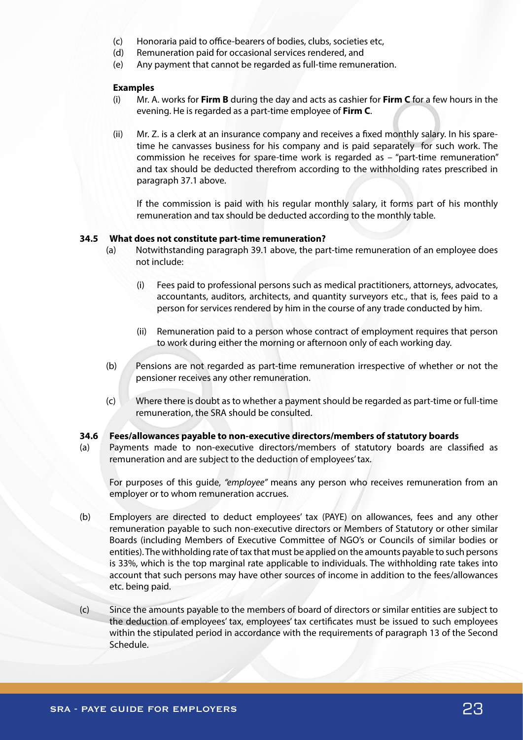(c) Honoraria paid to office-bearers of bodies, clubs, societies etc,

(d) Remuneration paid for occasional services rendered, and

(e) Any payment that cannot be regarded as full-time remuneration.

**Examples**

(i) Mr. A. works for **Firm B** during the day and acts as cashier for **Firm C** for a few hours in the evening. He is regarded as a part-time employee of **Firm C**.

(ii) Mr. Z. is a clerk at an insurance company and receives a fixed monthly salary. In his spare-time he canvasses business for his company and is paid separately for such work. The commission he receives for spare-time work is regarded as – "part-time remuneration" and tax should be deducted therefrom according to the withholding rates prescribed in paragraph 37.1 above.

If the commission is paid with his regular monthly salary, it forms part of his monthly remuneration and tax should be deducted according to the monthly table.

**34.5 What does not constitute part-time remuneration?**

(a) Notwithstanding paragraph 39.1 above, the part-time remuneration of an employee does not include:

(i) Fees paid to professional persons such as medical practitioners, attorneys, advocates, accountants, auditors, architects, and quantity surveyors etc., that is, fees paid to a person for services rendered by him in the course of any trade conducted by him.

(ii) Remuneration paid to a person whose contract of employment requires that person to work during either the morning or afternoon only of each working day.

(b) Pensions are not regarded as part-time remuneration irrespective of whether or not the pensioner receives any other remuneration.

(c) Where there is doubt as to whether a payment should be regarded as part-time or full-time remuneration, the SRA should be consulted.

**34.6 Fees/allowances payable to non-executive directors/members of statutory boards**

(a) Payments made to non-executive directors/members of statutory boards are classified as remuneration and are subject to the deduction of employees' tax.

For purposes of this guide, *"employee"* means any person who receives remuneration from an employer or to whom remuneration accrues.

(b) Employers are directed to deduct employees' tax (PAYE) on allowances, fees and any other remuneration payable to such non-executive directors or Members of Statutory or other similar Boards (including Members of Executive Committee of NGO's or Councils of similar bodies or entities). The withholding rate of tax that must be applied on the amounts payable to such persons is 33%, which is the top marginal rate applicable to individuals. The withholding rate takes into account that such persons may have other sources of income in addition to the fees/allowances etc. being paid.

(c) Since the amounts payable to the members of board of directors or similar entities are subject to the deduction of employees' tax, employees' tax certificates must be issued to such employees within the stipulated period in accordance with the requirements of paragraph 13 of the Second Schedule.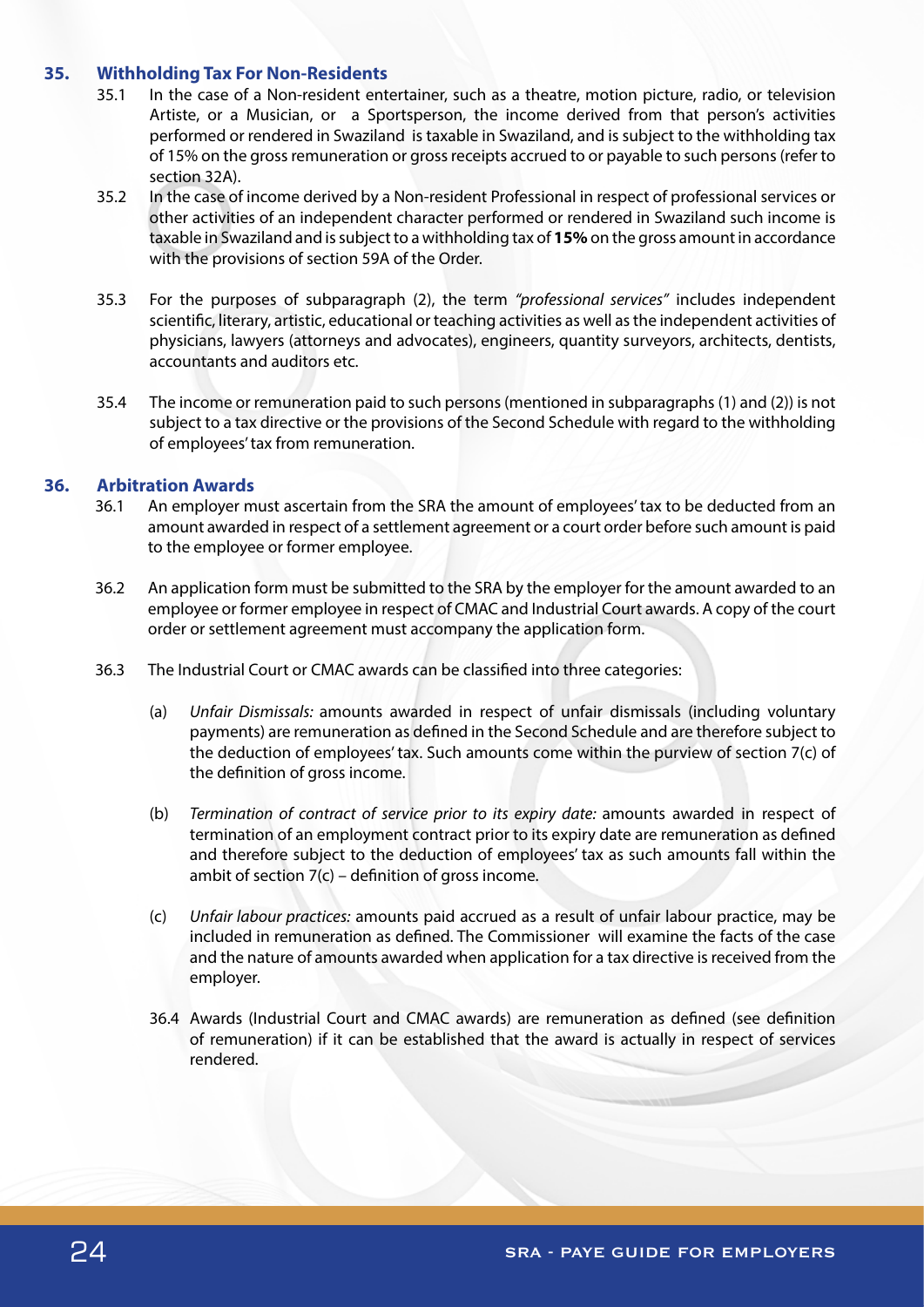## 35. Withholding Tax For Non-Residents

35.1 In the case of a Non-resident entertainer, such as a theatre, motion picture, radio, or television Artiste, or a Musician, or a Sportsperson, the income derived from that person's activities performed or rendered in Swaziland is taxable in Swaziland, and is subject to the withholding tax of 15% on the gross remuneration or gross receipts accrued to or payable to such persons (refer to section 32A).

35.2 In the case of income derived by a Non-resident Professional in respect of professional services or other activities of an independent character performed or rendered in Swaziland such income is taxable in Swaziland and is subject to a withholding tax of **15%** on the gross amount in accordance with the provisions of section 59A of the Order.

35.3 For the purposes of subparagraph (2), the term *"professional services"* includes independent scientific, literary, artistic, educational or teaching activities as well as the independent activities of physicians, lawyers (attorneys and advocates), engineers, quantity surveyors, architects, dentists, accountants and auditors etc.

35.4 The income or remuneration paid to such persons (mentioned in subparagraphs (1) and (2)) is not subject to a tax directive or the provisions of the Second Schedule with regard to the withholding of employees' tax from remuneration.

## 36. Arbitration Awards

36.1 An employer must ascertain from the SRA the amount of employees' tax to be deducted from an amount awarded in respect of a settlement agreement or a court order before such amount is paid to the employee or former employee.

36.2 An application form must be submitted to the SRA by the employer for the amount awarded to an employee or former employee in respect of CMAC and Industrial Court awards. A copy of the court order or settlement agreement must accompany the application form.

36.3 The Industrial Court or CMAC awards can be classified into three categories:

(a) *Unfair Dismissals:* amounts awarded in respect of unfair dismissals (including voluntary payments) are remuneration as defined in the Second Schedule and are therefore subject to the deduction of employees' tax. Such amounts come within the purview of section 7(c) of the definition of gross income.

(b) *Termination of contract of service prior to its expiry date:* amounts awarded in respect of termination of an employment contract prior to its expiry date are remuneration as defined and therefore subject to the deduction of employees' tax as such amounts fall within the ambit of section 7(c) – definition of gross income.

(c) *Unfair labour practices:* amounts paid accrued as a result of unfair labour practice, may be included in remuneration as defined. The Commissioner will examine the facts of the case and the nature of amounts awarded when application for a tax directive is received from the employer.

36.4 Awards (Industrial Court and CMAC awards) are remuneration as defined (see definition of remuneration) if it can be established that the award is actually in respect of services rendered.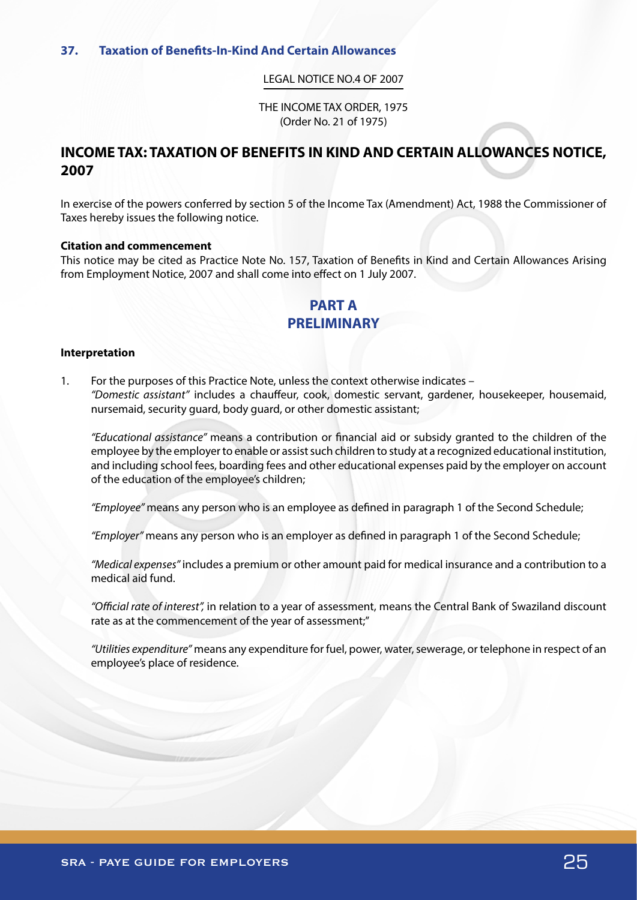## 37. Taxation of Benefits-In-Kind And Certain Allowances

LEGAL NOTICE NO.4 OF 2007

THE INCOME TAX ORDER, 1975
(Order No. 21 of 1975)

# INCOME TAX: TAXATION OF BENEFITS IN KIND AND CERTAIN ALLOWANCES NOTICE, 2007

In exercise of the powers conferred by section 5 of the Income Tax (Amendment) Act, 1988 the Commissioner of Taxes hereby issues the following notice.

**Citation and commencement**

This notice may be cited as Practice Note No. 157, Taxation of Benefits in Kind and Certain Allowances Arising from Employment Notice, 2007 and shall come into effect on 1 July 2007.

## PART A
## PRELIMINARY

**Interpretation**

1. For the purposes of this Practice Note, unless the context otherwise indicates –
*"Domestic assistant"* includes a chauffeur, cook, domestic servant, gardener, housekeeper, housemaid, nursemaid, security guard, body guard, or other domestic assistant;

   *"Educational assistance"* means a contribution or financial aid or subsidy granted to the children of the employee by the employer to enable or assist such children to study at a recognized educational institution, and including school fees, boarding fees and other educational expenses paid by the employer on account of the education of the employee's children;

   *"Employee"* means any person who is an employee as defined in paragraph 1 of the Second Schedule;

   *"Employer"* means any person who is an employer as defined in paragraph 1 of the Second Schedule;

   *"Medical expenses"* includes a premium or other amount paid for medical insurance and a contribution to a medical aid fund.

   *"Official rate of interest",* in relation to a year of assessment, means the Central Bank of Swaziland discount rate as at the commencement of the year of assessment;"

   *"Utilities expenditure"* means any expenditure for fuel, power, water, sewerage, or telephone in respect of an employee's place of residence.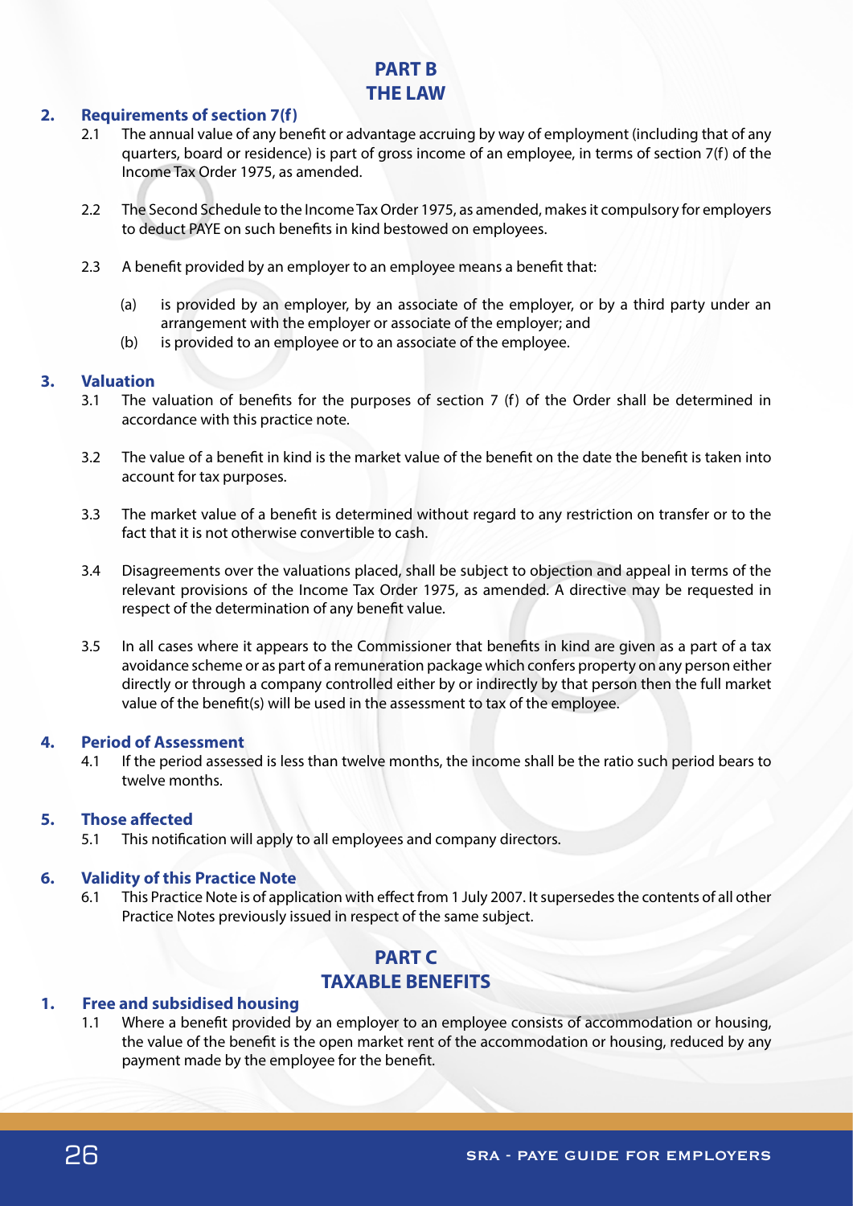# PART B
# THE LAW

## 2. Requirements of section 7(f)

2.1 The annual value of any benefit or advantage accruing by way of employment (including that of any quarters, board or residence) is part of gross income of an employee, in terms of section 7(f) of the Income Tax Order 1975, as amended.

2.2 The Second Schedule to the Income Tax Order 1975, as amended, makes it compulsory for employers to deduct PAYE on such benefits in kind bestowed on employees.

2.3 A benefit provided by an employer to an employee means a benefit that:

(a) is provided by an employer, by an associate of the employer, or by a third party under an arrangement with the employer or associate of the employer; and

(b) is provided to an employee or to an associate of the employee.

## 3. Valuation

3.1 The valuation of benefits for the purposes of section 7 (f) of the Order shall be determined in accordance with this practice note.

3.2 The value of a benefit in kind is the market value of the benefit on the date the benefit is taken into account for tax purposes.

3.3 The market value of a benefit is determined without regard to any restriction on transfer or to the fact that it is not otherwise convertible to cash.

3.4 Disagreements over the valuations placed, shall be subject to objection and appeal in terms of the relevant provisions of the Income Tax Order 1975, as amended. A directive may be requested in respect of the determination of any benefit value.

3.5 In all cases where it appears to the Commissioner that benefits in kind are given as a part of a tax avoidance scheme or as part of a remuneration package which confers property on any person either directly or through a company controlled either by or indirectly by that person then the full market value of the benefit(s) will be used in the assessment to tax of the employee.

## 4. Period of Assessment

4.1 If the period assessed is less than twelve months, the income shall be the ratio such period bears to twelve months.

## 5. Those affected

5.1 This notification will apply to all employees and company directors.

## 6. Validity of this Practice Note

6.1 This Practice Note is of application with effect from 1 July 2007. It supersedes the contents of all other Practice Notes previously issued in respect of the same subject.

# PART C
# TAXABLE BENEFITS

## 1. Free and subsidised housing

1.1 Where a benefit provided by an employer to an employee consists of accommodation or housing, the value of the benefit is the open market rent of the accommodation or housing, reduced by any payment made by the employee for the benefit.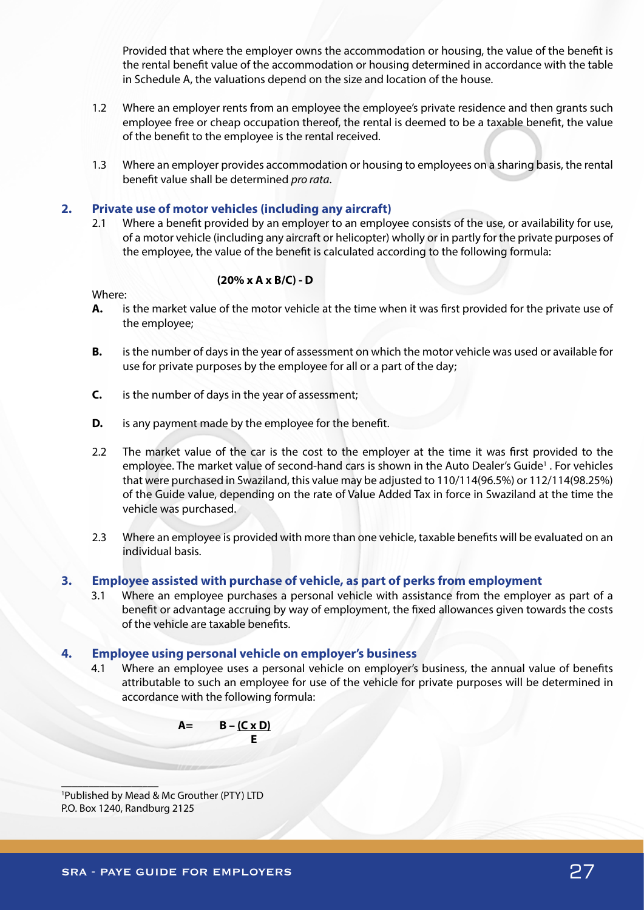Provided that where the employer owns the accommodation or housing, the value of the benefit is the rental benefit value of the accommodation or housing determined in accordance with the table in Schedule A, the valuations depend on the size and location of the house.

1.2 Where an employer rents from an employee the employee's private residence and then grants such employee free or cheap occupation thereof, the rental is deemed to be a taxable benefit, the value of the benefit to the employee is the rental received.

1.3 Where an employer provides accommodation or housing to employees on a sharing basis, the rental benefit value shall be determined *pro rata*.

## 2. Private use of motor vehicles (including any aircraft)

2.1 Where a benefit provided by an employer to an employee consists of the use, or availability for use, of a motor vehicle (including any aircraft or helicopter) wholly or in partly for the private purposes of the employee, the value of the benefit is calculated according to the following formula:

$$(20\% \times A \times B/C) - D$$

Where:

**A.** is the market value of the motor vehicle at the time when it was first provided for the private use of the employee;

**B.** is the number of days in the year of assessment on which the motor vehicle was used or available for use for private purposes by the employee for all or a part of the day;

**C.** is the number of days in the year of assessment;

**D.** is any payment made by the employee for the benefit.

2.2 The market value of the car is the cost to the employer at the time it was first provided to the employee. The market value of second-hand cars is shown in the Auto Dealer's Guide[1]. For vehicles that were purchased in Swaziland, this value may be adjusted to 110/114(96.5%) or 112/114(98.25%) of the Guide value, depending on the rate of Value Added Tax in force in Swaziland at the time the vehicle was purchased.

2.3 Where an employee is provided with more than one vehicle, taxable benefits will be evaluated on an individual basis.

## 3. Employee assisted with purchase of vehicle, as part of perks from employment

3.1 Where an employee purchases a personal vehicle with assistance from the employer as part of a benefit or advantage accruing by way of employment, the fixed allowances given towards the costs of the vehicle are taxable benefits.

## 4. Employee using personal vehicle on employer's business

4.1 Where an employee uses a personal vehicle on employer's business, the annual value of benefits attributable to such an employee for use of the vehicle for private purposes will be determined in accordance with the following formula:

$$A = B - \frac{(C \times D)}{E}$$

---

[1] Published by Mead & Mc Grouther (PTY) LTD P.O. Box 1240, Randburg 2125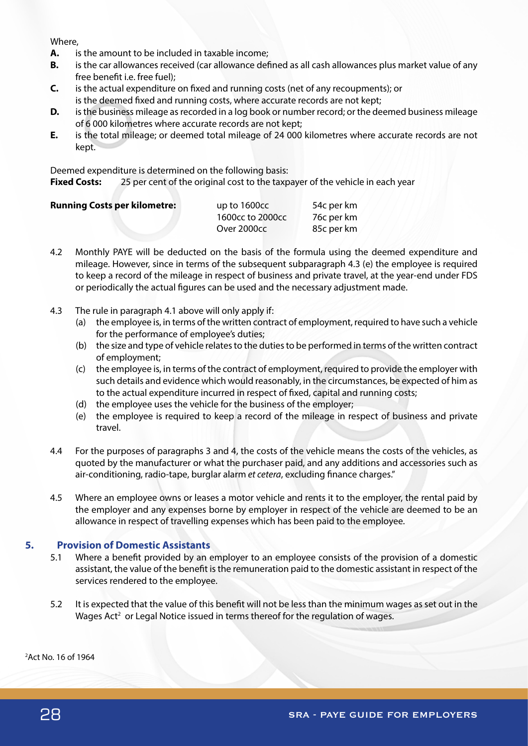Where,

**A.** is the amount to be included in taxable income;

**B.** is the car allowances received (car allowance defined as all cash allowances plus market value of any free benefit i.e. free fuel);

**C.** is the actual expenditure on fixed and running costs (net of any recoupments); or is the deemed fixed and running costs, where accurate records are not kept;

**D.** is the business mileage as recorded in a log book or number record; or the deemed business mileage of 6 000 kilometres where accurate records are not kept;

**E.** is the total mileage; or deemed total mileage of 24 000 kilometres where accurate records are not kept.

Deemed expenditure is determined on the following basis:

**Fixed Costs:** 25 per cent of the original cost to the taxpayer of the vehicle in each year

| **Running Costs per kilometre:** | up to 1600cc | 54c per km |
|---|---|---|
| | 1600cc to 2000cc | 76c per km |
| | Over 2000cc | 85c per km |

4.2 Monthly PAYE will be deducted on the basis of the formula using the deemed expenditure and mileage. However, since in terms of the subsequent subparagraph 4.3 (e) the employee is required to keep a record of the mileage in respect of business and private travel, at the year-end under FDS or periodically the actual figures can be used and the necessary adjustment made.

4.3 The rule in paragraph 4.1 above will only apply if:

(a) the employee is, in terms of the written contract of employment, required to have such a vehicle for the performance of employee's duties;

(b) the size and type of vehicle relates to the duties to be performed in terms of the written contract of employment;

(c) the employee is, in terms of the contract of employment, required to provide the employer with such details and evidence which would reasonably, in the circumstances, be expected of him as to the actual expenditure incurred in respect of fixed, capital and running costs;

(d) the employee uses the vehicle for the business of the employer;

(e) the employee is required to keep a record of the mileage in respect of business and private travel.

4.4 For the purposes of paragraphs 3 and 4, the costs of the vehicle means the costs of the vehicles, as quoted by the manufacturer or what the purchaser paid, and any additions and accessories such as air-conditioning, radio-tape, burglar alarm *et cetera*, excluding finance charges."

4.5 Where an employee owns or leases a motor vehicle and rents it to the employer, the rental paid by the employer and any expenses borne by employer in respect of the vehicle are deemed to be an allowance in respect of travelling expenses which has been paid to the employee.

## 5. Provision of Domestic Assistants

5.1 Where a benefit provided by an employer to an employee consists of the provision of a domestic assistant, the value of the benefit is the remuneration paid to the domestic assistant in respect of the services rendered to the employee.

5.2 It is expected that the value of this benefit will not be less than the minimum wages as set out in the Wages Act[2] or Legal Notice issued in terms thereof for the regulation of wages.

[2] Act No. 16 of 1964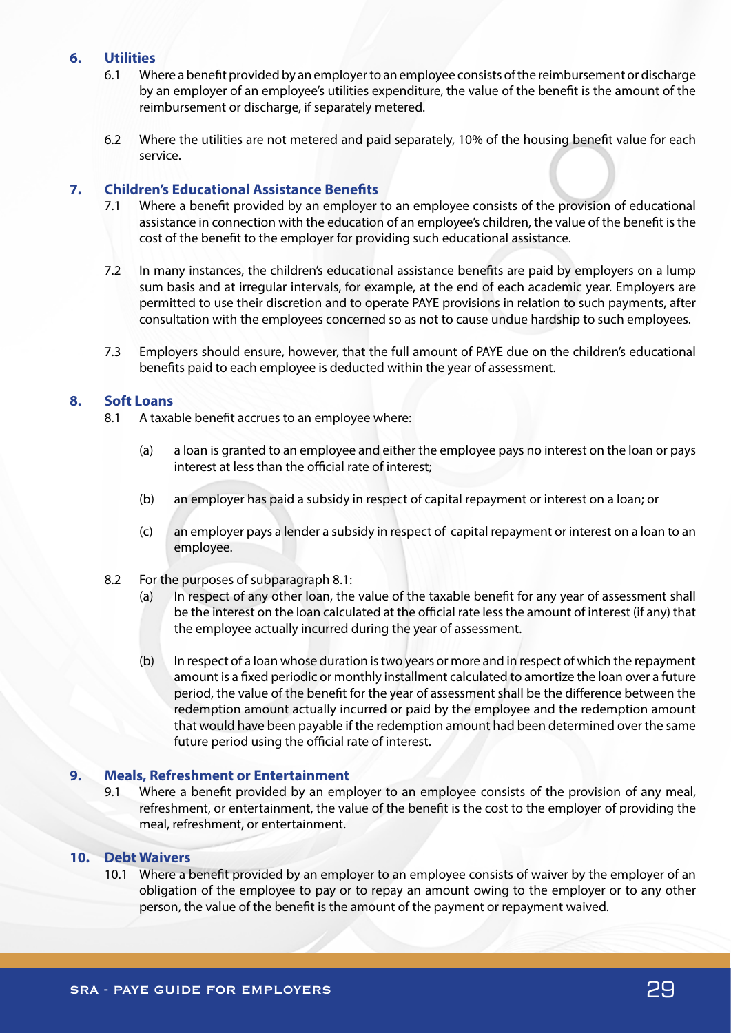## 6. Utilities

6.1 Where a benefit provided by an employer to an employee consists of the reimbursement or discharge by an employer of an employee's utilities expenditure, the value of the benefit is the amount of the reimbursement or discharge, if separately metered.

6.2 Where the utilities are not metered and paid separately, 10% of the housing benefit value for each service.

## 7. Children's Educational Assistance Benefits

7.1 Where a benefit provided by an employer to an employee consists of the provision of educational assistance in connection with the education of an employee's children, the value of the benefit is the cost of the benefit to the employer for providing such educational assistance.

7.2 In many instances, the children's educational assistance benefits are paid by employers on a lump sum basis and at irregular intervals, for example, at the end of each academic year. Employers are permitted to use their discretion and to operate PAYE provisions in relation to such payments, after consultation with the employees concerned so as not to cause undue hardship to such employees.

7.3 Employers should ensure, however, that the full amount of PAYE due on the children's educational benefits paid to each employee is deducted within the year of assessment.

## 8. Soft Loans

8.1 A taxable benefit accrues to an employee where:

(a) a loan is granted to an employee and either the employee pays no interest on the loan or pays interest at less than the official rate of interest;

(b) an employer has paid a subsidy in respect of capital repayment or interest on a loan; or

(c) an employer pays a lender a subsidy in respect of capital repayment or interest on a loan to an employee.

8.2 For the purposes of subparagraph 8.1:

(a) In respect of any other loan, the value of the taxable benefit for any year of assessment shall be the interest on the loan calculated at the official rate less the amount of interest (if any) that the employee actually incurred during the year of assessment.

(b) In respect of a loan whose duration is two years or more and in respect of which the repayment amount is a fixed periodic or monthly installment calculated to amortize the loan over a future period, the value of the benefit for the year of assessment shall be the difference between the redemption amount actually incurred or paid by the employee and the redemption amount that would have been payable if the redemption amount had been determined over the same future period using the official rate of interest.

## 9. Meals, Refreshment or Entertainment

9.1 Where a benefit provided by an employer to an employee consists of the provision of any meal, refreshment, or entertainment, the value of the benefit is the cost to the employer of providing the meal, refreshment, or entertainment.

## 10. Debt Waivers

10.1 Where a benefit provided by an employer to an employee consists of waiver by the employer of an obligation of the employee to pay or to repay an amount owing to the employer or to any other person, the value of the benefit is the amount of the payment or repayment waived.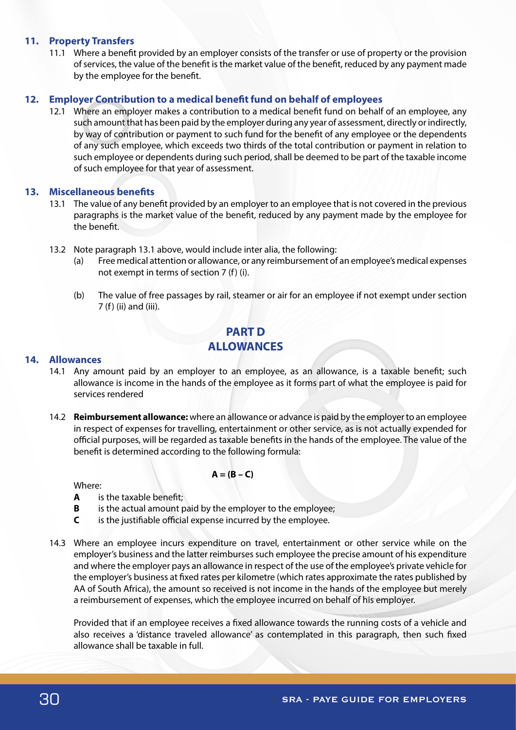## 11. Property Transfers

11.1 Where a benefit provided by an employer consists of the transfer or use of property or the provision of services, the value of the benefit is the market value of the benefit, reduced by any payment made by the employee for the benefit.

## 12. Employer Contribution to a medical benefit fund on behalf of employees

12.1 Where an employer makes a contribution to a medical benefit fund on behalf of an employee, any such amount that has been paid by the employer during any year of assessment, directly or indirectly, by way of contribution or payment to such fund for the benefit of any employee or the dependents of any such employee, which exceeds two thirds of the total contribution or payment in relation to such employee or dependents during such period, shall be deemed to be part of the taxable income of such employee for that year of assessment.

## 13. Miscellaneous benefits

13.1 The value of any benefit provided by an employer to an employee that is not covered in the previous paragraphs is the market value of the benefit, reduced by any payment made by the employee for the benefit.

13.2 Note paragraph 13.1 above, would include inter alia, the following:

(a) Free medical attention or allowance, or any reimbursement of an employee's medical expenses not exempt in terms of section 7 (f) (i).

(b) The value of free passages by rail, steamer or air for an employee if not exempt under section 7 (f) (ii) and (iii).

# PART D
# ALLOWANCES

## 14. Allowances

14.1 Any amount paid by an employer to an employee, as an allowance, is a taxable benefit; such allowance is income in the hands of the employee as it forms part of what the employee is paid for services rendered

14.2 **Reimbursement allowance:** where an allowance or advance is paid by the employer to an employee in respect of expenses for travelling, entertainment or other service, as is not actually expended for official purposes, will be regarded as taxable benefits in the hands of the employee. The value of the benefit is determined according to the following formula:

$$A = (B - C)$$

Where:

**A** is the taxable benefit;
**B** is the actual amount paid by the employer to the employee;
**C** is the justifiable official expense incurred by the employee.

14.3 Where an employee incurs expenditure on travel, entertainment or other service while on the employer's business and the latter reimburses such employee the precise amount of his expenditure and where the employer pays an allowance in respect of the use of the employee's private vehicle for the employer's business at fixed rates per kilometre (which rates approximate the rates published by AA of South Africa), the amount so received is not income in the hands of the employee but merely a reimbursement of expenses, which the employee incurred on behalf of his employer.

Provided that if an employee receives a fixed allowance towards the running costs of a vehicle and also receives a 'distance traveled allowance' as contemplated in this paragraph, then such fixed allowance shall be taxable in full.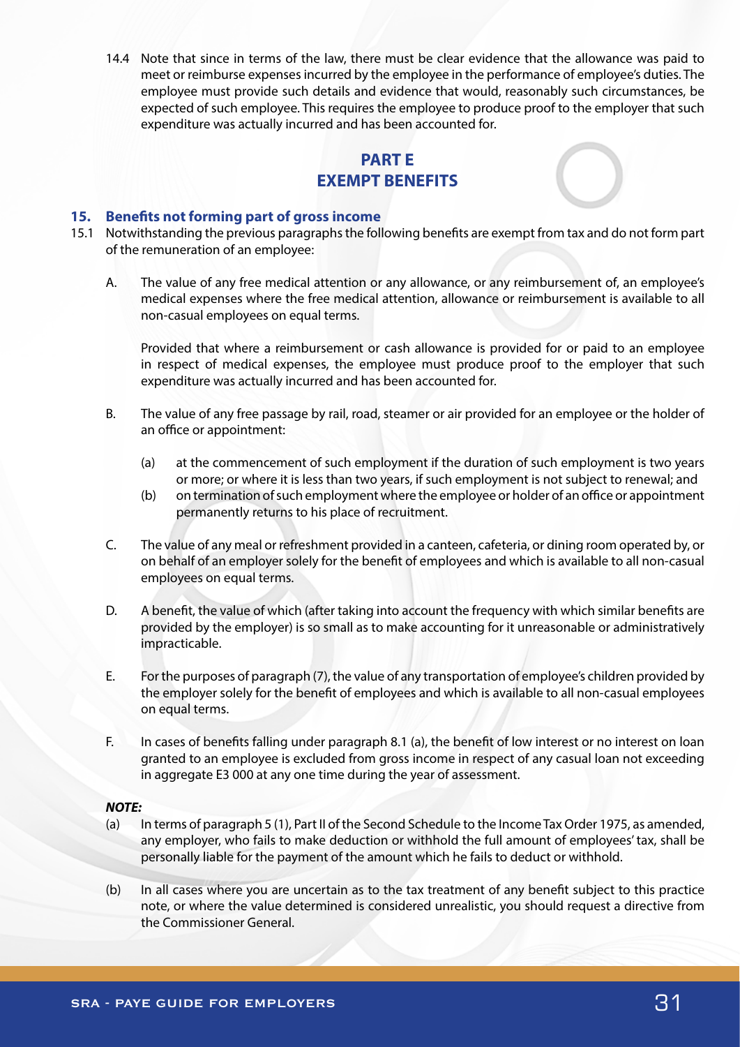14.4 Note that since in terms of the law, there must be clear evidence that the allowance was paid to meet or reimburse expenses incurred by the employee in the performance of employee's duties. The employee must provide such details and evidence that would, reasonably such circumstances, be expected of such employee. This requires the employee to produce proof to the employer that such expenditure was actually incurred and has been accounted for.

## PART E
## EXEMPT BENEFITS

### 15. Benefits not forming part of gross income

15.1 Notwithstanding the previous paragraphs the following benefits are exempt from tax and do not form part of the remuneration of an employee:

A. The value of any free medical attention or any allowance, or any reimbursement of, an employee's medical expenses where the free medical attention, allowance or reimbursement is available to all non-casual employees on equal terms.

Provided that where a reimbursement or cash allowance is provided for or paid to an employee in respect of medical expenses, the employee must produce proof to the employer that such expenditure was actually incurred and has been accounted for.

B. The value of any free passage by rail, road, steamer or air provided for an employee or the holder of an office or appointment:

(a) at the commencement of such employment if the duration of such employment is two years or more; or where it is less than two years, if such employment is not subject to renewal; and

(b) on termination of such employment where the employee or holder of an office or appointment permanently returns to his place of recruitment.

C. The value of any meal or refreshment provided in a canteen, cafeteria, or dining room operated by, or on behalf of an employer solely for the benefit of employees and which is available to all non-casual employees on equal terms.

D. A benefit, the value of which (after taking into account the frequency with which similar benefits are provided by the employer) is so small as to make accounting for it unreasonable or administratively impracticable.

E. For the purposes of paragraph (7), the value of any transportation of employee's children provided by the employer solely for the benefit of employees and which is available to all non-casual employees on equal terms.

F. In cases of benefits falling under paragraph 8.1 (a), the benefit of low interest or no interest on loan granted to an employee is excluded from gross income in respect of any casual loan not exceeding in aggregate E3 000 at any one time during the year of assessment.

***NOTE:***

(a) In terms of paragraph 5 (1), Part II of the Second Schedule to the Income Tax Order 1975, as amended, any employer, who fails to make deduction or withhold the full amount of employees' tax, shall be personally liable for the payment of the amount which he fails to deduct or withhold.

(b) In all cases where you are uncertain as to the tax treatment of any benefit subject to this practice note, or where the value determined is considered unrealistic, you should request a directive from the Commissioner General.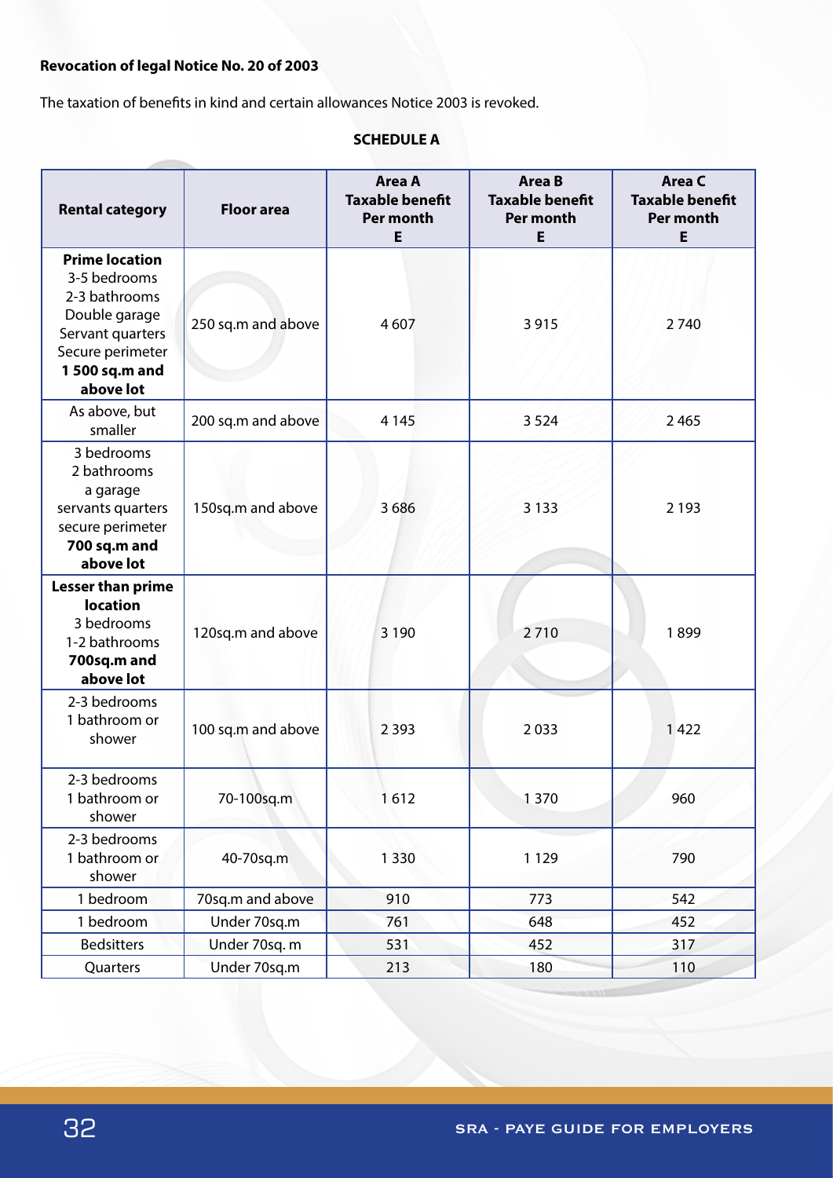**Revocation of legal Notice No. 20 of 2003**

The taxation of benefits in kind and certain allowances Notice 2003 is revoked.

**SCHEDULE A**

| Rental category | Floor area | Area A Taxable benefit Per month E | Area B Taxable benefit Per month E | Area C Taxable benefit Per month E |
|---|---|---|---|---|
| **Prime location** 3-5 bedrooms 2-3 bathrooms Double garage Servant quarters Secure perimeter **1 500 sq.m and above lot** | 250 sq.m and above | 4 607 | 3 915 | 2 740 |
| As above, but smaller | 200 sq.m and above | 4 145 | 3 524 | 2 465 |
| 3 bedrooms 2 bathrooms a garage servants quarters secure perimeter **700 sq.m and above lot** | 150sq.m and above | 3 686 | 3 133 | 2 193 |
| **Lesser than prime location** 3 bedrooms 1-2 bathrooms **700sq.m and above lot** | 120sq.m and above | 3 190 | 2 710 | 1 899 |
| 2-3 bedrooms 1 bathroom or shower | 100 sq.m and above | 2 393 | 2 033 | 1 422 |
| 2-3 bedrooms 1 bathroom or shower | 70-100sq.m | 1 612 | 1 370 | 960 |
| 2-3 bedrooms 1 bathroom or shower | 40-70sq.m | 1 330 | 1 129 | 790 |
| 1 bedroom | 70sq.m and above | 910 | 773 | 542 |
| 1 bedroom | Under 70sq.m | 761 | 648 | 452 |
| Bedsitters | Under 70sq. m | 531 | 452 | 317 |
| Quarters | Under 70sq.m | 213 | 180 | 110 |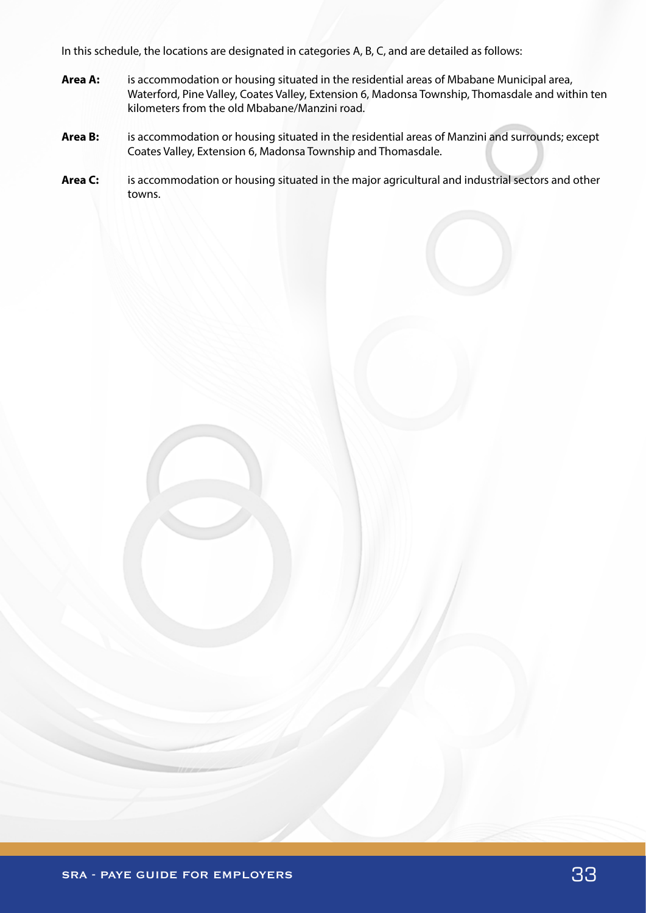In this schedule, the locations are designated in categories A, B, C, and are detailed as follows:

**Area A:** is accommodation or housing situated in the residential areas of Mbabane Municipal area, Waterford, Pine Valley, Coates Valley, Extension 6, Madonsa Township, Thomasdale and within ten kilometers from the old Mbabane/Manzini road.

**Area B:** is accommodation or housing situated in the residential areas of Manzini and surrounds; except Coates Valley, Extension 6, Madonsa Township and Thomasdale.

**Area C:** is accommodation or housing situated in the major agricultural and industrial sectors and other towns.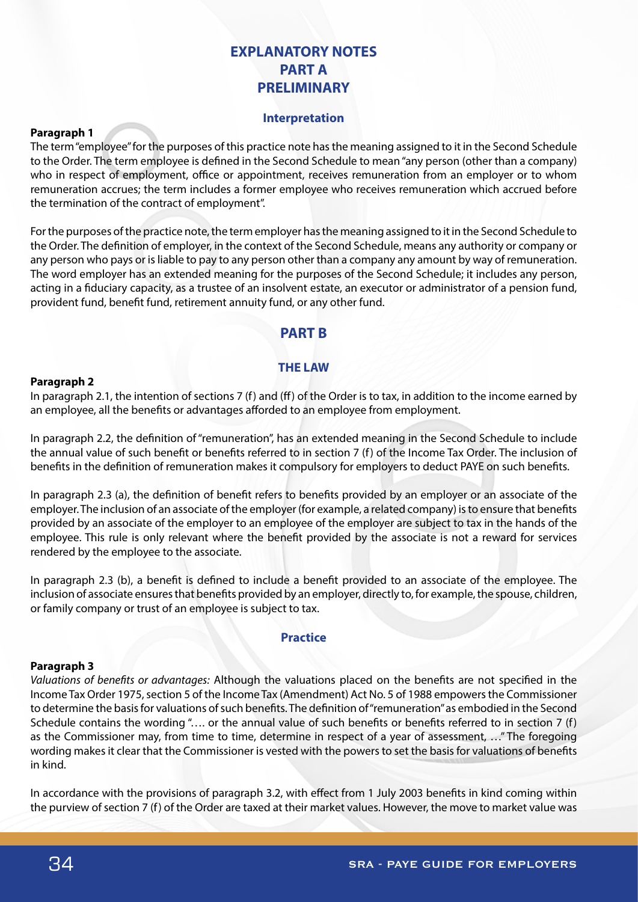# EXPLANATORY NOTES
# PART A
# PRELIMINARY

### Interpretation

**Paragraph 1**

The term "employee" for the purposes of this practice note has the meaning assigned to it in the Second Schedule to the Order. The term employee is defined in the Second Schedule to mean "any person (other than a company) who in respect of employment, office or appointment, receives remuneration from an employer or to whom remuneration accrues; the term includes a former employee who receives remuneration which accrued before the termination of the contract of employment".

For the purposes of the practice note, the term employer has the meaning assigned to it in the Second Schedule to the Order. The definition of employer, in the context of the Second Schedule, means any authority or company or any person who pays or is liable to pay to any person other than a company any amount by way of remuneration. The word employer has an extended meaning for the purposes of the Second Schedule; it includes any person, acting in a fiduciary capacity, as a trustee of an insolvent estate, an executor or administrator of a pension fund, provident fund, benefit fund, retirement annuity fund, or any other fund.

## PART B

### THE LAW

**Paragraph 2**

In paragraph 2.1, the intention of sections 7 (f) and (ff) of the Order is to tax, in addition to the income earned by an employee, all the benefits or advantages afforded to an employee from employment.

In paragraph 2.2, the definition of "remuneration", has an extended meaning in the Second Schedule to include the annual value of such benefit or benefits referred to in section 7 (f) of the Income Tax Order. The inclusion of benefits in the definition of remuneration makes it compulsory for employers to deduct PAYE on such benefits.

In paragraph 2.3 (a), the definition of benefit refers to benefits provided by an employer or an associate of the employer. The inclusion of an associate of the employer (for example, a related company) is to ensure that benefits provided by an associate of the employer to an employee of the employer are subject to tax in the hands of the employee. This rule is only relevant where the benefit provided by the associate is not a reward for services rendered by the employee to the associate.

In paragraph 2.3 (b), a benefit is defined to include a benefit provided to an associate of the employee. The inclusion of associate ensures that benefits provided by an employer, directly to, for example, the spouse, children, or family company or trust of an employee is subject to tax.

### Practice

**Paragraph 3**

*Valuations of benefits or advantages:* Although the valuations placed on the benefits are not specified in the Income Tax Order 1975, section 5 of the Income Tax (Amendment) Act No. 5 of 1988 empowers the Commissioner to determine the basis for valuations of such benefits. The definition of "remuneration" as embodied in the Second Schedule contains the wording "…. or the annual value of such benefits or benefits referred to in section 7 (f) as the Commissioner may, from time to time, determine in respect of a year of assessment, …" The foregoing wording makes it clear that the Commissioner is vested with the powers to set the basis for valuations of benefits in kind.

In accordance with the provisions of paragraph 3.2, with effect from 1 July 2003 benefits in kind coming within the purview of section 7 (f) of the Order are taxed at their market values. However, the move to market value was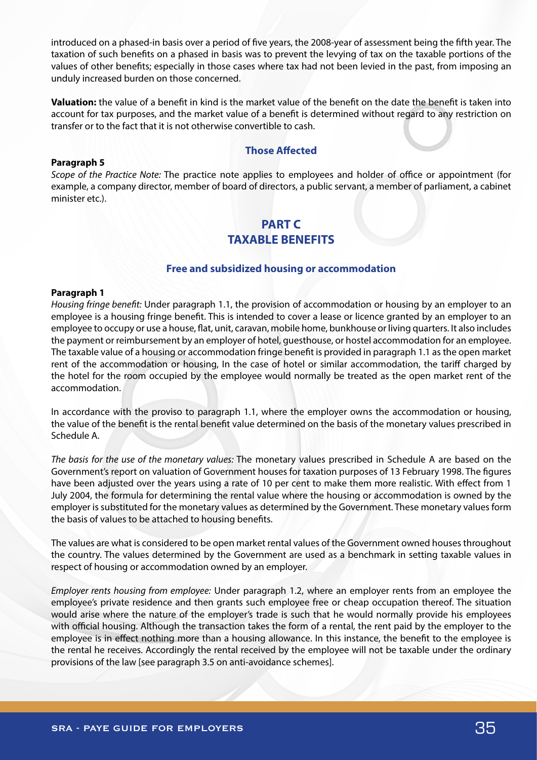introduced on a phased-in basis over a period of five years, the 2008-year of assessment being the fifth year. The taxation of such benefits on a phased in basis was to prevent the levying of tax on the taxable portions of the values of other benefits; especially in those cases where tax had not been levied in the past, from imposing an unduly increased burden on those concerned.

**Valuation:** the value of a benefit in kind is the market value of the benefit on the date the benefit is taken into account for tax purposes, and the market value of a benefit is determined without regard to any restriction on transfer or to the fact that it is not otherwise convertible to cash.

### Those Affected

**Paragraph 5**

*Scope of the Practice Note:* The practice note applies to employees and holder of office or appointment (for example, a company director, member of board of directors, a public servant, a member of parliament, a cabinet minister etc.).

## PART C
## TAXABLE BENEFITS

### Free and subsidized housing or accommodation

**Paragraph 1**

*Housing fringe benefit:* Under paragraph 1.1, the provision of accommodation or housing by an employer to an employee is a housing fringe benefit. This is intended to cover a lease or licence granted by an employer to an employee to occupy or use a house, flat, unit, caravan, mobile home, bunkhouse or living quarters. It also includes the payment or reimbursement by an employer of hotel, guesthouse, or hostel accommodation for an employee. The taxable value of a housing or accommodation fringe benefit is provided in paragraph 1.1 as the open market rent of the accommodation or housing, In the case of hotel or similar accommodation, the tariff charged by the hotel for the room occupied by the employee would normally be treated as the open market rent of the accommodation.

In accordance with the proviso to paragraph 1.1, where the employer owns the accommodation or housing, the value of the benefit is the rental benefit value determined on the basis of the monetary values prescribed in Schedule A.

*The basis for the use of the monetary values:* The monetary values prescribed in Schedule A are based on the Government's report on valuation of Government houses for taxation purposes of 13 February 1998. The figures have been adjusted over the years using a rate of 10 per cent to make them more realistic. With effect from 1 July 2004, the formula for determining the rental value where the housing or accommodation is owned by the employer is substituted for the monetary values as determined by the Government. These monetary values form the basis of values to be attached to housing benefits.

The values are what is considered to be open market rental values of the Government owned houses throughout the country. The values determined by the Government are used as a benchmark in setting taxable values in respect of housing or accommodation owned by an employer.

*Employer rents housing from employee:* Under paragraph 1.2, where an employer rents from an employee the employee's private residence and then grants such employee free or cheap occupation thereof. The situation would arise where the nature of the employer's trade is such that he would normally provide his employees with official housing. Although the transaction takes the form of a rental, the rent paid by the employer to the employee is in effect nothing more than a housing allowance. In this instance, the benefit to the employee is the rental he receives. Accordingly the rental received by the employee will not be taxable under the ordinary provisions of the law [see paragraph 3.5 on anti-avoidance schemes].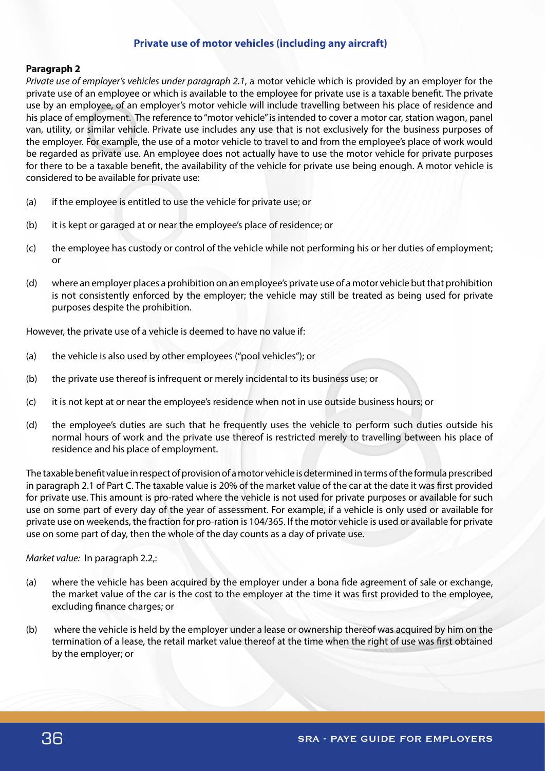## Private use of motor vehicles (including any aircraft)

**Paragraph 2**

*Private use of employer's vehicles under paragraph 2.1*, a motor vehicle which is provided by an employer for the private use of an employee or which is available to the employee for private use is a taxable benefit. The private use by an employee, of an employer's motor vehicle will include travelling between his place of residence and his place of employment. The reference to "motor vehicle" is intended to cover a motor car, station wagon, panel van, utility, or similar vehicle. Private use includes any use that is not exclusively for the business purposes of the employer. For example, the use of a motor vehicle to travel to and from the employee's place of work would be regarded as private use. An employee does not actually have to use the motor vehicle for private purposes for there to be a taxable benefit, the availability of the vehicle for private use being enough. A motor vehicle is considered to be available for private use:

(a) if the employee is entitled to use the vehicle for private use; or

(b) it is kept or garaged at or near the employee's place of residence; or

(c) the employee has custody or control of the vehicle while not performing his or her duties of employment; or

(d) where an employer places a prohibition on an employee's private use of a motor vehicle but that prohibition is not consistently enforced by the employer; the vehicle may still be treated as being used for private purposes despite the prohibition.

However, the private use of a vehicle is deemed to have no value if:

(a) the vehicle is also used by other employees ("pool vehicles"); or

(b) the private use thereof is infrequent or merely incidental to its business use; or

(c) it is not kept at or near the employee's residence when not in use outside business hours; or

(d) the employee's duties are such that he frequently uses the vehicle to perform such duties outside his normal hours of work and the private use thereof is restricted merely to travelling between his place of residence and his place of employment.

The taxable benefit value in respect of provision of a motor vehicle is determined in terms of the formula prescribed in paragraph 2.1 of Part C. The taxable value is 20% of the market value of the car at the date it was first provided for private use. This amount is pro-rated where the vehicle is not used for private purposes or available for such use on some part of every day of the year of assessment. For example, if a vehicle is only used or available for private use on weekends, the fraction for pro-ration is 104/365. If the motor vehicle is used or available for private use on some part of day, then the whole of the day counts as a day of private use.

*Market value:* In paragraph 2.2,:

(a) where the vehicle has been acquired by the employer under a bona fide agreement of sale or exchange, the market value of the car is the cost to the employer at the time it was first provided to the employee, excluding finance charges; or

(b) where the vehicle is held by the employer under a lease or ownership thereof was acquired by him on the termination of a lease, the retail market value thereof at the time when the right of use was first obtained by the employer; or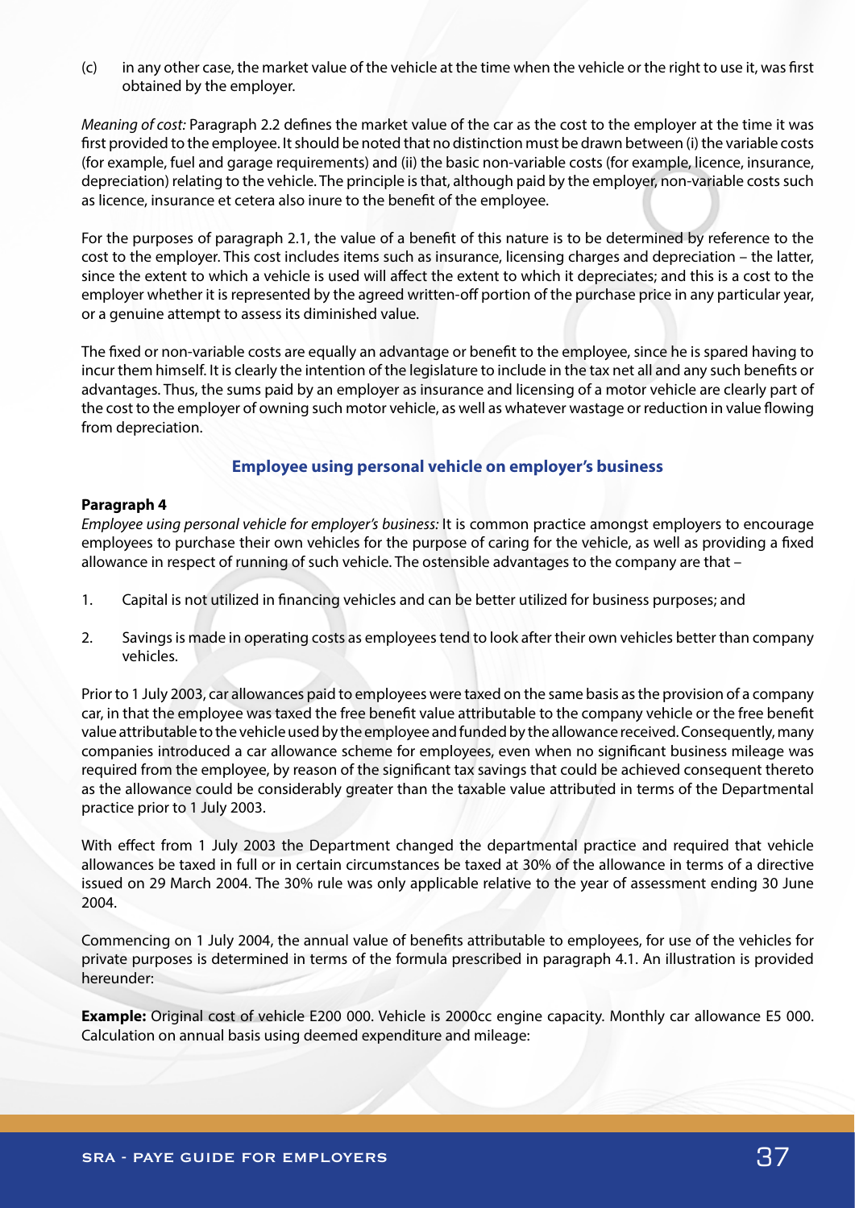(c) in any other case, the market value of the vehicle at the time when the vehicle or the right to use it, was first obtained by the employer.

*Meaning of cost:* Paragraph 2.2 defines the market value of the car as the cost to the employer at the time it was first provided to the employee. It should be noted that no distinction must be drawn between (i) the variable costs (for example, fuel and garage requirements) and (ii) the basic non-variable costs (for example, licence, insurance, depreciation) relating to the vehicle. The principle is that, although paid by the employer, non-variable costs such as licence, insurance et cetera also inure to the benefit of the employee.

For the purposes of paragraph 2.1, the value of a benefit of this nature is to be determined by reference to the cost to the employer. This cost includes items such as insurance, licensing charges and depreciation – the latter, since the extent to which a vehicle is used will affect the extent to which it depreciates; and this is a cost to the employer whether it is represented by the agreed written-off portion of the purchase price in any particular year, or a genuine attempt to assess its diminished value.

The fixed or non-variable costs are equally an advantage or benefit to the employee, since he is spared having to incur them himself. It is clearly the intention of the legislature to include in the tax net all and any such benefits or advantages. Thus, the sums paid by an employer as insurance and licensing of a motor vehicle are clearly part of the cost to the employer of owning such motor vehicle, as well as whatever wastage or reduction in value flowing from depreciation.

## Employee using personal vehicle on employer's business

**Paragraph 4**

*Employee using personal vehicle for employer's business:* It is common practice amongst employers to encourage employees to purchase their own vehicles for the purpose of caring for the vehicle, as well as providing a fixed allowance in respect of running of such vehicle. The ostensible advantages to the company are that –

1. Capital is not utilized in financing vehicles and can be better utilized for business purposes; and

2. Savings is made in operating costs as employees tend to look after their own vehicles better than company vehicles.

Prior to 1 July 2003, car allowances paid to employees were taxed on the same basis as the provision of a company car, in that the employee was taxed the free benefit value attributable to the company vehicle or the free benefit value attributable to the vehicle used by the employee and funded by the allowance received. Consequently, many companies introduced a car allowance scheme for employees, even when no significant business mileage was required from the employee, by reason of the significant tax savings that could be achieved consequent thereto as the allowance could be considerably greater than the taxable value attributed in terms of the Departmental practice prior to 1 July 2003.

With effect from 1 July 2003 the Department changed the departmental practice and required that vehicle allowances be taxed in full or in certain circumstances be taxed at 30% of the allowance in terms of a directive issued on 29 March 2004. The 30% rule was only applicable relative to the year of assessment ending 30 June 2004.

Commencing on 1 July 2004, the annual value of benefits attributable to employees, for use of the vehicles for private purposes is determined in terms of the formula prescribed in paragraph 4.1. An illustration is provided hereunder:

**Example:** Original cost of vehicle E200 000. Vehicle is 2000cc engine capacity. Monthly car allowance E5 000. Calculation on annual basis using deemed expenditure and mileage: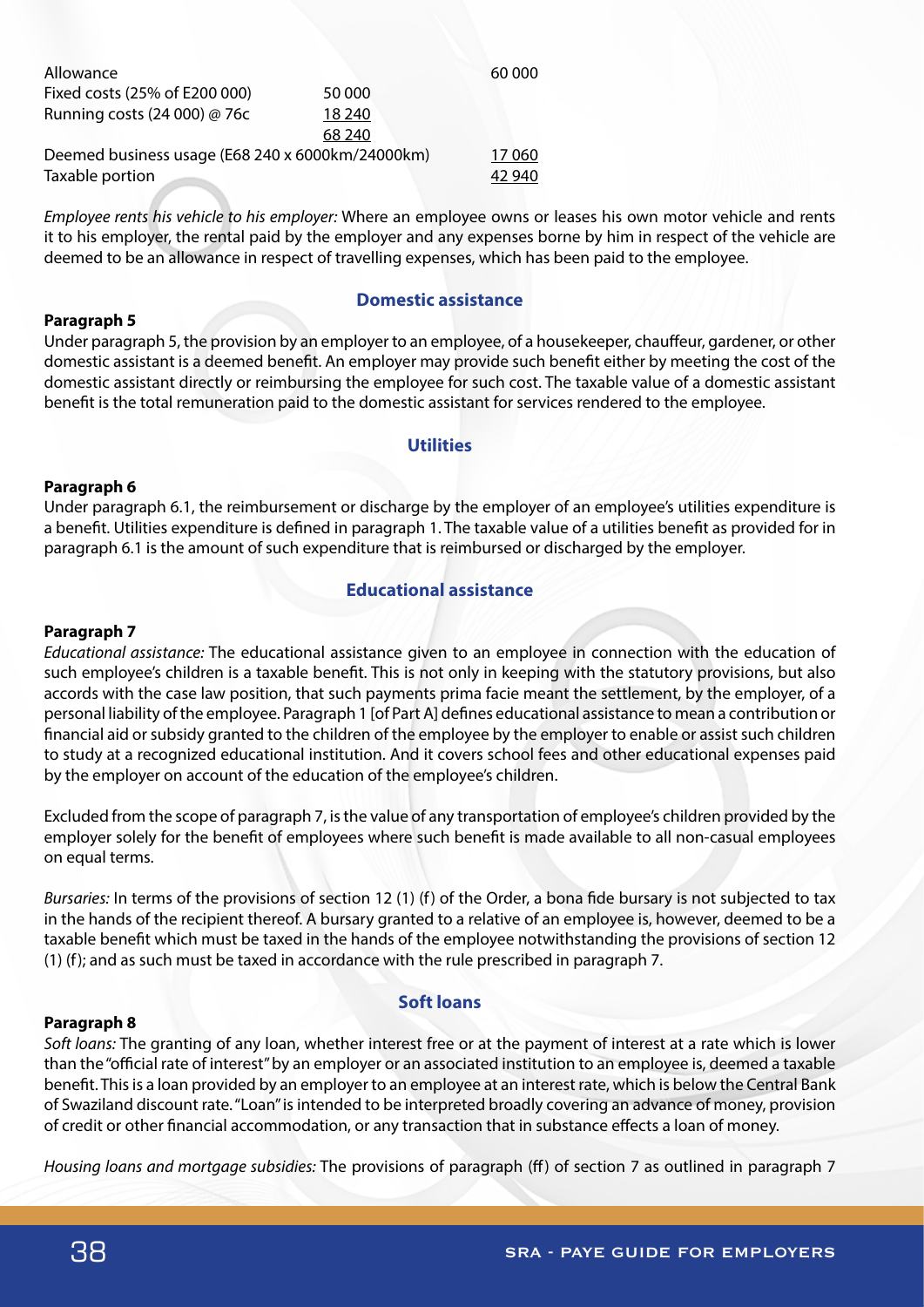| | | |
|---|---|---|
| Allowance | | 60 000 |
| Fixed costs (25% of E200 000) | 50 000 | |
| Running costs (24 000) @ 76c | 18 240 | |
| | 68 240 | |
| Deemed business usage (E68 240 x 6000km/24000km) | | 17 060 |
| Taxable portion | | 42 940 |

*Employee rents his vehicle to his employer:* Where an employee owns or leases his own motor vehicle and rents it to his employer, the rental paid by the employer and any expenses borne by him in respect of the vehicle are deemed to be an allowance in respect of travelling expenses, which has been paid to the employee.

## Domestic assistance

**Paragraph 5**

Under paragraph 5, the provision by an employer to an employee, of a housekeeper, chauffeur, gardener, or other domestic assistant is a deemed benefit. An employer may provide such benefit either by meeting the cost of the domestic assistant directly or reimbursing the employee for such cost. The taxable value of a domestic assistant benefit is the total remuneration paid to the domestic assistant for services rendered to the employee.

## Utilities

**Paragraph 6**

Under paragraph 6.1, the reimbursement or discharge by the employer of an employee's utilities expenditure is a benefit. Utilities expenditure is defined in paragraph 1. The taxable value of a utilities benefit as provided for in paragraph 6.1 is the amount of such expenditure that is reimbursed or discharged by the employer.

## Educational assistance

**Paragraph 7**

*Educational assistance:* The educational assistance given to an employee in connection with the education of such employee's children is a taxable benefit. This is not only in keeping with the statutory provisions, but also accords with the case law position, that such payments prima facie meant the settlement, by the employer, of a personal liability of the employee. Paragraph 1 [of Part A] defines educational assistance to mean a contribution or financial aid or subsidy granted to the children of the employee by the employer to enable or assist such children to study at a recognized educational institution. And it covers school fees and other educational expenses paid by the employer on account of the education of the employee's children.

Excluded from the scope of paragraph 7, is the value of any transportation of employee's children provided by the employer solely for the benefit of employees where such benefit is made available to all non-casual employees on equal terms.

*Bursaries:* In terms of the provisions of section 12 (1) (f) of the Order, a bona fide bursary is not subjected to tax in the hands of the recipient thereof. A bursary granted to a relative of an employee is, however, deemed to be a taxable benefit which must be taxed in the hands of the employee notwithstanding the provisions of section 12 (1) (f); and as such must be taxed in accordance with the rule prescribed in paragraph 7.

## Soft loans

**Paragraph 8**

*Soft loans:* The granting of any loan, whether interest free or at the payment of interest at a rate which is lower than the "official rate of interest" by an employer or an associated institution to an employee is, deemed a taxable benefit. This is a loan provided by an employer to an employee at an interest rate, which is below the Central Bank of Swaziland discount rate. "Loan" is intended to be interpreted broadly covering an advance of money, provision of credit or other financial accommodation, or any transaction that in substance effects a loan of money.

*Housing loans and mortgage subsidies:* The provisions of paragraph (ff) of section 7 as outlined in paragraph 7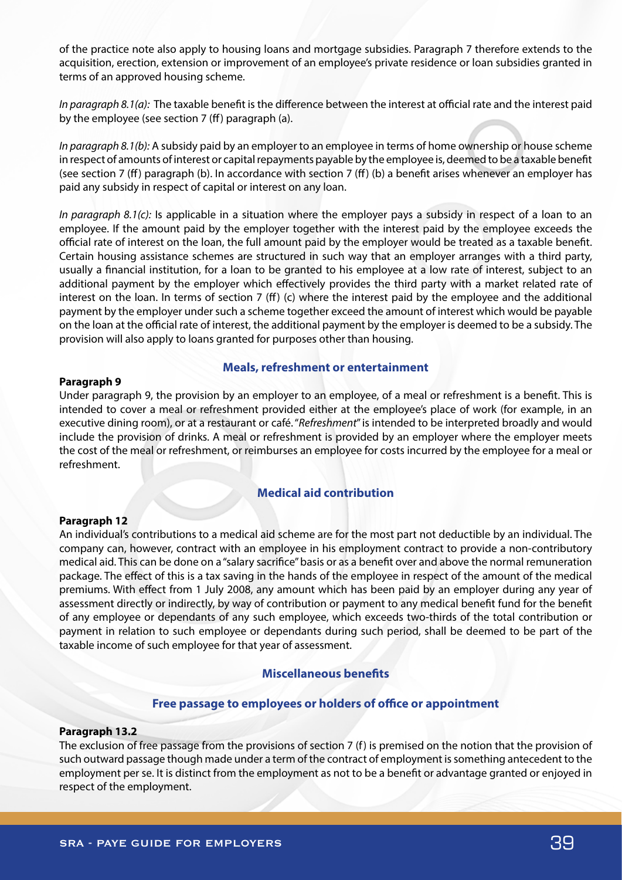of the practice note also apply to housing loans and mortgage subsidies. Paragraph 7 therefore extends to the acquisition, erection, extension or improvement of an employee's private residence or loan subsidies granted in terms of an approved housing scheme.

*In paragraph 8.1(a):* The taxable benefit is the difference between the interest at official rate and the interest paid by the employee (see section 7 (ff) paragraph (a).

*In paragraph 8.1(b):* A subsidy paid by an employer to an employee in terms of home ownership or house scheme in respect of amounts of interest or capital repayments payable by the employee is, deemed to be a taxable benefit (see section 7 (ff) paragraph (b). In accordance with section 7 (ff) (b) a benefit arises whenever an employer has paid any subsidy in respect of capital or interest on any loan.

*In paragraph 8.1(c):* Is applicable in a situation where the employer pays a subsidy in respect of a loan to an employee. If the amount paid by the employer together with the interest paid by the employee exceeds the official rate of interest on the loan, the full amount paid by the employer would be treated as a taxable benefit. Certain housing assistance schemes are structured in such way that an employer arranges with a third party, usually a financial institution, for a loan to be granted to his employee at a low rate of interest, subject to an additional payment by the employer which effectively provides the third party with a market related rate of interest on the loan. In terms of section 7 (ff) (c) where the interest paid by the employee and the additional payment by the employer under such a scheme together exceed the amount of interest which would be payable on the loan at the official rate of interest, the additional payment by the employer is deemed to be a subsidy. The provision will also apply to loans granted for purposes other than housing.

## Meals, refreshment or entertainment

**Paragraph 9**

Under paragraph 9, the provision by an employer to an employee, of a meal or refreshment is a benefit. This is intended to cover a meal or refreshment provided either at the employee's place of work (for example, in an executive dining room), or at a restaurant or café. "*Refreshment*" is intended to be interpreted broadly and would include the provision of drinks. A meal or refreshment is provided by an employer where the employer meets the cost of the meal or refreshment, or reimburses an employee for costs incurred by the employee for a meal or refreshment.

## Medical aid contribution

**Paragraph 12**

An individual's contributions to a medical aid scheme are for the most part not deductible by an individual. The company can, however, contract with an employee in his employment contract to provide a non-contributory medical aid. This can be done on a "salary sacrifice" basis or as a benefit over and above the normal remuneration package. The effect of this is a tax saving in the hands of the employee in respect of the amount of the medical premiums. With effect from 1 July 2008, any amount which has been paid by an employer during any year of assessment directly or indirectly, by way of contribution or payment to any medical benefit fund for the benefit of any employee or dependants of any such employee, which exceeds two-thirds of the total contribution or payment in relation to such employee or dependants during such period, shall be deemed to be part of the taxable income of such employee for that year of assessment.

## Miscellaneous benefits

### Free passage to employees or holders of office or appointment

**Paragraph 13.2**

The exclusion of free passage from the provisions of section 7 (f) is premised on the notion that the provision of such outward passage though made under a term of the contract of employment is something antecedent to the employment per se. It is distinct from the employment as not to be a benefit or advantage granted or enjoyed in respect of the employment.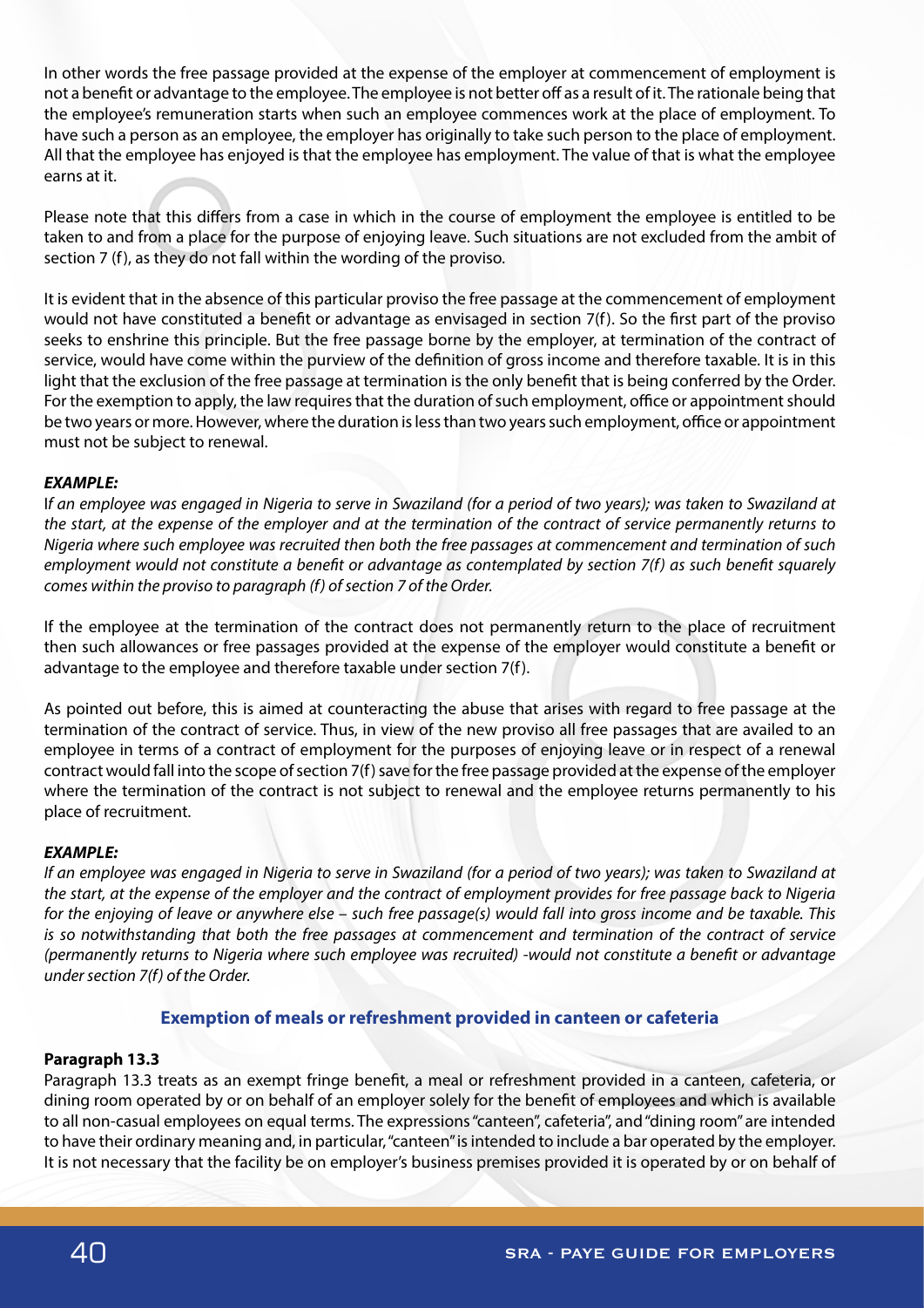In other words the free passage provided at the expense of the employer at commencement of employment is not a benefit or advantage to the employee. The employee is not better off as a result of it. The rationale being that the employee's remuneration starts when such an employee commences work at the place of employment. To have such a person as an employee, the employer has originally to take such person to the place of employment. All that the employee has enjoyed is that the employee has employment. The value of that is what the employee earns at it.

Please note that this differs from a case in which in the course of employment the employee is entitled to be taken to and from a place for the purpose of enjoying leave. Such situations are not excluded from the ambit of section 7 (f), as they do not fall within the wording of the proviso.

It is evident that in the absence of this particular proviso the free passage at the commencement of employment would not have constituted a benefit or advantage as envisaged in section 7(f). So the first part of the proviso seeks to enshrine this principle. But the free passage borne by the employer, at termination of the contract of service, would have come within the purview of the definition of gross income and therefore taxable. It is in this light that the exclusion of the free passage at termination is the only benefit that is being conferred by the Order. For the exemption to apply, the law requires that the duration of such employment, office or appointment should be two years or more. However, where the duration is less than two years such employment, office or appointment must not be subject to renewal.

***EXAMPLE:***

*If an employee was engaged in Nigeria to serve in Swaziland (for a period of two years); was taken to Swaziland at the start, at the expense of the employer and at the termination of the contract of service permanently returns to Nigeria where such employee was recruited then both the free passages at commencement and termination of such employment would not constitute a benefit or advantage as contemplated by section 7(f) as such benefit squarely comes within the proviso to paragraph (f) of section 7 of the Order.*

If the employee at the termination of the contract does not permanently return to the place of recruitment then such allowances or free passages provided at the expense of the employer would constitute a benefit or advantage to the employee and therefore taxable under section 7(f).

As pointed out before, this is aimed at counteracting the abuse that arises with regard to free passage at the termination of the contract of service. Thus, in view of the new proviso all free passages that are availed to an employee in terms of a contract of employment for the purposes of enjoying leave or in respect of a renewal contract would fall into the scope of section 7(f) save for the free passage provided at the expense of the employer where the termination of the contract is not subject to renewal and the employee returns permanently to his place of recruitment.

***EXAMPLE:***

*If an employee was engaged in Nigeria to serve in Swaziland (for a period of two years); was taken to Swaziland at the start, at the expense of the employer and the contract of employment provides for free passage back to Nigeria for the enjoying of leave or anywhere else – such free passage(s) would fall into gross income and be taxable. This is so notwithstanding that both the free passages at commencement and termination of the contract of service (permanently returns to Nigeria where such employee was recruited) -would not constitute a benefit or advantage under section 7(f) of the Order.*

### Exemption of meals or refreshment provided in canteen or cafeteria

**Paragraph 13.3**

Paragraph 13.3 treats as an exempt fringe benefit, a meal or refreshment provided in a canteen, cafeteria, or dining room operated by or on behalf of an employer solely for the benefit of employees and which is available to all non-casual employees on equal terms. The expressions "canteen", cafeteria", and "dining room" are intended to have their ordinary meaning and, in particular, "canteen" is intended to include a bar operated by the employer. It is not necessary that the facility be on employer's business premises provided it is operated by or on behalf of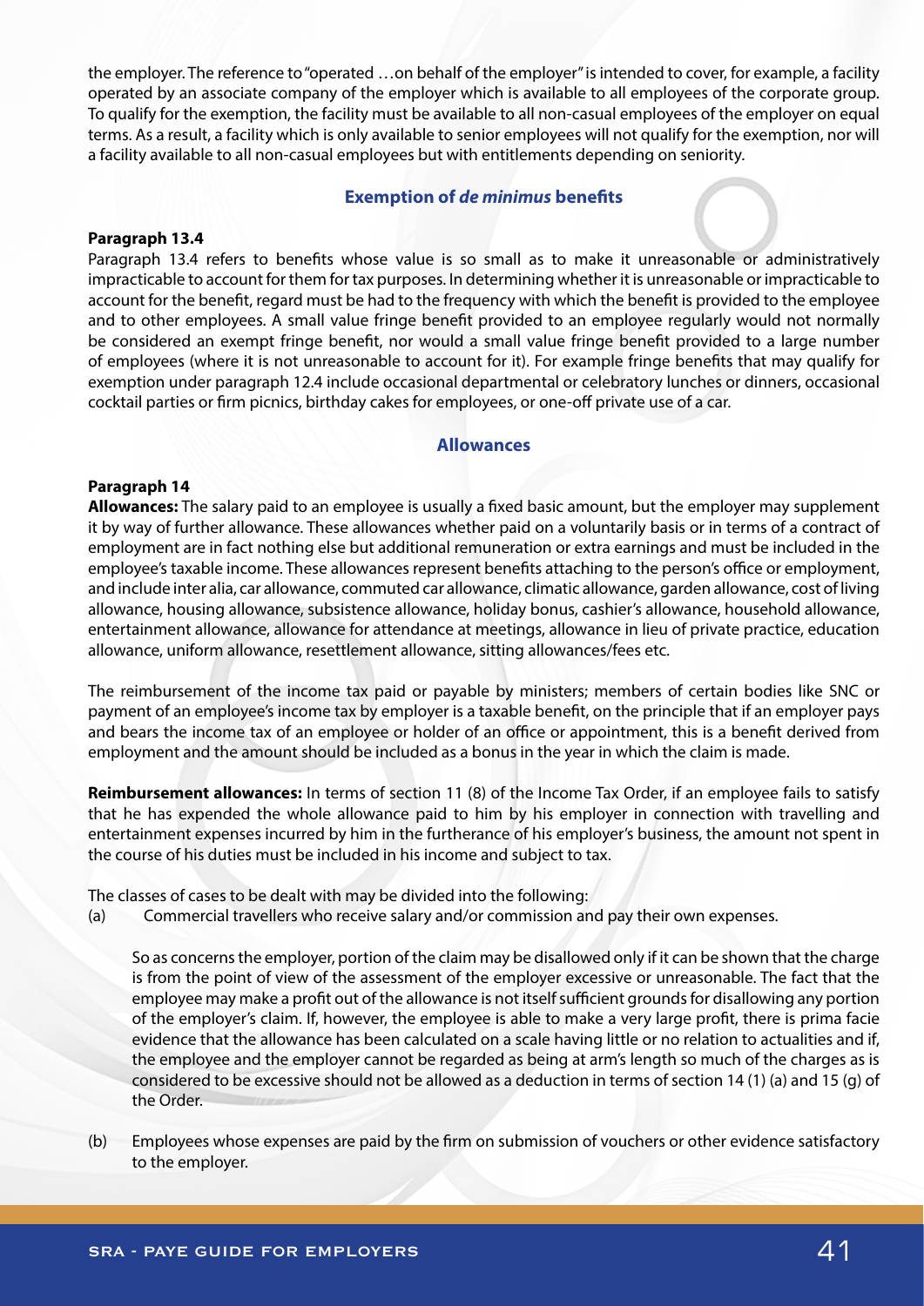the employer. The reference to "operated …on behalf of the employer" is intended to cover, for example, a facility operated by an associate company of the employer which is available to all employees of the corporate group. To qualify for the exemption, the facility must be available to all non-casual employees of the employer on equal terms. As a result, a facility which is only available to senior employees will not qualify for the exemption, nor will a facility available to all non-casual employees but with entitlements depending on seniority.

## Exemption of *de minimus* benefits

**Paragraph 13.4**

Paragraph 13.4 refers to benefits whose value is so small as to make it unreasonable or administratively impracticable to account for them for tax purposes. In determining whether it is unreasonable or impracticable to account for the benefit, regard must be had to the frequency with which the benefit is provided to the employee and to other employees. A small value fringe benefit provided to an employee regularly would not normally be considered an exempt fringe benefit, nor would a small value fringe benefit provided to a large number of employees (where it is not unreasonable to account for it). For example fringe benefits that may qualify for exemption under paragraph 12.4 include occasional departmental or celebratory lunches or dinners, occasional cocktail parties or firm picnics, birthday cakes for employees, or one-off private use of a car.

## Allowances

**Paragraph 14**

**Allowances:** The salary paid to an employee is usually a fixed basic amount, but the employer may supplement it by way of further allowance. These allowances whether paid on a voluntarily basis or in terms of a contract of employment are in fact nothing else but additional remuneration or extra earnings and must be included in the employee's taxable income. These allowances represent benefits attaching to the person's office or employment, and include inter alia, car allowance, commuted car allowance, climatic allowance, garden allowance, cost of living allowance, housing allowance, subsistence allowance, holiday bonus, cashier's allowance, household allowance, entertainment allowance, allowance for attendance at meetings, allowance in lieu of private practice, education allowance, uniform allowance, resettlement allowance, sitting allowances/fees etc.

The reimbursement of the income tax paid or payable by ministers; members of certain bodies like SNC or payment of an employee's income tax by employer is a taxable benefit, on the principle that if an employer pays and bears the income tax of an employee or holder of an office or appointment, this is a benefit derived from employment and the amount should be included as a bonus in the year in which the claim is made.

**Reimbursement allowances:** In terms of section 11 (8) of the Income Tax Order, if an employee fails to satisfy that he has expended the whole allowance paid to him by his employer in connection with travelling and entertainment expenses incurred by him in the furtherance of his employer's business, the amount not spent in the course of his duties must be included in his income and subject to tax.

The classes of cases to be dealt with may be divided into the following:

(a) Commercial travellers who receive salary and/or commission and pay their own expenses.

    So as concerns the employer, portion of the claim may be disallowed only if it can be shown that the charge is from the point of view of the assessment of the employer excessive or unreasonable. The fact that the employee may make a profit out of the allowance is not itself sufficient grounds for disallowing any portion of the employer's claim. If, however, the employee is able to make a very large profit, there is prima facie evidence that the allowance has been calculated on a scale having little or no relation to actualities and if, the employee and the employer cannot be regarded as being at arm's length so much of the charges as is considered to be excessive should not be allowed as a deduction in terms of section 14 (1) (a) and 15 (g) of the Order.

(b) Employees whose expenses are paid by the firm on submission of vouchers or other evidence satisfactory to the employer.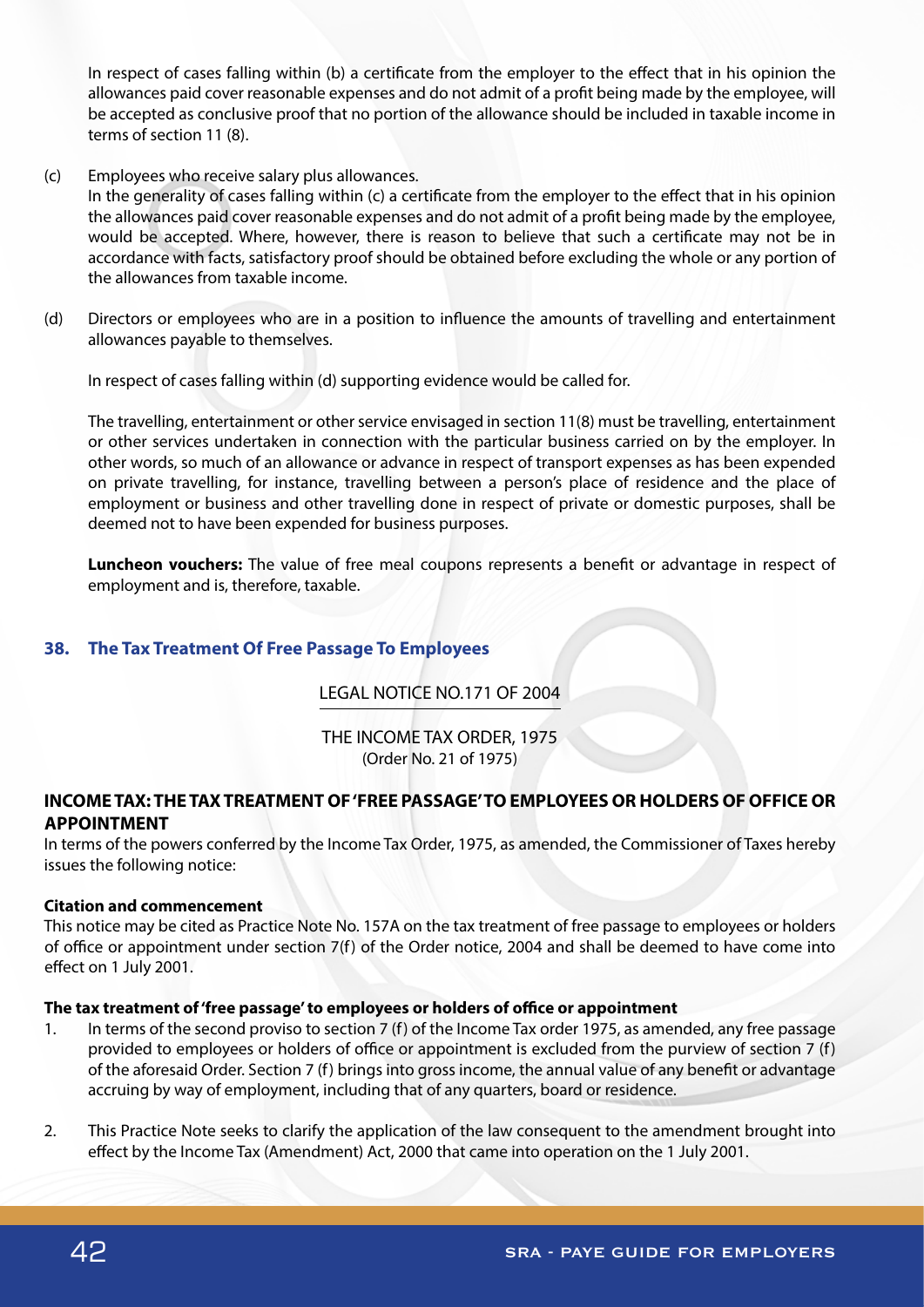In respect of cases falling within (b) a certificate from the employer to the effect that in his opinion the allowances paid cover reasonable expenses and do not admit of a profit being made by the employee, will be accepted as conclusive proof that no portion of the allowance should be included in taxable income in terms of section 11 (8).

(c) Employees who receive salary plus allowances.
In the generality of cases falling within (c) a certificate from the employer to the effect that in his opinion the allowances paid cover reasonable expenses and do not admit of a profit being made by the employee, would be accepted. Where, however, there is reason to believe that such a certificate may not be in accordance with facts, satisfactory proof should be obtained before excluding the whole or any portion of the allowances from taxable income.

(d) Directors or employees who are in a position to influence the amounts of travelling and entertainment allowances payable to themselves.

In respect of cases falling within (d) supporting evidence would be called for.

The travelling, entertainment or other service envisaged in section 11(8) must be travelling, entertainment or other services undertaken in connection with the particular business carried on by the employer. In other words, so much of an allowance or advance in respect of transport expenses as has been expended on private travelling, for instance, travelling between a person's place of residence and the place of employment or business and other travelling done in respect of private or domestic purposes, shall be deemed not to have been expended for business purposes.

**Luncheon vouchers:** The value of free meal coupons represents a benefit or advantage in respect of employment and is, therefore, taxable.

## 38. The Tax Treatment Of Free Passage To Employees

LEGAL NOTICE NO.171 OF 2004

THE INCOME TAX ORDER, 1975
(Order No. 21 of 1975)

### INCOME TAX: THE TAX TREATMENT OF 'FREE PASSAGE' TO EMPLOYEES OR HOLDERS OF OFFICE OR APPOINTMENT

In terms of the powers conferred by the Income Tax Order, 1975, as amended, the Commissioner of Taxes hereby issues the following notice:

**Citation and commencement**

This notice may be cited as Practice Note No. 157A on the tax treatment of free passage to employees or holders of office or appointment under section 7(f) of the Order notice, 2004 and shall be deemed to have come into effect on 1 July 2001.

**The tax treatment of 'free passage' to employees or holders of office or appointment**

1. In terms of the second proviso to section 7 (f) of the Income Tax order 1975, as amended, any free passage provided to employees or holders of office or appointment is excluded from the purview of section 7 (f) of the aforesaid Order. Section 7 (f) brings into gross income, the annual value of any benefit or advantage accruing by way of employment, including that of any quarters, board or residence.

2. This Practice Note seeks to clarify the application of the law consequent to the amendment brought into effect by the Income Tax (Amendment) Act, 2000 that came into operation on the 1 July 2001.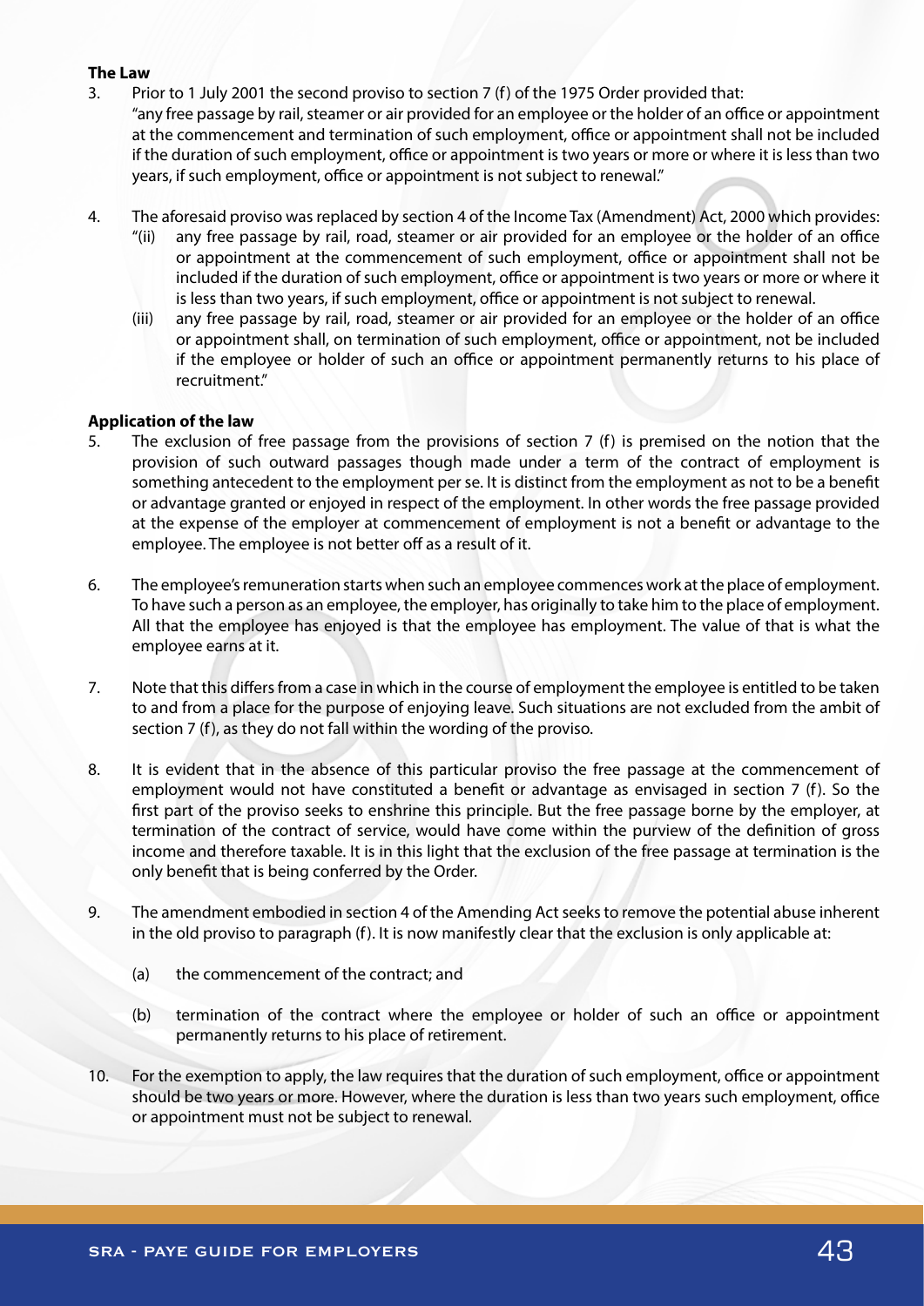**The Law**

3. Prior to 1 July 2001 the second proviso to section 7 (f) of the 1975 Order provided that:
   "any free passage by rail, steamer or air provided for an employee or the holder of an office or appointment at the commencement and termination of such employment, office or appointment shall not be included if the duration of such employment, office or appointment is two years or more or where it is less than two years, if such employment, office or appointment is not subject to renewal."

4. The aforesaid proviso was replaced by section 4 of the Income Tax (Amendment) Act, 2000 which provides:
   "(ii) any free passage by rail, road, steamer or air provided for an employee or the holder of an office or appointment at the commencement of such employment, office or appointment shall not be included if the duration of such employment, office or appointment is two years or more or where it is less than two years, if such employment, office or appointment is not subject to renewal.
   (iii) any free passage by rail, road, steamer or air provided for an employee or the holder of an office or appointment shall, on termination of such employment, office or appointment, not be included if the employee or holder of such an office or appointment permanently returns to his place of recruitment."

**Application of the law**

5. The exclusion of free passage from the provisions of section 7 (f) is premised on the notion that the provision of such outward passages though made under a term of the contract of employment is something antecedent to the employment per se. It is distinct from the employment as not to be a benefit or advantage granted or enjoyed in respect of the employment. In other words the free passage provided at the expense of the employer at commencement of employment is not a benefit or advantage to the employee. The employee is not better off as a result of it.

6. The employee's remuneration starts when such an employee commences work at the place of employment. To have such a person as an employee, the employer, has originally to take him to the place of employment. All that the employee has enjoyed is that the employee has employment. The value of that is what the employee earns at it.

7. Note that this differs from a case in which in the course of employment the employee is entitled to be taken to and from a place for the purpose of enjoying leave. Such situations are not excluded from the ambit of section 7 (f), as they do not fall within the wording of the proviso.

8. It is evident that in the absence of this particular proviso the free passage at the commencement of employment would not have constituted a benefit or advantage as envisaged in section 7 (f). So the first part of the proviso seeks to enshrine this principle. But the free passage borne by the employer, at termination of the contract of service, would have come within the purview of the definition of gross income and therefore taxable. It is in this light that the exclusion of the free passage at termination is the only benefit that is being conferred by the Order.

9. The amendment embodied in section 4 of the Amending Act seeks to remove the potential abuse inherent in the old proviso to paragraph (f). It is now manifestly clear that the exclusion is only applicable at:

   (a) the commencement of the contract; and

   (b) termination of the contract where the employee or holder of such an office or appointment permanently returns to his place of retirement.

10. For the exemption to apply, the law requires that the duration of such employment, office or appointment should be two years or more. However, where the duration is less than two years such employment, office or appointment must not be subject to renewal.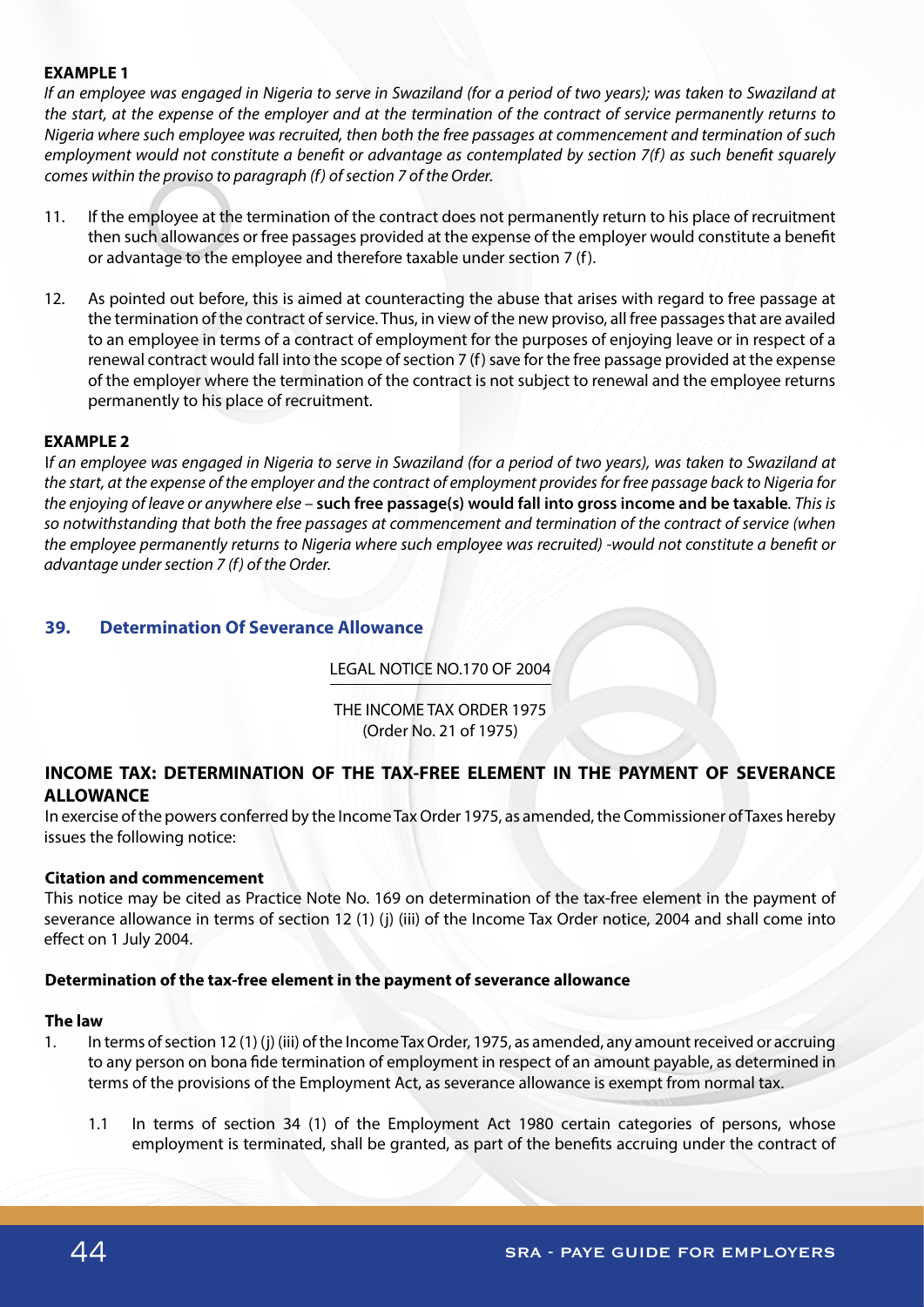**EXAMPLE 1**

*If an employee was engaged in Nigeria to serve in Swaziland (for a period of two years); was taken to Swaziland at the start, at the expense of the employer and at the termination of the contract of service permanently returns to Nigeria where such employee was recruited, then both the free passages at commencement and termination of such employment would not constitute a benefit or advantage as contemplated by section 7(f) as such benefit squarely comes within the proviso to paragraph (f) of section 7 of the Order.*

11. If the employee at the termination of the contract does not permanently return to his place of recruitment then such allowances or free passages provided at the expense of the employer would constitute a benefit or advantage to the employee and therefore taxable under section 7 (f).

12. As pointed out before, this is aimed at counteracting the abuse that arises with regard to free passage at the termination of the contract of service. Thus, in view of the new proviso, all free passages that are availed to an employee in terms of a contract of employment for the purposes of enjoying leave or in respect of a renewal contract would fall into the scope of section 7 (f) save for the free passage provided at the expense of the employer where the termination of the contract is not subject to renewal and the employee returns permanently to his place of recruitment.

**EXAMPLE 2**

I*f an employee was engaged in Nigeria to serve in Swaziland (for a period of two years), was taken to Swaziland at the start, at the expense of the employer and the contract of employment provides for free passage back to Nigeria for the enjoying of leave or anywhere else –* **such free passage(s) would fall into gross income and be taxable***. This is so notwithstanding that both the free passages at commencement and termination of the contract of service (when the employee permanently returns to Nigeria where such employee was recruited) -would not constitute a benefit or advantage under section 7 (f) of the Order.*

## 39. Determination Of Severance Allowance

LEGAL NOTICE NO.170 OF 2004

THE INCOME TAX ORDER 1975
(Order No. 21 of 1975)

### INCOME TAX: DETERMINATION OF THE TAX-FREE ELEMENT IN THE PAYMENT OF SEVERANCE ALLOWANCE

In exercise of the powers conferred by the Income Tax Order 1975, as amended, the Commissioner of Taxes hereby issues the following notice:

**Citation and commencement**

This notice may be cited as Practice Note No. 169 on determination of the tax-free element in the payment of severance allowance in terms of section 12 (1) (j) (iii) of the Income Tax Order notice, 2004 and shall come into effect on 1 July 2004.

**Determination of the tax-free element in the payment of severance allowance**

**The law**

1. In terms of section 12 (1) (j) (iii) of the Income Tax Order, 1975, as amended, any amount received or accruing to any person on bona fide termination of employment in respect of an amount payable, as determined in terms of the provisions of the Employment Act, as severance allowance is exempt from normal tax.

   1.1 In terms of section 34 (1) of the Employment Act 1980 certain categories of persons, whose employment is terminated, shall be granted, as part of the benefits accruing under the contract of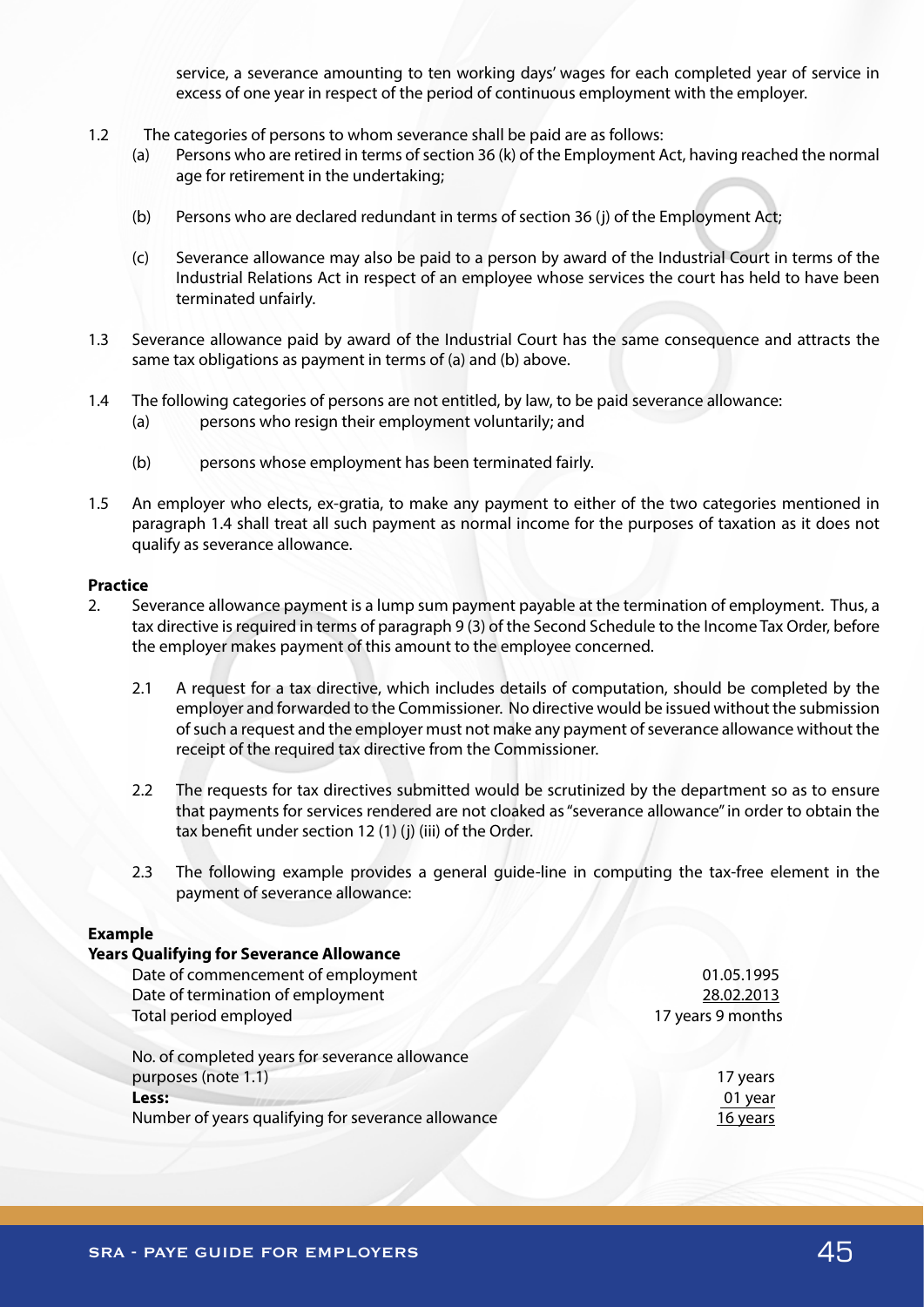service, a severance amounting to ten working days' wages for each completed year of service in excess of one year in respect of the period of continuous employment with the employer.

1.2 The categories of persons to whom severance shall be paid are as follows:
   - (a) Persons who are retired in terms of section 36 (k) of the Employment Act, having reached the normal age for retirement in the undertaking;
   - (b) Persons who are declared redundant in terms of section 36 (j) of the Employment Act;
   - (c) Severance allowance may also be paid to a person by award of the Industrial Court in terms of the Industrial Relations Act in respect of an employee whose services the court has held to have been terminated unfairly.

1.3 Severance allowance paid by award of the Industrial Court has the same consequence and attracts the same tax obligations as payment in terms of (a) and (b) above.

1.4 The following categories of persons are not entitled, by law, to be paid severance allowance:
   - (a) persons who resign their employment voluntarily; and
   - (b) persons whose employment has been terminated fairly.

1.5 An employer who elects, ex-gratia, to make any payment to either of the two categories mentioned in paragraph 1.4 shall treat all such payment as normal income for the purposes of taxation as it does not qualify as severance allowance.

**Practice**

2. Severance allowance payment is a lump sum payment payable at the termination of employment. Thus, a tax directive is required in terms of paragraph 9 (3) of the Second Schedule to the Income Tax Order, before the employer makes payment of this amount to the employee concerned.

   2.1 A request for a tax directive, which includes details of computation, should be completed by the employer and forwarded to the Commissioner. No directive would be issued without the submission of such a request and the employer must not make any payment of severance allowance without the receipt of the required tax directive from the Commissioner.

   2.2 The requests for tax directives submitted would be scrutinized by the department so as to ensure that payments for services rendered are not cloaked as "severance allowance" in order to obtain the tax benefit under section 12 (1) (j) (iii) of the Order.

   2.3 The following example provides a general guide-line in computing the tax-free element in the payment of severance allowance:

**Example**

**Years Qualifying for Severance Allowance**

| | |
|---|---|
| Date of commencement of employment | 01.05.1995 |
| Date of termination of employment | 28.02.2013 |
| Total period employed | 17 years 9 months |
| | |
| No. of completed years for severance allowance purposes (note 1.1) | 17 years |
| **Less:** | 01 year |
| Number of years qualifying for severance allowance | 16 years |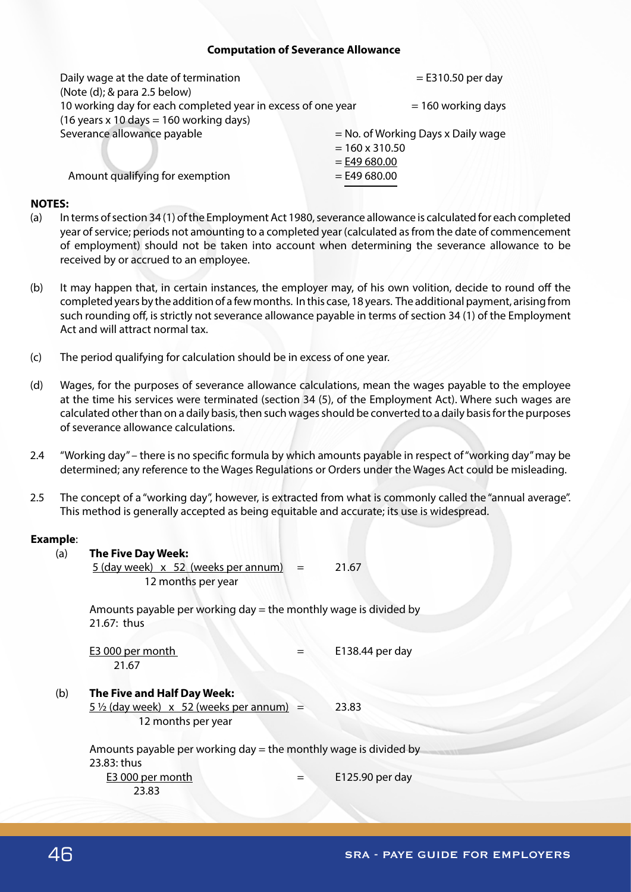### Computation of Severance Allowance

| | |
|---|---|
| Daily wage at the date of termination (Note (d); & para 2.5 below) | = E310.50 per day |
| 10 working day for each completed year in excess of one year (16 years x 10 days = 160 working days) | = 160 working days |
| Severance allowance payable | = No. of Working Days x Daily wage |
| | = 160 x 310.50 |
| | = E49 680.00 |
| Amount qualifying for exemption | = E49 680.00 |

**NOTES:**

(a) In terms of section 34 (1) of the Employment Act 1980, severance allowance is calculated for each completed year of service; periods not amounting to a completed year (calculated as from the date of commencement of employment) should not be taken into account when determining the severance allowance to be received by or accrued to an employee.

(b) It may happen that, in certain instances, the employer may, of his own volition, decide to round off the completed years by the addition of a few months. In this case, 18 years. The additional payment, arising from such rounding off, is strictly not severance allowance payable in terms of section 34 (1) of the Employment Act and will attract normal tax.

(c) The period qualifying for calculation should be in excess of one year.

(d) Wages, for the purposes of severance allowance calculations, mean the wages payable to the employee at the time his services were terminated (section 34 (5), of the Employment Act). Where such wages are calculated other than on a daily basis, then such wages should be converted to a daily basis for the purposes of severance allowance calculations.

2.4 "Working day" – there is no specific formula by which amounts payable in respect of "working day" may be determined; any reference to the Wages Regulations or Orders under the Wages Act could be misleading.

2.5 The concept of a "working day", however, is extracted from what is commonly called the "annual average". This method is generally accepted as being equitable and accurate; its use is widespread.

**Example**:

(a) **The Five Day Week:**

$$\frac{5 \text{ (day week)} \times 52 \text{ (weeks per annum)}}{12 \text{ months per year}} = 21.67$$

Amounts payable per working day = the monthly wage is divided by 21.67: thus

$$\frac{\text{E3 000 per month}}{21.67} = \text{E138.44 per day}$$

(b) **The Five and Half Day Week:**

$$\frac{5\tfrac{1}{2} \text{ (day week)} \times 52 \text{ (weeks per annum)}}{12 \text{ months per year}} = 23.83$$

Amounts payable per working day = the monthly wage is divided by 23.83: thus

$$\frac{\text{E3 000 per month}}{23.83} = \text{E125.90 per day}$$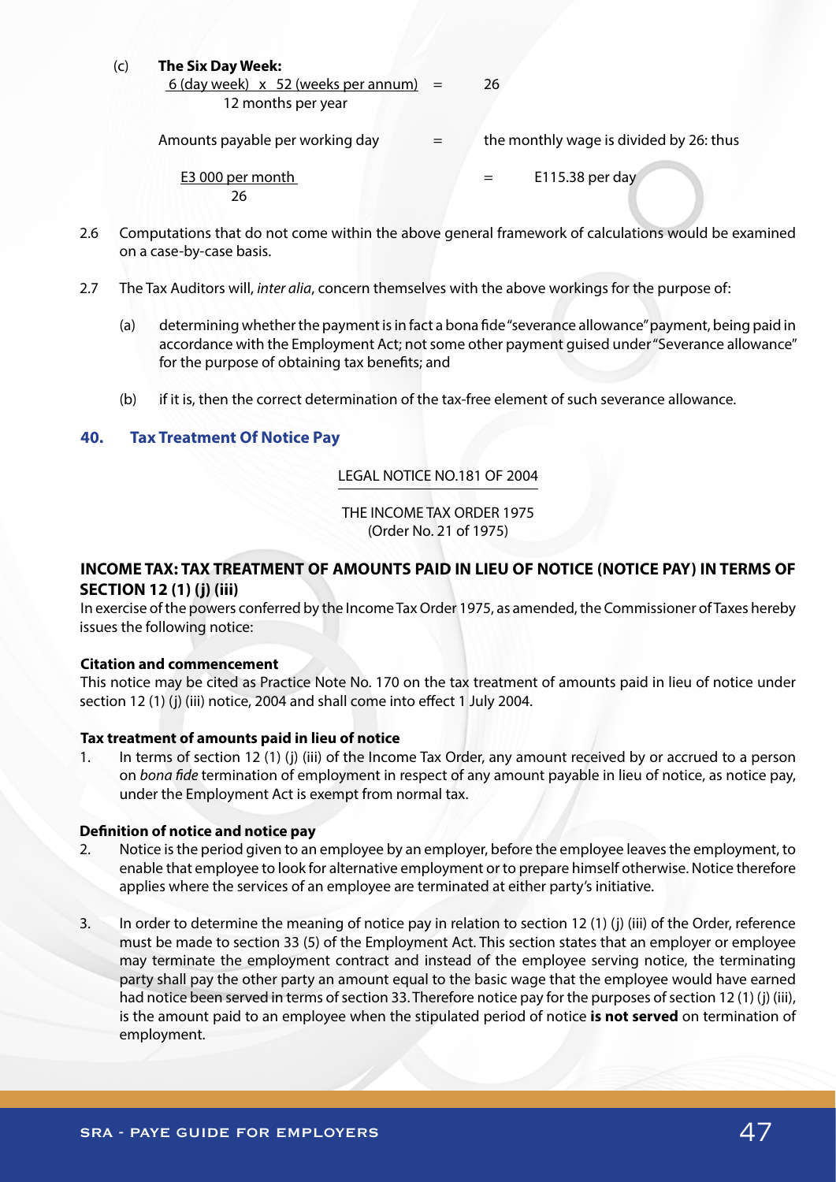(c) **The Six Day Week:**

$$\frac{6 \text{ (day week)} \times 52 \text{ (weeks per annum)}}{12 \text{ months per year}} = 26$$

Amounts payable per working day = the monthly wage is divided by 26: thus

$$\frac{\text{E3 000 per month}}{26} = \text{E115.38 per day}$$

2.6 Computations that do not come within the above general framework of calculations would be examined on a case-by-case basis.

2.7 The Tax Auditors will, *inter alia*, concern themselves with the above workings for the purpose of:

(a) determining whether the payment is in fact a bona fide "severance allowance" payment, being paid in accordance with the Employment Act; not some other payment guised under "Severance allowance" for the purpose of obtaining tax benefits; and

(b) if it is, then the correct determination of the tax-free element of such severance allowance.

## 40. Tax Treatment Of Notice Pay

LEGAL NOTICE NO.181 OF 2004

THE INCOME TAX ORDER 1975
(Order No. 21 of 1975)

### INCOME TAX: TAX TREATMENT OF AMOUNTS PAID IN LIEU OF NOTICE (NOTICE PAY) IN TERMS OF SECTION 12 (1) (j) (iii)

In exercise of the powers conferred by the Income Tax Order 1975, as amended, the Commissioner of Taxes hereby issues the following notice:

**Citation and commencement**

This notice may be cited as Practice Note No. 170 on the tax treatment of amounts paid in lieu of notice under section 12 (1) (j) (iii) notice, 2004 and shall come into effect 1 July 2004.

**Tax treatment of amounts paid in lieu of notice**

1. In terms of section 12 (1) (j) (iii) of the Income Tax Order, any amount received by or accrued to a person on *bona fide* termination of employment in respect of any amount payable in lieu of notice, as notice pay, under the Employment Act is exempt from normal tax.

**Definition of notice and notice pay**

2. Notice is the period given to an employee by an employer, before the employee leaves the employment, to enable that employee to look for alternative employment or to prepare himself otherwise. Notice therefore applies where the services of an employee are terminated at either party's initiative.

3. In order to determine the meaning of notice pay in relation to section 12 (1) (j) (iii) of the Order, reference must be made to section 33 (5) of the Employment Act. This section states that an employer or employee may terminate the employment contract and instead of the employee serving notice, the terminating party shall pay the other party an amount equal to the basic wage that the employee would have earned had notice been served in terms of section 33. Therefore notice pay for the purposes of section 12 (1) (j) (iii), is the amount paid to an employee when the stipulated period of notice **is not served** on termination of employment.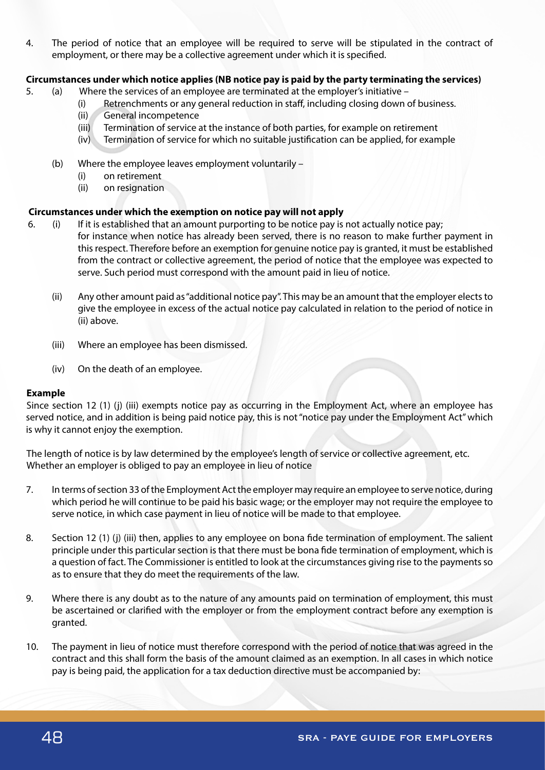4. The period of notice that an employee will be required to serve will be stipulated in the contract of employment, or there may be a collective agreement under which it is specified.

**Circumstances under which notice applies (NB notice pay is paid by the party terminating the services)**

5. (a) Where the services of an employee are terminated at the employer's initiative –
   (i) Retrenchments or any general reduction in staff, including closing down of business.
   (ii) General incompetence
   (iii) Termination of service at the instance of both parties, for example on retirement
   (iv) Termination of service for which no suitable justification can be applied, for example

   (b) Where the employee leaves employment voluntarily –
   (i) on retirement
   (ii) on resignation

**Circumstances under which the exemption on notice pay will not apply**

6. (i) If it is established that an amount purporting to be notice pay is not actually notice pay; for instance when notice has already been served, there is no reason to make further payment in this respect. Therefore before an exemption for genuine notice pay is granted, it must be established from the contract or collective agreement, the period of notice that the employee was expected to serve. Such period must correspond with the amount paid in lieu of notice.

   (ii) Any other amount paid as "additional notice pay". This may be an amount that the employer elects to give the employee in excess of the actual notice pay calculated in relation to the period of notice in (ii) above.

   (iii) Where an employee has been dismissed.

   (iv) On the death of an employee.

**Example**

Since section 12 (1) (j) (iii) exempts notice pay as occurring in the Employment Act, where an employee has served notice, and in addition is being paid notice pay, this is not "notice pay under the Employment Act" which is why it cannot enjoy the exemption.

The length of notice is by law determined by the employee's length of service or collective agreement, etc.
Whether an employer is obliged to pay an employee in lieu of notice

7. In terms of section 33 of the Employment Act the employer may require an employee to serve notice, during which period he will continue to be paid his basic wage; or the employer may not require the employee to serve notice, in which case payment in lieu of notice will be made to that employee.

8. Section 12 (1) (j) (iii) then, applies to any employee on bona fide termination of employment. The salient principle under this particular section is that there must be bona fide termination of employment, which is a question of fact. The Commissioner is entitled to look at the circumstances giving rise to the payments so as to ensure that they do meet the requirements of the law.

9. Where there is any doubt as to the nature of any amounts paid on termination of employment, this must be ascertained or clarified with the employer or from the employment contract before any exemption is granted.

10. The payment in lieu of notice must therefore correspond with the period of notice that was agreed in the contract and this shall form the basis of the amount claimed as an exemption. In all cases in which notice pay is being paid, the application for a tax deduction directive must be accompanied by: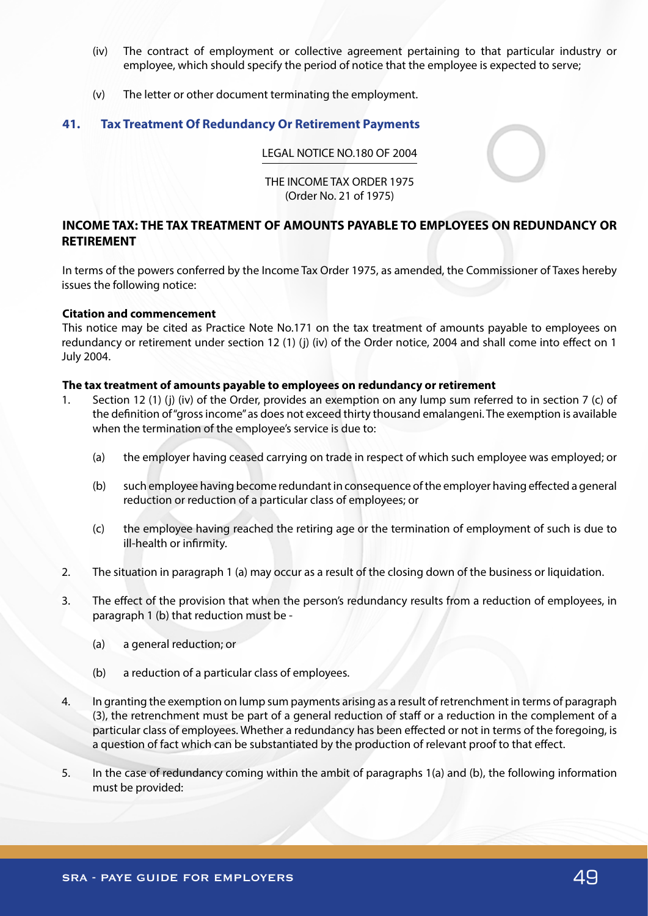(iv) The contract of employment or collective agreement pertaining to that particular industry or employee, which should specify the period of notice that the employee is expected to serve;

(v) The letter or other document terminating the employment.

## 41. Tax Treatment Of Redundancy Or Retirement Payments

LEGAL NOTICE NO.180 OF 2004

THE INCOME TAX ORDER 1975
(Order No. 21 of 1975)

### INCOME TAX: THE TAX TREATMENT OF AMOUNTS PAYABLE TO EMPLOYEES ON REDUNDANCY OR RETIREMENT

In terms of the powers conferred by the Income Tax Order 1975, as amended, the Commissioner of Taxes hereby issues the following notice:

**Citation and commencement**

This notice may be cited as Practice Note No.171 on the tax treatment of amounts payable to employees on redundancy or retirement under section 12 (1) (j) (iv) of the Order notice, 2004 and shall come into effect on 1 July 2004.

**The tax treatment of amounts payable to employees on redundancy or retirement**

1. Section 12 (1) (j) (iv) of the Order, provides an exemption on any lump sum referred to in section 7 (c) of the definition of "gross income" as does not exceed thirty thousand emalangeni. The exemption is available when the termination of the employee's service is due to:

   (a) the employer having ceased carrying on trade in respect of which such employee was employed; or

   (b) such employee having become redundant in consequence of the employer having effected a general reduction or reduction of a particular class of employees; or

   (c) the employee having reached the retiring age or the termination of employment of such is due to ill-health or infirmity.

2. The situation in paragraph 1 (a) may occur as a result of the closing down of the business or liquidation.

3. The effect of the provision that when the person's redundancy results from a reduction of employees, in paragraph 1 (b) that reduction must be -

   (a) a general reduction; or

   (b) a reduction of a particular class of employees.

4. In granting the exemption on lump sum payments arising as a result of retrenchment in terms of paragraph (3), the retrenchment must be part of a general reduction of staff or a reduction in the complement of a particular class of employees. Whether a redundancy has been effected or not in terms of the foregoing, is a question of fact which can be substantiated by the production of relevant proof to that effect.

5. In the case of redundancy coming within the ambit of paragraphs 1(a) and (b), the following information must be provided: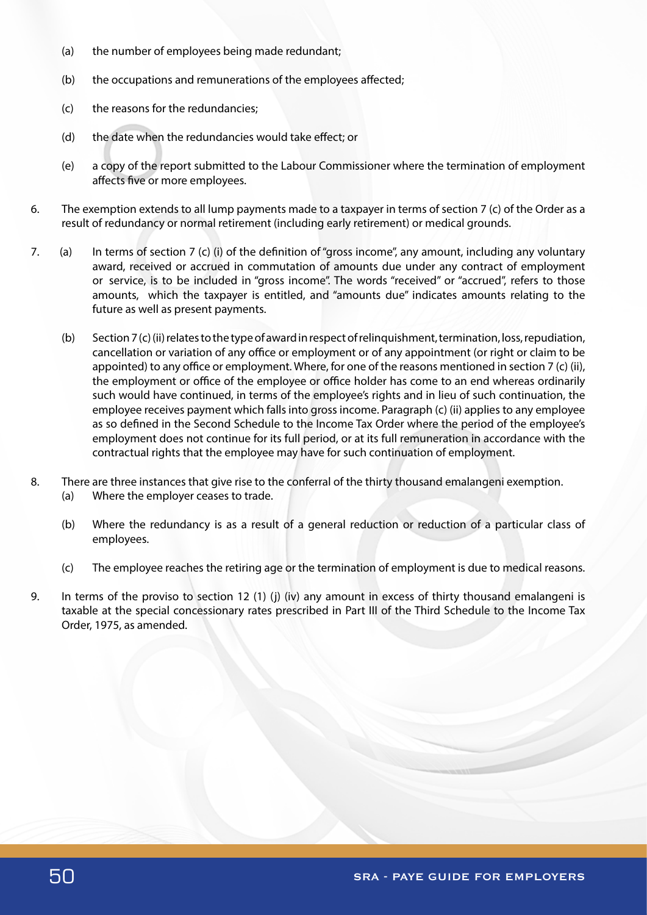(a) the number of employees being made redundant;

(b) the occupations and remunerations of the employees affected;

(c) the reasons for the redundancies;

(d) the date when the redundancies would take effect; or

(e) a copy of the report submitted to the Labour Commissioner where the termination of employment affects five or more employees.

6. The exemption extends to all lump payments made to a taxpayer in terms of section 7 (c) of the Order as a result of redundancy or normal retirement (including early retirement) or medical grounds.

7. (a) In terms of section 7 (c) (i) of the definition of "gross income", any amount, including any voluntary award, received or accrued in commutation of amounts due under any contract of employment or service, is to be included in "gross income". The words "received" or "accrued", refers to those amounts, which the taxpayer is entitled, and "amounts due" indicates amounts relating to the future as well as present payments.

   (b) Section 7 (c) (ii) relates to the type of award in respect of relinquishment, termination, loss, repudiation, cancellation or variation of any office or employment or of any appointment (or right or claim to be appointed) to any office or employment. Where, for one of the reasons mentioned in section 7 (c) (ii), the employment or office of the employee or office holder has come to an end whereas ordinarily such would have continued, in terms of the employee's rights and in lieu of such continuation, the employee receives payment which falls into gross income. Paragraph (c) (ii) applies to any employee as so defined in the Second Schedule to the Income Tax Order where the period of the employee's employment does not continue for its full period, or at its full remuneration in accordance with the contractual rights that the employee may have for such continuation of employment.

8. There are three instances that give rise to the conferral of the thirty thousand emalangeni exemption.
   (a) Where the employer ceases to trade.

   (b) Where the redundancy is as a result of a general reduction or reduction of a particular class of employees.

   (c) The employee reaches the retiring age or the termination of employment is due to medical reasons.

9. In terms of the proviso to section 12 (1) (j) (iv) any amount in excess of thirty thousand emalangeni is taxable at the special concessionary rates prescribed in Part III of the Third Schedule to the Income Tax Order, 1975, as amended.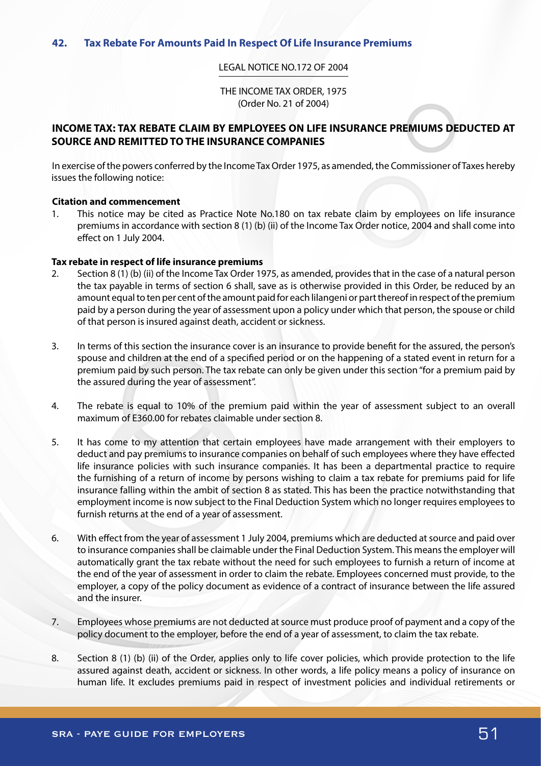## 42. Tax Rebate For Amounts Paid In Respect Of Life Insurance Premiums

LEGAL NOTICE NO.172 OF 2004

THE INCOME TAX ORDER, 1975
(Order No. 21 of 2004)

### INCOME TAX: TAX REBATE CLAIM BY EMPLOYEES ON LIFE INSURANCE PREMIUMS DEDUCTED AT SOURCE AND REMITTED TO THE INSURANCE COMPANIES

In exercise of the powers conferred by the Income Tax Order 1975, as amended, the Commissioner of Taxes hereby issues the following notice:

**Citation and commencement**

1. This notice may be cited as Practice Note No.180 on tax rebate claim by employees on life insurance premiums in accordance with section 8 (1) (b) (ii) of the Income Tax Order notice, 2004 and shall come into effect on 1 July 2004.

**Tax rebate in respect of life insurance premiums**

2. Section 8 (1) (b) (ii) of the Income Tax Order 1975, as amended, provides that in the case of a natural person the tax payable in terms of section 6 shall, save as is otherwise provided in this Order, be reduced by an amount equal to ten per cent of the amount paid for each lilangeni or part thereof in respect of the premium paid by a person during the year of assessment upon a policy under which that person, the spouse or child of that person is insured against death, accident or sickness.

3. In terms of this section the insurance cover is an insurance to provide benefit for the assured, the person's spouse and children at the end of a specified period or on the happening of a stated event in return for a premium paid by such person. The tax rebate can only be given under this section "for a premium paid by the assured during the year of assessment".

4. The rebate is equal to 10% of the premium paid within the year of assessment subject to an overall maximum of E360.00 for rebates claimable under section 8.

5. It has come to my attention that certain employees have made arrangement with their employers to deduct and pay premiums to insurance companies on behalf of such employees where they have effected life insurance policies with such insurance companies. It has been a departmental practice to require the furnishing of a return of income by persons wishing to claim a tax rebate for premiums paid for life insurance falling within the ambit of section 8 as stated. This has been the practice notwithstanding that employment income is now subject to the Final Deduction System which no longer requires employees to furnish returns at the end of a year of assessment.

6. With effect from the year of assessment 1 July 2004, premiums which are deducted at source and paid over to insurance companies shall be claimable under the Final Deduction System. This means the employer will automatically grant the tax rebate without the need for such employees to furnish a return of income at the end of the year of assessment in order to claim the rebate. Employees concerned must provide, to the employer, a copy of the policy document as evidence of a contract of insurance between the life assured and the insurer.

7. Employees whose premiums are not deducted at source must produce proof of payment and a copy of the policy document to the employer, before the end of a year of assessment, to claim the tax rebate.

8. Section 8 (1) (b) (ii) of the Order, applies only to life cover policies, which provide protection to the life assured against death, accident or sickness. In other words, a life policy means a policy of insurance on human life. It excludes premiums paid in respect of investment policies and individual retirements or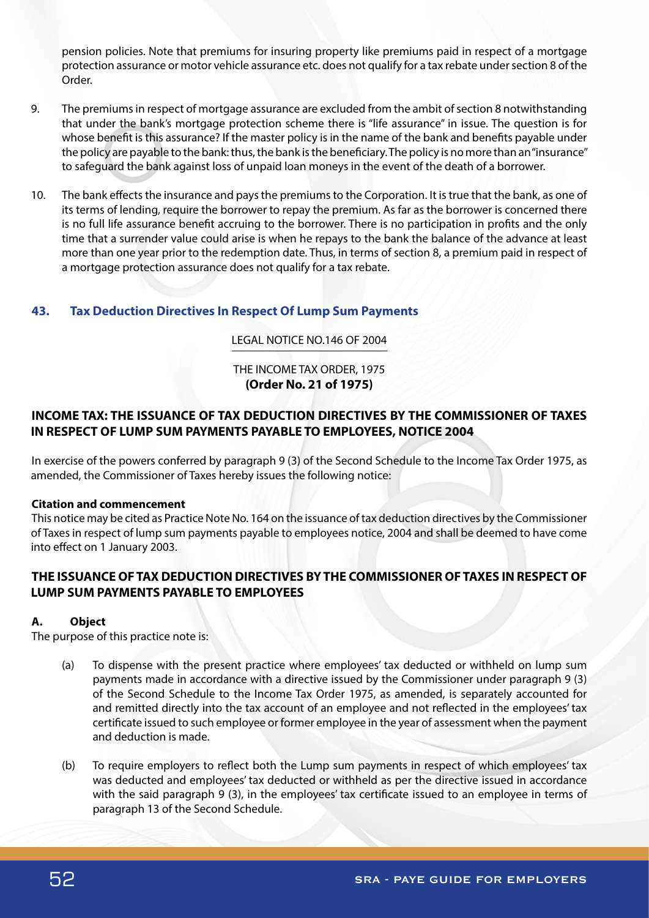pension policies. Note that premiums for insuring property like premiums paid in respect of a mortgage protection assurance or motor vehicle assurance etc. does not qualify for a tax rebate under section 8 of the Order.

9. The premiums in respect of mortgage assurance are excluded from the ambit of section 8 notwithstanding that under the bank's mortgage protection scheme there is "life assurance" in issue. The question is for whose benefit is this assurance? If the master policy is in the name of the bank and benefits payable under the policy are payable to the bank: thus, the bank is the beneficiary. The policy is no more than an "insurance" to safeguard the bank against loss of unpaid loan moneys in the event of the death of a borrower.

10. The bank effects the insurance and pays the premiums to the Corporation. It is true that the bank, as one of its terms of lending, require the borrower to repay the premium. As far as the borrower is concerned there is no full life assurance benefit accruing to the borrower. There is no participation in profits and the only time that a surrender value could arise is when he repays to the bank the balance of the advance at least more than one year prior to the redemption date. Thus, in terms of section 8, a premium paid in respect of a mortgage protection assurance does not qualify for a tax rebate.

## 43. Tax Deduction Directives In Respect Of Lump Sum Payments

LEGAL NOTICE NO.146 OF 2004

THE INCOME TAX ORDER, 1975
**(Order No. 21 of 1975)**

### INCOME TAX: THE ISSUANCE OF TAX DEDUCTION DIRECTIVES BY THE COMMISSIONER OF TAXES IN RESPECT OF LUMP SUM PAYMENTS PAYABLE TO EMPLOYEES, NOTICE 2004

In exercise of the powers conferred by paragraph 9 (3) of the Second Schedule to the Income Tax Order 1975, as amended, the Commissioner of Taxes hereby issues the following notice:

**Citation and commencement**
This notice may be cited as Practice Note No. 164 on the issuance of tax deduction directives by the Commissioner of Taxes in respect of lump sum payments payable to employees notice, 2004 and shall be deemed to have come into effect on 1 January 2003.

### THE ISSUANCE OF TAX DEDUCTION DIRECTIVES BY THE COMMISSIONER OF TAXES IN RESPECT OF LUMP SUM PAYMENTS PAYABLE TO EMPLOYEES

**A. Object**
The purpose of this practice note is:

(a) To dispense with the present practice where employees' tax deducted or withheld on lump sum payments made in accordance with a directive issued by the Commissioner under paragraph 9 (3) of the Second Schedule to the Income Tax Order 1975, as amended, is separately accounted for and remitted directly into the tax account of an employee and not reflected in the employees' tax certificate issued to such employee or former employee in the year of assessment when the payment and deduction is made.

(b) To require employers to reflect both the Lump sum payments in respect of which employees' tax was deducted and employees' tax deducted or withheld as per the directive issued in accordance with the said paragraph 9 (3), in the employees' tax certificate issued to an employee in terms of paragraph 13 of the Second Schedule.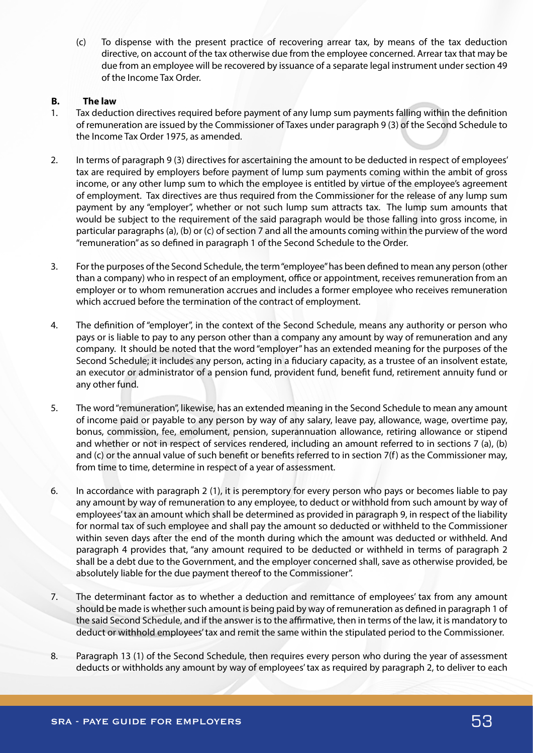(c) To dispense with the present practice of recovering arrear tax, by means of the tax deduction directive, on account of the tax otherwise due from the employee concerned. Arrear tax that may be due from an employee will be recovered by issuance of a separate legal instrument under section 49 of the Income Tax Order.

**B. The law**

1. Tax deduction directives required before payment of any lump sum payments falling within the definition of remuneration are issued by the Commissioner of Taxes under paragraph 9 (3) of the Second Schedule to the Income Tax Order 1975, as amended.

2. In terms of paragraph 9 (3) directives for ascertaining the amount to be deducted in respect of employees' tax are required by employers before payment of lump sum payments coming within the ambit of gross income, or any other lump sum to which the employee is entitled by virtue of the employee's agreement of employment. Tax directives are thus required from the Commissioner for the release of any lump sum payment by any "employer", whether or not such lump sum attracts tax. The lump sum amounts that would be subject to the requirement of the said paragraph would be those falling into gross income, in particular paragraphs (a), (b) or (c) of section 7 and all the amounts coming within the purview of the word "remuneration" as so defined in paragraph 1 of the Second Schedule to the Order.

3. For the purposes of the Second Schedule, the term "employee" has been defined to mean any person (other than a company) who in respect of an employment, office or appointment, receives remuneration from an employer or to whom remuneration accrues and includes a former employee who receives remuneration which accrued before the termination of the contract of employment.

4. The definition of "employer", in the context of the Second Schedule, means any authority or person who pays or is liable to pay to any person other than a company any amount by way of remuneration and any company. It should be noted that the word "employer" has an extended meaning for the purposes of the Second Schedule; it includes any person, acting in a fiduciary capacity, as a trustee of an insolvent estate, an executor or administrator of a pension fund, provident fund, benefit fund, retirement annuity fund or any other fund.

5. The word "remuneration", likewise, has an extended meaning in the Second Schedule to mean any amount of income paid or payable to any person by way of any salary, leave pay, allowance, wage, overtime pay, bonus, commission, fee, emolument, pension, superannuation allowance, retiring allowance or stipend and whether or not in respect of services rendered, including an amount referred to in sections 7 (a), (b) and (c) or the annual value of such benefit or benefits referred to in section 7(f) as the Commissioner may, from time to time, determine in respect of a year of assessment.

6. In accordance with paragraph 2 (1), it is peremptory for every person who pays or becomes liable to pay any amount by way of remuneration to any employee, to deduct or withhold from such amount by way of employees' tax an amount which shall be determined as provided in paragraph 9, in respect of the liability for normal tax of such employee and shall pay the amount so deducted or withheld to the Commissioner within seven days after the end of the month during which the amount was deducted or withheld. And paragraph 4 provides that, "any amount required to be deducted or withheld in terms of paragraph 2 shall be a debt due to the Government, and the employer concerned shall, save as otherwise provided, be absolutely liable for the due payment thereof to the Commissioner".

7. The determinant factor as to whether a deduction and remittance of employees' tax from any amount should be made is whether such amount is being paid by way of remuneration as defined in paragraph 1 of the said Second Schedule, and if the answer is to the affirmative, then in terms of the law, it is mandatory to deduct or withhold employees' tax and remit the same within the stipulated period to the Commissioner.

8. Paragraph 13 (1) of the Second Schedule, then requires every person who during the year of assessment deducts or withholds any amount by way of employees' tax as required by paragraph 2, to deliver to each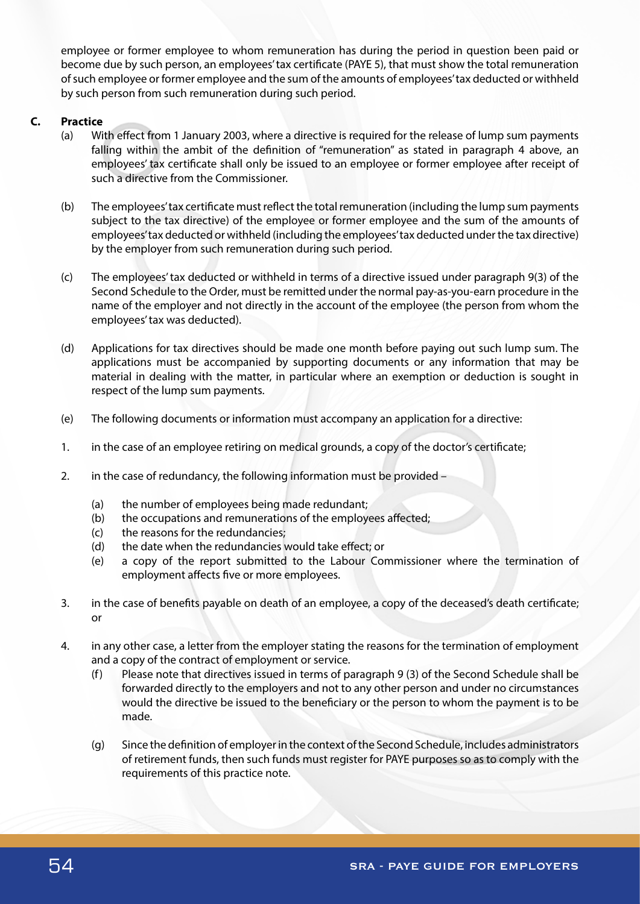employee or former employee to whom remuneration has during the period in question been paid or become due by such person, an employees' tax certificate (PAYE 5), that must show the total remuneration of such employee or former employee and the sum of the amounts of employees' tax deducted or withheld by such person from such remuneration during such period.

**C. Practice**

(a) With effect from 1 January 2003, where a directive is required for the release of lump sum payments falling within the ambit of the definition of "remuneration" as stated in paragraph 4 above, an employees' tax certificate shall only be issued to an employee or former employee after receipt of such a directive from the Commissioner.

(b) The employees' tax certificate must reflect the total remuneration (including the lump sum payments subject to the tax directive) of the employee or former employee and the sum of the amounts of employees' tax deducted or withheld (including the employees' tax deducted under the tax directive) by the employer from such remuneration during such period.

(c) The employees' tax deducted or withheld in terms of a directive issued under paragraph 9(3) of the Second Schedule to the Order, must be remitted under the normal pay-as-you-earn procedure in the name of the employer and not directly in the account of the employee (the person from whom the employees' tax was deducted).

(d) Applications for tax directives should be made one month before paying out such lump sum. The applications must be accompanied by supporting documents or any information that may be material in dealing with the matter, in particular where an exemption or deduction is sought in respect of the lump sum payments.

(e) The following documents or information must accompany an application for a directive:

1. in the case of an employee retiring on medical grounds, a copy of the doctor's certificate;

2. in the case of redundancy, the following information must be provided –

   (a) the number of employees being made redundant;
   (b) the occupations and remunerations of the employees affected;
   (c) the reasons for the redundancies;
   (d) the date when the redundancies would take effect; or
   (e) a copy of the report submitted to the Labour Commissioner where the termination of employment affects five or more employees.

3. in the case of benefits payable on death of an employee, a copy of the deceased's death certificate; or

4. in any other case, a letter from the employer stating the reasons for the termination of employment and a copy of the contract of employment or service.

(f) Please note that directives issued in terms of paragraph 9 (3) of the Second Schedule shall be forwarded directly to the employers and not to any other person and under no circumstances would the directive be issued to the beneficiary or the person to whom the payment is to be made.

(g) Since the definition of employer in the context of the Second Schedule, includes administrators of retirement funds, then such funds must register for PAYE purposes so as to comply with the requirements of this practice note.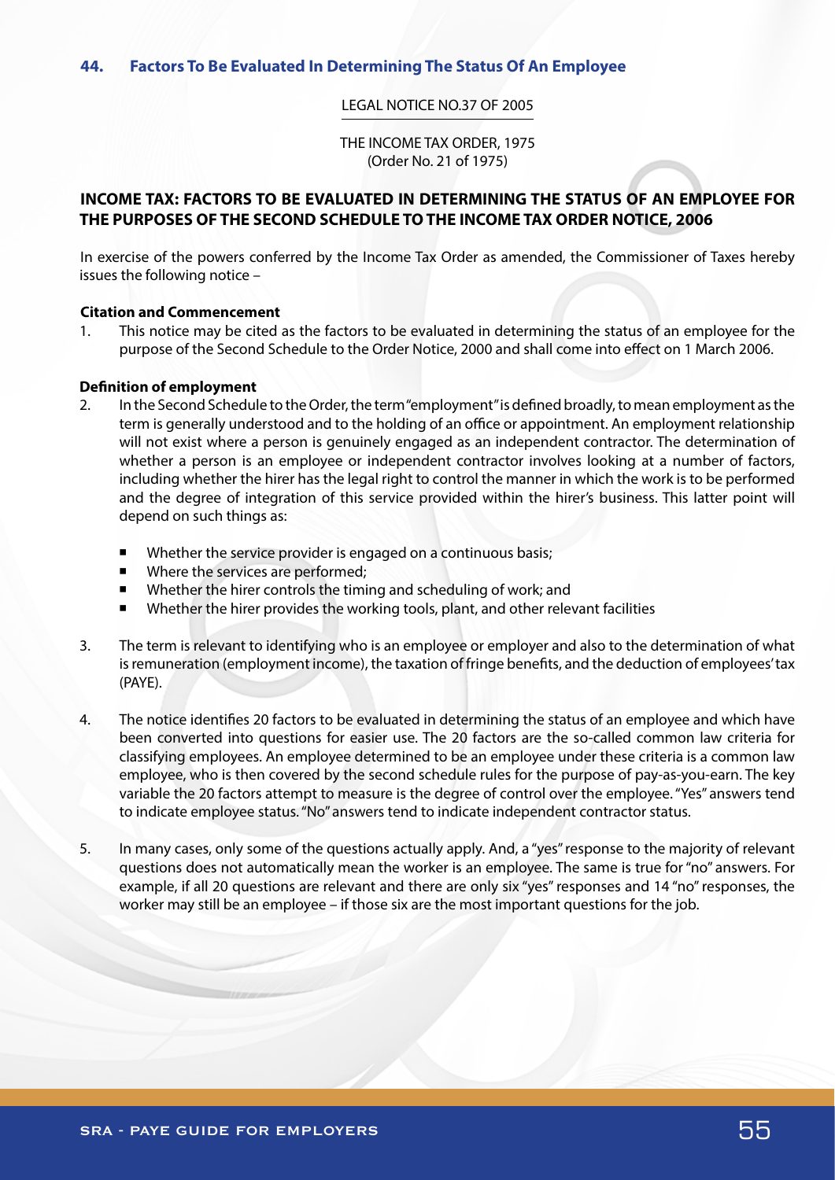## 44. Factors To Be Evaluated In Determining The Status Of An Employee

LEGAL NOTICE NO.37 OF 2005

THE INCOME TAX ORDER, 1975
(Order No. 21 of 1975)

### INCOME TAX: FACTORS TO BE EVALUATED IN DETERMINING THE STATUS OF AN EMPLOYEE FOR THE PURPOSES OF THE SECOND SCHEDULE TO THE INCOME TAX ORDER NOTICE, 2006

In exercise of the powers conferred by the Income Tax Order as amended, the Commissioner of Taxes hereby issues the following notice –

**Citation and Commencement**

1. This notice may be cited as the factors to be evaluated in determining the status of an employee for the purpose of the Second Schedule to the Order Notice, 2000 and shall come into effect on 1 March 2006.

**Definition of employment**

2. In the Second Schedule to the Order, the term "employment" is defined broadly, to mean employment as the term is generally understood and to the holding of an office or appointment. An employment relationship will not exist where a person is genuinely engaged as an independent contractor. The determination of whether a person is an employee or independent contractor involves looking at a number of factors, including whether the hirer has the legal right to control the manner in which the work is to be performed and the degree of integration of this service provided within the hirer's business. This latter point will depend on such things as:

   - Whether the service provider is engaged on a continuous basis;
   - Where the services are performed;
   - Whether the hirer controls the timing and scheduling of work; and
   - Whether the hirer provides the working tools, plant, and other relevant facilities

3. The term is relevant to identifying who is an employee or employer and also to the determination of what is remuneration (employment income), the taxation of fringe benefits, and the deduction of employees' tax (PAYE).

4. The notice identifies 20 factors to be evaluated in determining the status of an employee and which have been converted into questions for easier use. The 20 factors are the so-called common law criteria for classifying employees. An employee determined to be an employee under these criteria is a common law employee, who is then covered by the second schedule rules for the purpose of pay-as-you-earn. The key variable the 20 factors attempt to measure is the degree of control over the employee. "Yes" answers tend to indicate employee status. "No" answers tend to indicate independent contractor status.

5. In many cases, only some of the questions actually apply. And, a "yes" response to the majority of relevant questions does not automatically mean the worker is an employee. The same is true for "no" answers. For example, if all 20 questions are relevant and there are only six "yes" responses and 14 "no" responses, the worker may still be an employee – if those six are the most important questions for the job.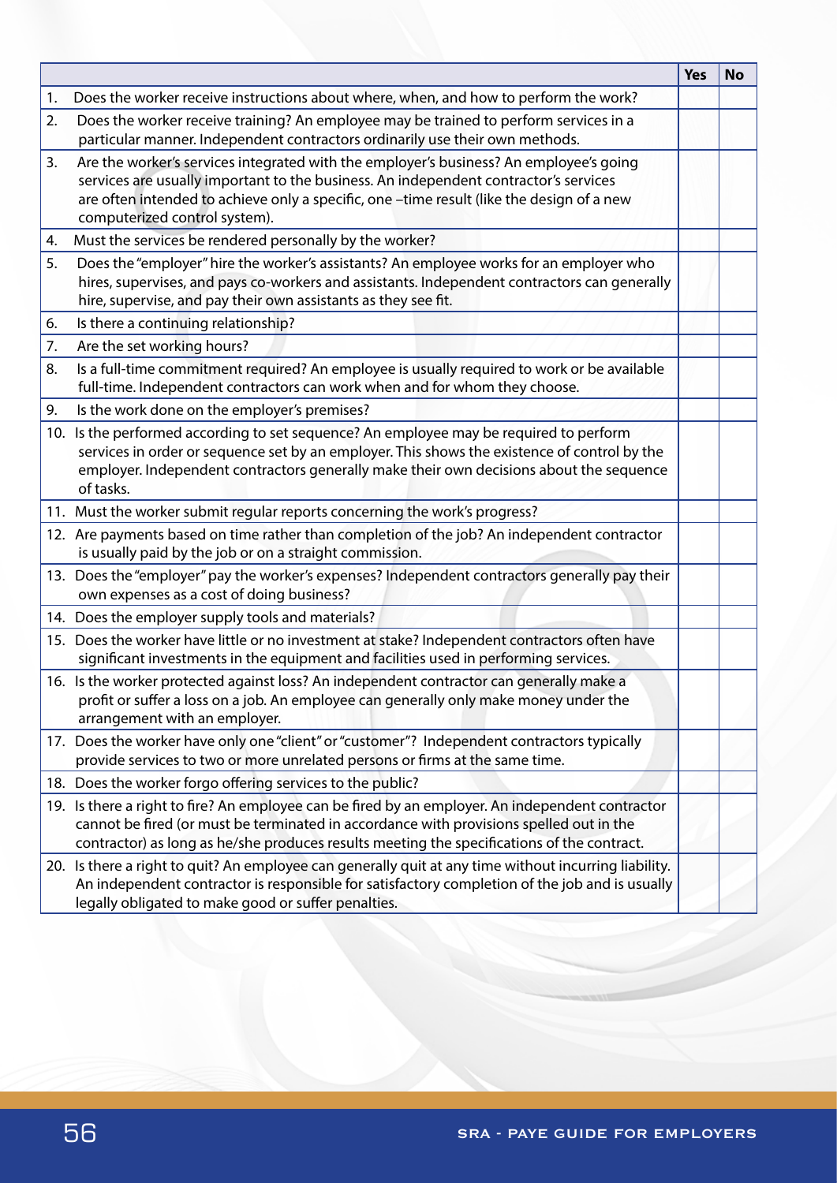| | Yes | No |
|---|---|---|
| 1. Does the worker receive instructions about where, when, and how to perform the work? | | |
| 2. Does the worker receive training? An employee may be trained to perform services in a particular manner. Independent contractors ordinarily use their own methods. | | |
| 3. Are the worker's services integrated with the employer's business? An employee's going services are usually important to the business. An independent contractor's services are often intended to achieve only a specific, one –time result (like the design of a new computerized control system). | | |
| 4. Must the services be rendered personally by the worker? | | |
| 5. Does the "employer" hire the worker's assistants? An employee works for an employer who hires, supervises, and pays co-workers and assistants. Independent contractors can generally hire, supervise, and pay their own assistants as they see fit. | | |
| 6. Is there a continuing relationship? | | |
| 7. Are the set working hours? | | |
| 8. Is a full-time commitment required? An employee is usually required to work or be available full-time. Independent contractors can work when and for whom they choose. | | |
| 9. Is the work done on the employer's premises? | | |
| 10. Is the performed according to set sequence? An employee may be required to perform services in order or sequence set by an employer. This shows the existence of control by the employer. Independent contractors generally make their own decisions about the sequence of tasks. | | |
| 11. Must the worker submit regular reports concerning the work's progress? | | |
| 12. Are payments based on time rather than completion of the job? An independent contractor is usually paid by the job or on a straight commission. | | |
| 13. Does the "employer" pay the worker's expenses? Independent contractors generally pay their own expenses as a cost of doing business? | | |
| 14. Does the employer supply tools and materials? | | |
| 15. Does the worker have little or no investment at stake? Independent contractors often have significant investments in the equipment and facilities used in performing services. | | |
| 16. Is the worker protected against loss? An independent contractor can generally make a profit or suffer a loss on a job. An employee can generally only make money under the arrangement with an employer. | | |
| 17. Does the worker have only one "client" or "customer"? Independent contractors typically provide services to two or more unrelated persons or firms at the same time. | | |
| 18. Does the worker forgo offering services to the public? | | |
| 19. Is there a right to fire? An employee can be fired by an employer. An independent contractor cannot be fired (or must be terminated in accordance with provisions spelled out in the contractor) as long as he/she produces results meeting the specifications of the contract. | | |
| 20. Is there a right to quit? An employee can generally quit at any time without incurring liability. An independent contractor is responsible for satisfactory completion of the job and is usually legally obligated to make good or suffer penalties. | | |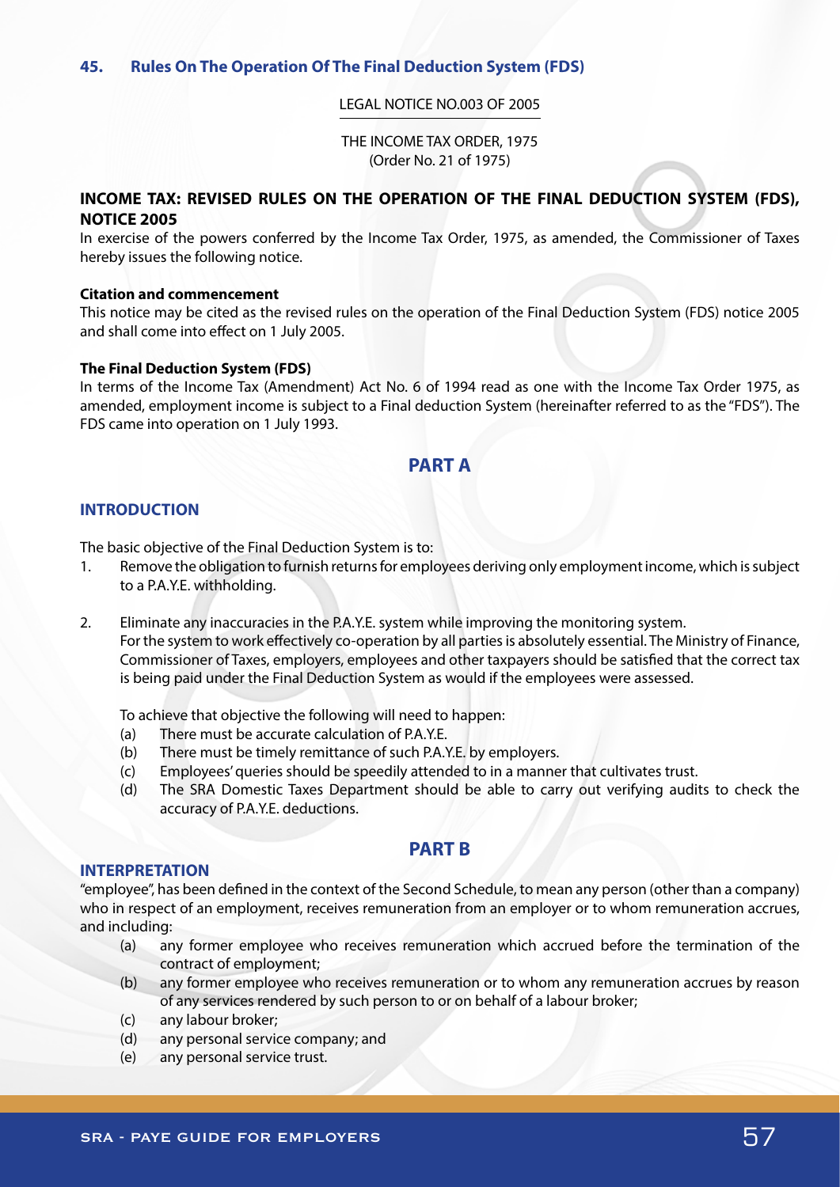## 45. Rules On The Operation Of The Final Deduction System (FDS)

LEGAL NOTICE NO.003 OF 2005

THE INCOME TAX ORDER, 1975
(Order No. 21 of 1975)

### INCOME TAX: REVISED RULES ON THE OPERATION OF THE FINAL DEDUCTION SYSTEM (FDS), NOTICE 2005

In exercise of the powers conferred by the Income Tax Order, 1975, as amended, the Commissioner of Taxes hereby issues the following notice.

**Citation and commencement**

This notice may be cited as the revised rules on the operation of the Final Deduction System (FDS) notice 2005 and shall come into effect on 1 July 2005.

**The Final Deduction System (FDS)**

In terms of the Income Tax (Amendment) Act No. 6 of 1994 read as one with the Income Tax Order 1975, as amended, employment income is subject to a Final deduction System (hereinafter referred to as the "FDS"). The FDS came into operation on 1 July 1993.

## PART A

### INTRODUCTION

The basic objective of the Final Deduction System is to:

1. Remove the obligation to furnish returns for employees deriving only employment income, which is subject to a P.A.Y.E. withholding.

2. Eliminate any inaccuracies in the P.A.Y.E. system while improving the monitoring system.
   For the system to work effectively co-operation by all parties is absolutely essential. The Ministry of Finance, Commissioner of Taxes, employers, employees and other taxpayers should be satisfied that the correct tax is being paid under the Final Deduction System as would if the employees were assessed.

   To achieve that objective the following will need to happen:
   (a) There must be accurate calculation of P.A.Y.E.
   (b) There must be timely remittance of such P.A.Y.E. by employers.
   (c) Employees' queries should be speedily attended to in a manner that cultivates trust.
   (d) The SRA Domestic Taxes Department should be able to carry out verifying audits to check the accuracy of P.A.Y.E. deductions.

## PART B

### INTERPRETATION

"employee", has been defined in the context of the Second Schedule, to mean any person (other than a company) who in respect of an employment, receives remuneration from an employer or to whom remuneration accrues, and including:

(a) any former employee who receives remuneration which accrued before the termination of the contract of employment;
(b) any former employee who receives remuneration or to whom any remuneration accrues by reason of any services rendered by such person to or on behalf of a labour broker;
(c) any labour broker;
(d) any personal service company; and
(e) any personal service trust.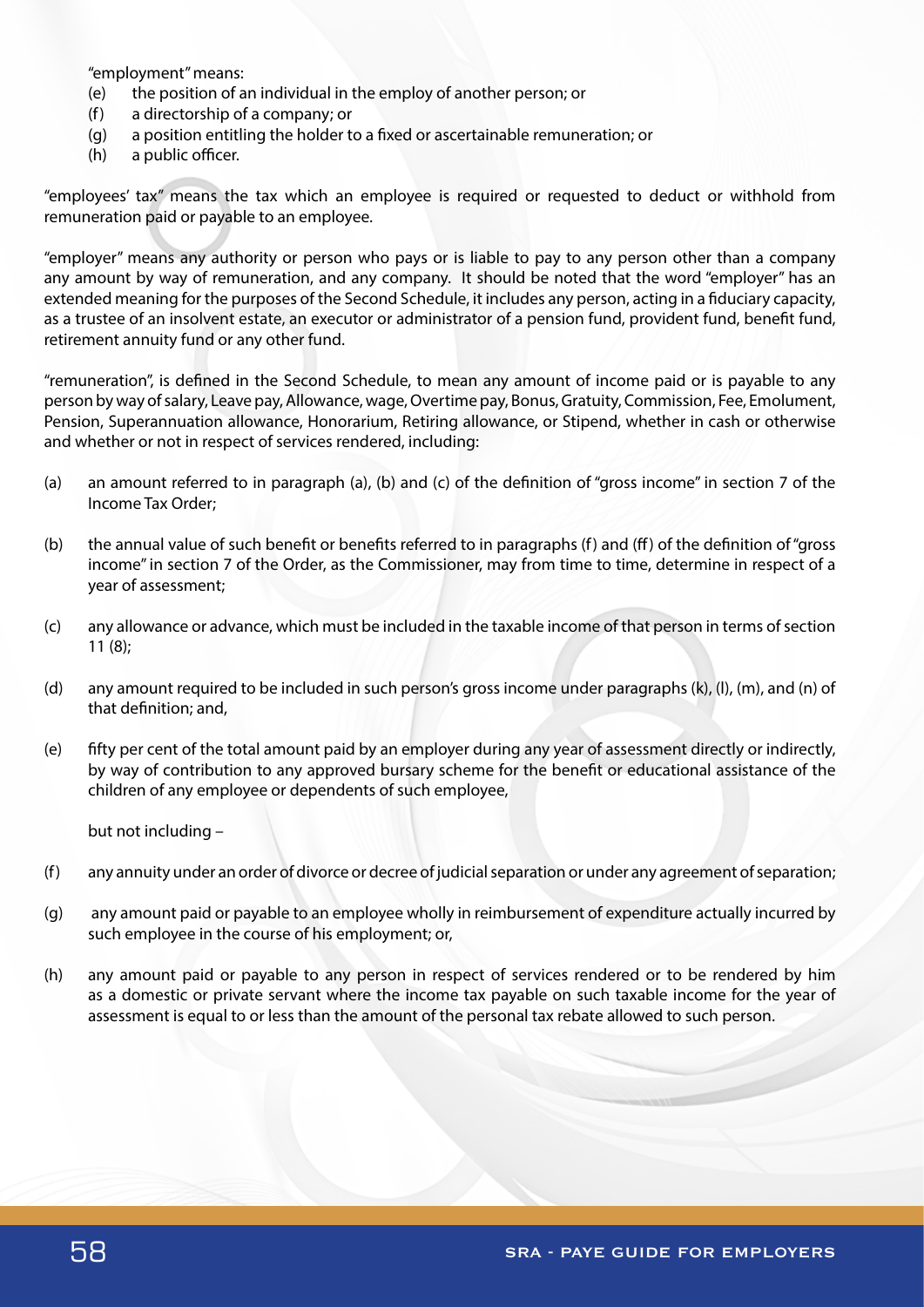"employment" means:

(e) the position of an individual in the employ of another person; or
(f) a directorship of a company; or
(g) a position entitling the holder to a fixed or ascertainable remuneration; or
(h) a public officer.

"employees' tax" means the tax which an employee is required or requested to deduct or withhold from remuneration paid or payable to an employee.

"employer" means any authority or person who pays or is liable to pay to any person other than a company any amount by way of remuneration, and any company. It should be noted that the word "employer" has an extended meaning for the purposes of the Second Schedule, it includes any person, acting in a fiduciary capacity, as a trustee of an insolvent estate, an executor or administrator of a pension fund, provident fund, benefit fund, retirement annuity fund or any other fund.

"remuneration", is defined in the Second Schedule, to mean any amount of income paid or is payable to any person by way of salary, Leave pay, Allowance, wage, Overtime pay, Bonus, Gratuity, Commission, Fee, Emolument, Pension, Superannuation allowance, Honorarium, Retiring allowance, or Stipend, whether in cash or otherwise and whether or not in respect of services rendered, including:

(a) an amount referred to in paragraph (a), (b) and (c) of the definition of "gross income" in section 7 of the Income Tax Order;

(b) the annual value of such benefit or benefits referred to in paragraphs (f) and (ff) of the definition of "gross income" in section 7 of the Order, as the Commissioner, may from time to time, determine in respect of a year of assessment;

(c) any allowance or advance, which must be included in the taxable income of that person in terms of section 11 (8);

(d) any amount required to be included in such person's gross income under paragraphs (k), (l), (m), and (n) of that definition; and,

(e) fifty per cent of the total amount paid by an employer during any year of assessment directly or indirectly, by way of contribution to any approved bursary scheme for the benefit or educational assistance of the children of any employee or dependents of such employee,

but not including –

(f) any annuity under an order of divorce or decree of judicial separation or under any agreement of separation;

(g) any amount paid or payable to an employee wholly in reimbursement of expenditure actually incurred by such employee in the course of his employment; or,

(h) any amount paid or payable to any person in respect of services rendered or to be rendered by him as a domestic or private servant where the income tax payable on such taxable income for the year of assessment is equal to or less than the amount of the personal tax rebate allowed to such person.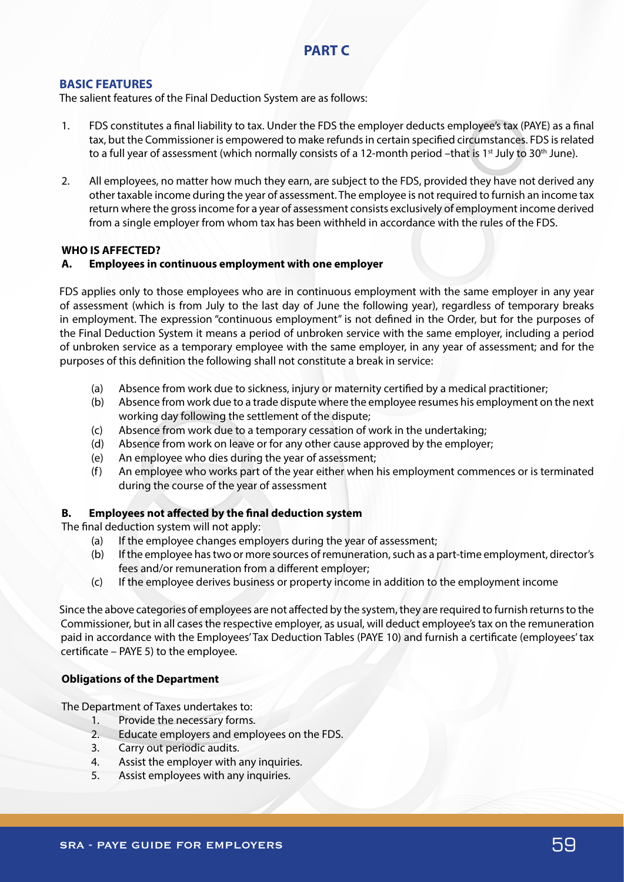# PART C

## BASIC FEATURES

The salient features of the Final Deduction System are as follows:

1. FDS constitutes a final liability to tax. Under the FDS the employer deducts employee's tax (PAYE) as a final tax, but the Commissioner is empowered to make refunds in certain specified circumstances. FDS is related to a full year of assessment (which normally consists of a 12-month period –that is 1st July to 30th June).

2. All employees, no matter how much they earn, are subject to the FDS, provided they have not derived any other taxable income during the year of assessment. The employee is not required to furnish an income tax return where the gross income for a year of assessment consists exclusively of employment income derived from a single employer from whom tax has been withheld in accordance with the rules of the FDS.

## WHO IS AFFECTED?

### A. Employees in continuous employment with one employer

FDS applies only to those employees who are in continuous employment with the same employer in any year of assessment (which is from July to the last day of June the following year), regardless of temporary breaks in employment. The expression "continuous employment" is not defined in the Order, but for the purposes of the Final Deduction System it means a period of unbroken service with the same employer, including a period of unbroken service as a temporary employee with the same employer, in any year of assessment; and for the purposes of this definition the following shall not constitute a break in service:

(a) Absence from work due to sickness, injury or maternity certified by a medical practitioner;
(b) Absence from work due to a trade dispute where the employee resumes his employment on the next working day following the settlement of the dispute;
(c) Absence from work due to a temporary cessation of work in the undertaking;
(d) Absence from work on leave or for any other cause approved by the employer;
(e) An employee who dies during the year of assessment;
(f) An employee who works part of the year either when his employment commences or is terminated during the course of the year of assessment

### B. Employees not affected by the final deduction system

The final deduction system will not apply:

(a) If the employee changes employers during the year of assessment;
(b) If the employee has two or more sources of remuneration, such as a part-time employment, director's fees and/or remuneration from a different employer;
(c) If the employee derives business or property income in addition to the employment income

Since the above categories of employees are not affected by the system, they are required to furnish returns to the Commissioner, but in all cases the respective employer, as usual, will deduct employee's tax on the remuneration paid in accordance with the Employees' Tax Deduction Tables (PAYE 10) and furnish a certificate (employees' tax certificate – PAYE 5) to the employee.

### Obligations of the Department

The Department of Taxes undertakes to:

1. Provide the necessary forms.
2. Educate employers and employees on the FDS.
3. Carry out periodic audits.
4. Assist the employer with any inquiries.
5. Assist employees with any inquiries.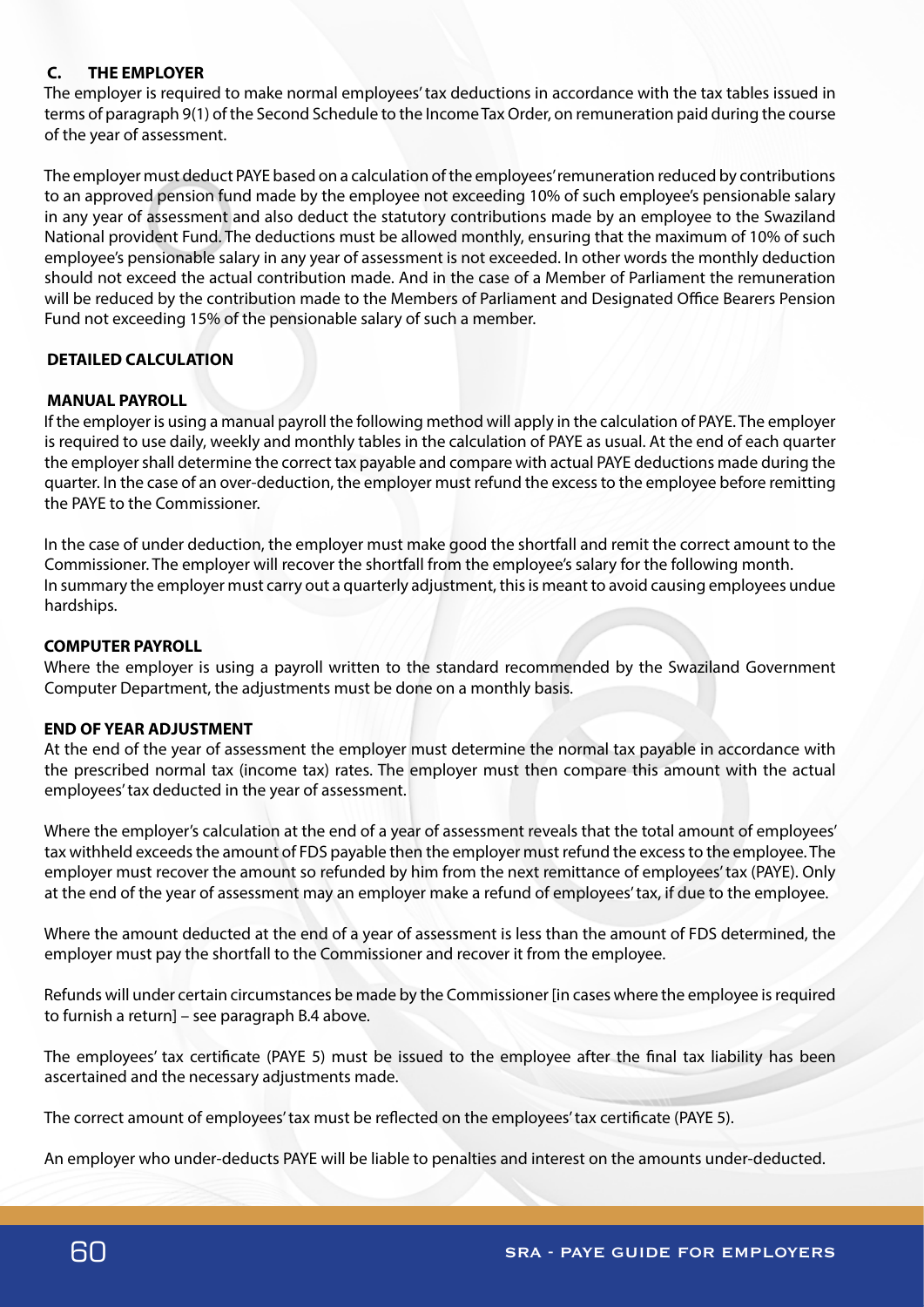## C. THE EMPLOYER

The employer is required to make normal employees' tax deductions in accordance with the tax tables issued in terms of paragraph 9(1) of the Second Schedule to the Income Tax Order, on remuneration paid during the course of the year of assessment.

The employer must deduct PAYE based on a calculation of the employees' remuneration reduced by contributions to an approved pension fund made by the employee not exceeding 10% of such employee's pensionable salary in any year of assessment and also deduct the statutory contributions made by an employee to the Swaziland National provident Fund. The deductions must be allowed monthly, ensuring that the maximum of 10% of such employee's pensionable salary in any year of assessment is not exceeded. In other words the monthly deduction should not exceed the actual contribution made. And in the case of a Member of Parliament the remuneration will be reduced by the contribution made to the Members of Parliament and Designated Office Bearers Pension Fund not exceeding 15% of the pensionable salary of such a member.

### DETAILED CALCULATION

#### MANUAL PAYROLL

If the employer is using a manual payroll the following method will apply in the calculation of PAYE. The employer is required to use daily, weekly and monthly tables in the calculation of PAYE as usual. At the end of each quarter the employer shall determine the correct tax payable and compare with actual PAYE deductions made during the quarter. In the case of an over-deduction, the employer must refund the excess to the employee before remitting the PAYE to the Commissioner.

In the case of under deduction, the employer must make good the shortfall and remit the correct amount to the Commissioner. The employer will recover the shortfall from the employee's salary for the following month. In summary the employer must carry out a quarterly adjustment, this is meant to avoid causing employees undue hardships.

#### COMPUTER PAYROLL

Where the employer is using a payroll written to the standard recommended by the Swaziland Government Computer Department, the adjustments must be done on a monthly basis.

#### END OF YEAR ADJUSTMENT

At the end of the year of assessment the employer must determine the normal tax payable in accordance with the prescribed normal tax (income tax) rates. The employer must then compare this amount with the actual employees' tax deducted in the year of assessment.

Where the employer's calculation at the end of a year of assessment reveals that the total amount of employees' tax withheld exceeds the amount of FDS payable then the employer must refund the excess to the employee. The employer must recover the amount so refunded by him from the next remittance of employees' tax (PAYE). Only at the end of the year of assessment may an employer make a refund of employees' tax, if due to the employee.

Where the amount deducted at the end of a year of assessment is less than the amount of FDS determined, the employer must pay the shortfall to the Commissioner and recover it from the employee.

Refunds will under certain circumstances be made by the Commissioner [in cases where the employee is required to furnish a return] – see paragraph B.4 above.

The employees' tax certificate (PAYE 5) must be issued to the employee after the final tax liability has been ascertained and the necessary adjustments made.

The correct amount of employees' tax must be reflected on the employees' tax certificate (PAYE 5).

An employer who under-deducts PAYE will be liable to penalties and interest on the amounts under-deducted.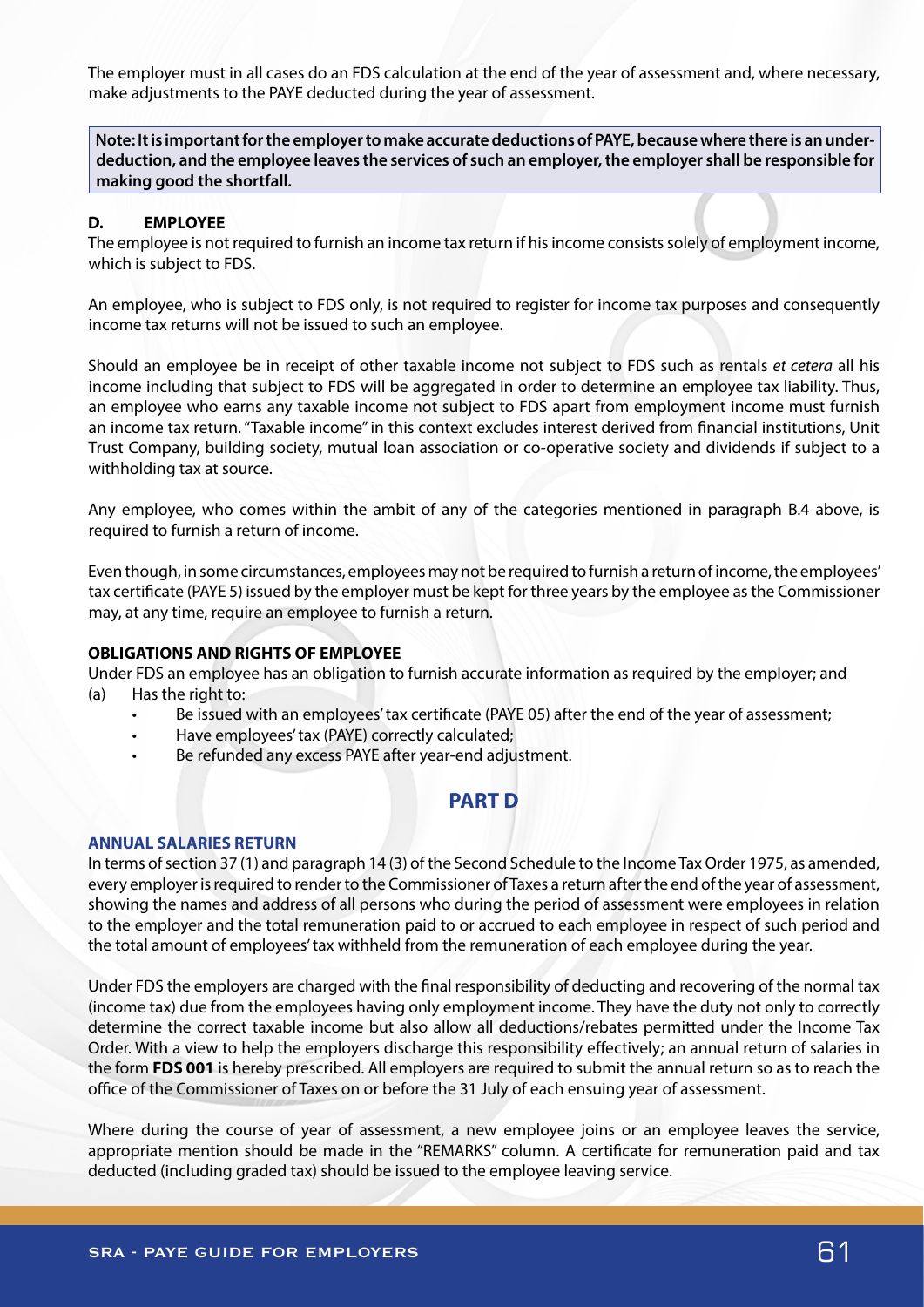The employer must in all cases do an FDS calculation at the end of the year of assessment and, where necessary, make adjustments to the PAYE deducted during the year of assessment.

**Note: It is important for the employer to make accurate deductions of PAYE, because where there is an under-deduction, and the employee leaves the services of such an employer, the employer shall be responsible for making good the shortfall.**

### D. EMPLOYEE

The employee is not required to furnish an income tax return if his income consists solely of employment income, which is subject to FDS.

An employee, who is subject to FDS only, is not required to register for income tax purposes and consequently income tax returns will not be issued to such an employee.

Should an employee be in receipt of other taxable income not subject to FDS such as rentals *et cetera* all his income including that subject to FDS will be aggregated in order to determine an employee tax liability. Thus, an employee who earns any taxable income not subject to FDS apart from employment income must furnish an income tax return. "Taxable income" in this context excludes interest derived from financial institutions, Unit Trust Company, building society, mutual loan association or co-operative society and dividends if subject to a withholding tax at source.

Any employee, who comes within the ambit of any of the categories mentioned in paragraph B.4 above, is required to furnish a return of income.

Even though, in some circumstances, employees may not be required to furnish a return of income, the employees' tax certificate (PAYE 5) issued by the employer must be kept for three years by the employee as the Commissioner may, at any time, require an employee to furnish a return.

### OBLIGATIONS AND RIGHTS OF EMPLOYEE

Under FDS an employee has an obligation to furnish accurate information as required by the employer; and

(a) Has the right to:
- Be issued with an employees' tax certificate (PAYE 05) after the end of the year of assessment;
- Have employees' tax (PAYE) correctly calculated;
- Be refunded any excess PAYE after year-end adjustment.

## PART D

### ANNUAL SALARIES RETURN

In terms of section 37 (1) and paragraph 14 (3) of the Second Schedule to the Income Tax Order 1975, as amended, every employer is required to render to the Commissioner of Taxes a return after the end of the year of assessment, showing the names and address of all persons who during the period of assessment were employees in relation to the employer and the total remuneration paid to or accrued to each employee in respect of such period and the total amount of employees' tax withheld from the remuneration of each employee during the year.

Under FDS the employers are charged with the final responsibility of deducting and recovering of the normal tax (income tax) due from the employees having only employment income. They have the duty not only to correctly determine the correct taxable income but also allow all deductions/rebates permitted under the Income Tax Order. With a view to help the employers discharge this responsibility effectively; an annual return of salaries in the form **FDS 001** is hereby prescribed. All employers are required to submit the annual return so as to reach the office of the Commissioner of Taxes on or before the 31 July of each ensuing year of assessment.

Where during the course of year of assessment, a new employee joins or an employee leaves the service, appropriate mention should be made in the "REMARKS" column. A certificate for remuneration paid and tax deducted (including graded tax) should be issued to the employee leaving service.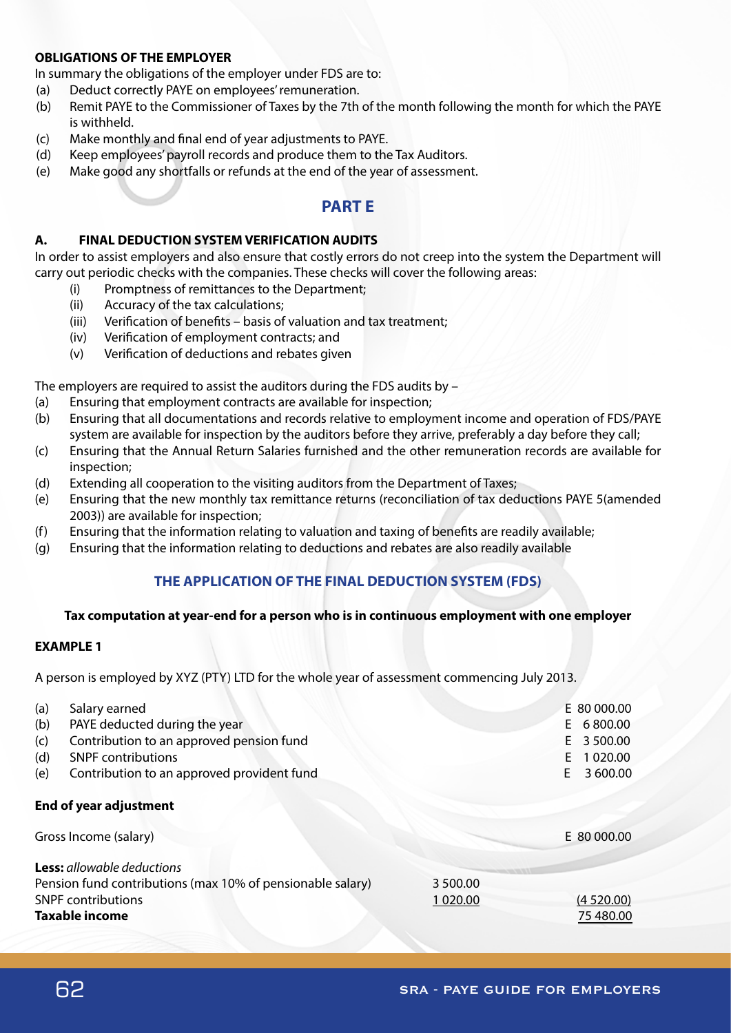**OBLIGATIONS OF THE EMPLOYER**

In summary the obligations of the employer under FDS are to:

(a) Deduct correctly PAYE on employees' remuneration.
(b) Remit PAYE to the Commissioner of Taxes by the 7th of the month following the month for which the PAYE is withheld.
(c) Make monthly and final end of year adjustments to PAYE.
(d) Keep employees' payroll records and produce them to the Tax Auditors.
(e) Make good any shortfalls or refunds at the end of the year of assessment.

## PART E

### A. FINAL DEDUCTION SYSTEM VERIFICATION AUDITS

In order to assist employers and also ensure that costly errors do not creep into the system the Department will carry out periodic checks with the companies. These checks will cover the following areas:

(i) Promptness of remittances to the Department;
(ii) Accuracy of the tax calculations;
(iii) Verification of benefits – basis of valuation and tax treatment;
(iv) Verification of employment contracts; and
(v) Verification of deductions and rebates given

The employers are required to assist the auditors during the FDS audits by –

(a) Ensuring that employment contracts are available for inspection;
(b) Ensuring that all documentations and records relative to employment income and operation of FDS/PAYE system are available for inspection by the auditors before they arrive, preferably a day before they call;
(c) Ensuring that the Annual Return Salaries furnished and the other remuneration records are available for inspection;
(d) Extending all cooperation to the visiting auditors from the Department of Taxes;
(e) Ensuring that the new monthly tax remittance returns (reconciliation of tax deductions PAYE 5(amended 2003)) are available for inspection;
(f) Ensuring that the information relating to valuation and taxing of benefits are readily available;
(g) Ensuring that the information relating to deductions and rebates are also readily available

### THE APPLICATION OF THE FINAL DEDUCTION SYSTEM (FDS)

**Tax computation at year-end for a person who is in continuous employment with one employer**

**EXAMPLE 1**

A person is employed by XYZ (PTY) LTD for the whole year of assessment commencing July 2013.

| | | |
|---|---|---|
| (a) | Salary earned | E 80 000.00 |
| (b) | PAYE deducted during the year | E 6 800.00 |
| (c) | Contribution to an approved pension fund | E 3 500.00 |
| (d) | SNPF contributions | E 1 020.00 |
| (e) | Contribution to an approved provident fund | E 3 600.00 |

**End of year adjustment**

| | | |
|---|---|---|
| Gross Income (salary) | | E 80 000.00 |
| **Less:** *allowable deductions* | | |
| Pension fund contributions (max 10% of pensionable salary) | 3 500.00 | |
| SNPF contributions | 1 020.00 | (4 520.00) |
| **Taxable income** | | 75 480.00 |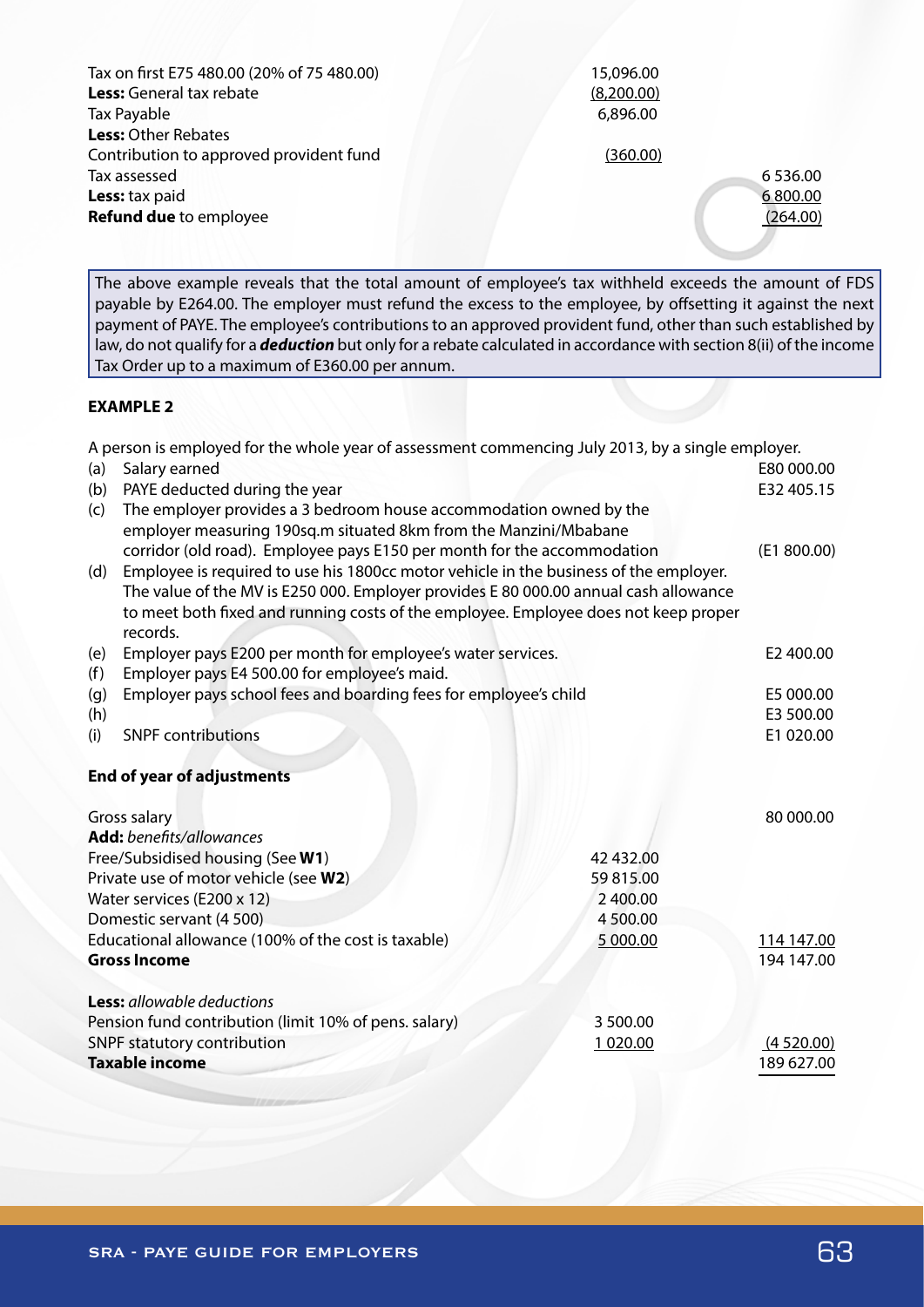| | | |
|---|---|---|
| Tax on first E75 480.00 (20% of 75 480.00) | 15,096.00 | |
| **Less:** General tax rebate | (8,200.00) | |
| Tax Payable | 6,896.00 | |
| **Less:** Other Rebates | | |
| Contribution to approved provident fund | (360.00) | |
| Tax assessed | | 6 536.00 |
| **Less:** tax paid | | 6 800.00 |
| **Refund due** to employee | | (264.00) |

The above example reveals that the total amount of employee's tax withheld exceeds the amount of FDS payable by E264.00. The employer must refund the excess to the employee, by offsetting it against the next payment of PAYE. The employee's contributions to an approved provident fund, other than such established by law, do not qualify for a ***deduction*** but only for a rebate calculated in accordance with section 8(ii) of the income Tax Order up to a maximum of E360.00 per annum.

**EXAMPLE 2**

A person is employed for the whole year of assessment commencing July 2013, by a single employer.

| | | |
|---|---|---|
| (a) | Salary earned | E80 000.00 |
| (b) | PAYE deducted during the year | E32 405.15 |
| (c) | The employer provides a 3 bedroom house accommodation owned by the employer measuring 190sq.m situated 8km from the Manzini/Mbabane corridor (old road). Employee pays E150 per month for the accommodation | (E1 800.00) |
| (d) | Employee is required to use his 1800cc motor vehicle in the business of the employer. The value of the MV is E250 000. Employer provides E 80 000.00 annual cash allowance to meet both fixed and running costs of the employee. Employee does not keep proper records. | |
| (e) | Employer pays E200 per month for employee's water services. | E2 400.00 |
| (f) | Employer pays E4 500.00 for employee's maid. | |
| (g) | Employer pays school fees and boarding fees for employee's child | E5 000.00 |
| (h) | | E3 500.00 |
| (i) | SNPF contributions | E1 020.00 |

**End of year of adjustments**

| | | |
|---|---|---|
| Gross salary | | 80 000.00 |
| **Add:** *benefits/allowances* | | |
| Free/Subsidised housing (See **W1**) | 42 432.00 | |
| Private use of motor vehicle (see **W2**) | 59 815.00 | |
| Water services (E200 x 12) | 2 400.00 | |
| Domestic servant (4 500) | 4 500.00 | |
| Educational allowance (100% of the cost is taxable) | 5 000.00 | 114 147.00 |
| **Gross Income** | | 194 147.00 |
| | | |
| **Less:** *allowable deductions* | | |
| Pension fund contribution (limit 10% of pens. salary) | 3 500.00 | |
| SNPF statutory contribution | 1 020.00 | (4 520.00) |
| **Taxable income** | | 189 627.00 |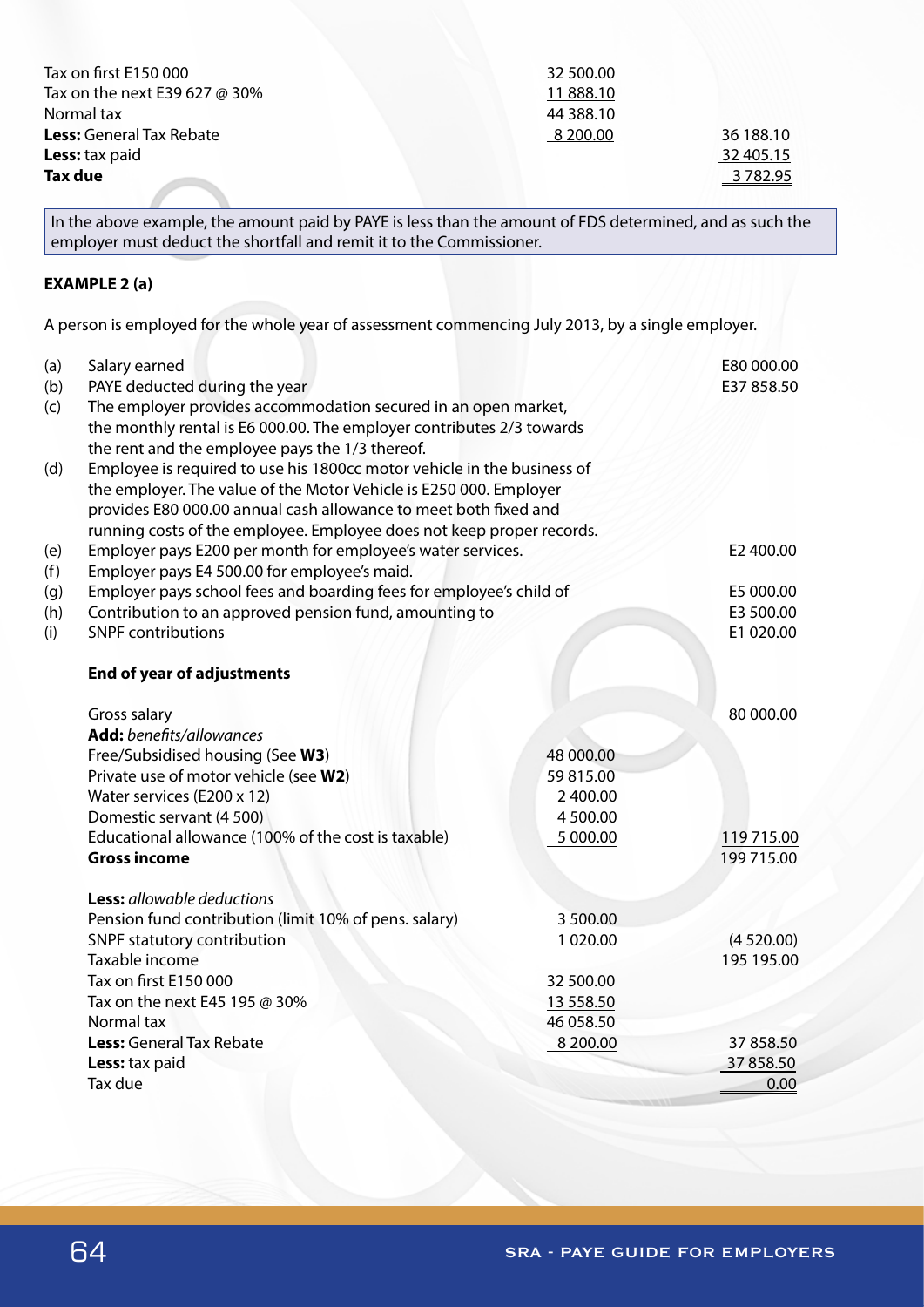| | | |
|---|---|---|
| Tax on first E150 000 | 32 500.00 | |
| Tax on the next E39 627 @ 30% | 11 888.10 | |
| Normal tax | 44 388.10 | |
| **Less:** General Tax Rebate | 8 200.00 | 36 188.10 |
| **Less:** tax paid | | 32 405.15 |
| **Tax due** | | 3 782.95 |

In the above example, the amount paid by PAYE is less than the amount of FDS determined, and as such the employer must deduct the shortfall and remit it to the Commissioner.

**EXAMPLE 2 (a)**

A person is employed for the whole year of assessment commencing July 2013, by a single employer.

| | | |
|---|---|---|
| (a) | Salary earned | E80 000.00 |
| (b) | PAYE deducted during the year | E37 858.50 |
| (c) | The employer provides accommodation secured in an open market, the monthly rental is E6 000.00. The employer contributes 2/3 towards the rent and the employee pays the 1/3 thereof. | |
| (d) | Employee is required to use his 1800cc motor vehicle in the business of the employer. The value of the Motor Vehicle is E250 000. Employer provides E80 000.00 annual cash allowance to meet both fixed and running costs of the employee. Employee does not keep proper records. | |
| (e) | Employer pays E200 per month for employee's water services. | E2 400.00 |
| (f) | Employer pays E4 500.00 for employee's maid. | |
| (g) | Employer pays school fees and boarding fees for employee's child of | E5 000.00 |
| (h) | Contribution to an approved pension fund, amounting to | E3 500.00 |
| (i) | SNPF contributions | E1 020.00 |

**End of year of adjustments**

| | | |
|---|---|---|
| Gross salary | | 80 000.00 |
| **Add:** *benefits/allowances* | | |
| Free/Subsidised housing (See **W3**) | 48 000.00 | |
| Private use of motor vehicle (see **W2**) | 59 815.00 | |
| Water services (E200 x 12) | 2 400.00 | |
| Domestic servant (4 500) | 4 500.00 | |
| Educational allowance (100% of the cost is taxable) | 5 000.00 | 119 715.00 |
| **Gross income** | | 199 715.00 |
| **Less:** *allowable deductions* | | |
| Pension fund contribution (limit 10% of pens. salary) | 3 500.00 | |
| SNPF statutory contribution | 1 020.00 | (4 520.00) |
| Taxable income | | 195 195.00 |
| Tax on first E150 000 | 32 500.00 | |
| Tax on the next E45 195 @ 30% | 13 558.50 | |
| Normal tax | 46 058.50 | |
| **Less:** General Tax Rebate | 8 200.00 | 37 858.50 |
| **Less:** tax paid | | 37 858.50 |
| Tax due | | 0.00 |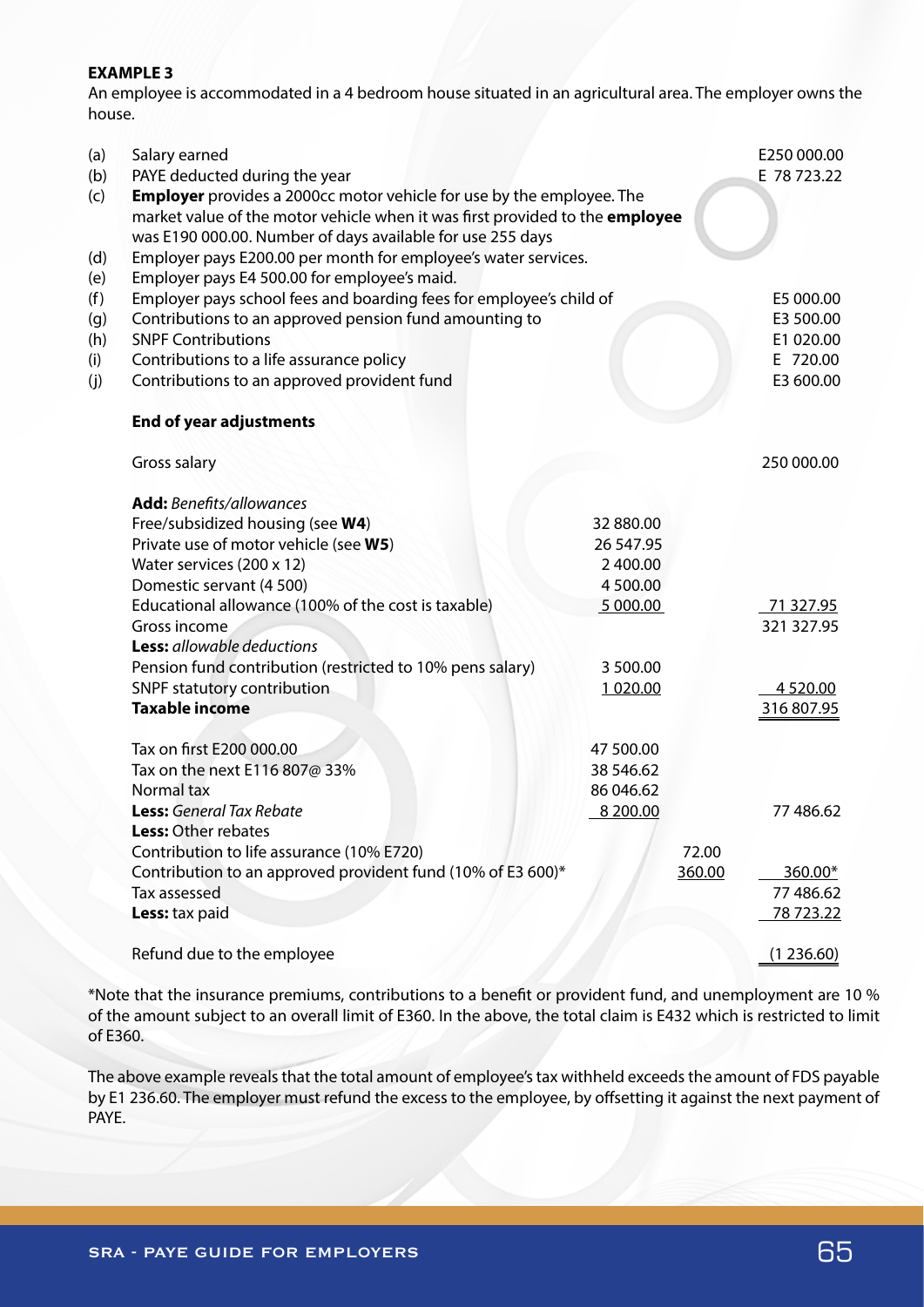**EXAMPLE 3**

An employee is accommodated in a 4 bedroom house situated in an agricultural area. The employer owns the house.

| | | |
|---|---|---|
| (a) | Salary earned | E250 000.00 |
| (b) | PAYE deducted during the year | E 78 723.22 |
| (c) | **Employer** provides a 2000cc motor vehicle for use by the employee. The market value of the motor vehicle when it was first provided to the **employee** was E190 000.00. Number of days available for use 255 days | |
| (d) | Employer pays E200.00 per month for employee's water services. | |
| (e) | Employer pays E4 500.00 for employee's maid. | |
| (f) | Employer pays school fees and boarding fees for employee's child of | E5 000.00 |
| (g) | Contributions to an approved pension fund amounting to | E3 500.00 |
| (h) | SNPF Contributions | E1 020.00 |
| (i) | Contributions to a life assurance policy | E 720.00 |
| (j) | Contributions to an approved provident fund | E3 600.00 |

**End of year adjustments**

| | | | |
|---|---|---|---|
| Gross salary | | | 250 000.00 |
| **Add:** *Benefits/allowances* | | | |
| Free/subsidized housing (see **W4**) | 32 880.00 | | |
| Private use of motor vehicle (see **W5**) | 26 547.95 | | |
| Water services (200 x 12) | 2 400.00 | | |
| Domestic servant (4 500) | 4 500.00 | | |
| Educational allowance (100% of the cost is taxable) | 5 000.00 | | 71 327.95 |
| Gross income | | | 321 327.95 |
| **Less:** *allowable deductions* | | | |
| Pension fund contribution (restricted to 10% pens salary) | 3 500.00 | | |
| SNPF statutory contribution | 1 020.00 | | 4 520.00 |
| **Taxable income** | | | 316 807.95 |
| Tax on first E200 000.00 | 47 500.00 | | |
| Tax on the next E116 807@ 33% | 38 546.62 | | |
| Normal tax | 86 046.62 | | |
| **Less:** *General Tax Rebate* | 8 200.00 | | 77 486.62 |
| **Less:** Other rebates | | | |
| Contribution to life assurance (10% E720) | | 72.00 | |
| Contribution to an approved provident fund (10% of E3 600)* | | 360.00 | 360.00* |
| Tax assessed | | | 77 486.62 |
| **Less:** tax paid | | | 78 723.22 |
| Refund due to the employee | | | (1 236.60) |

*Note that the insurance premiums, contributions to a benefit or provident fund, and unemployment are 10 % of the amount subject to an overall limit of E360. In the above, the total claim is E432 which is restricted to limit of E360.

The above example reveals that the total amount of employee's tax withheld exceeds the amount of FDS payable by E1 236.60. The employer must refund the excess to the employee, by offsetting it against the next payment of PAYE.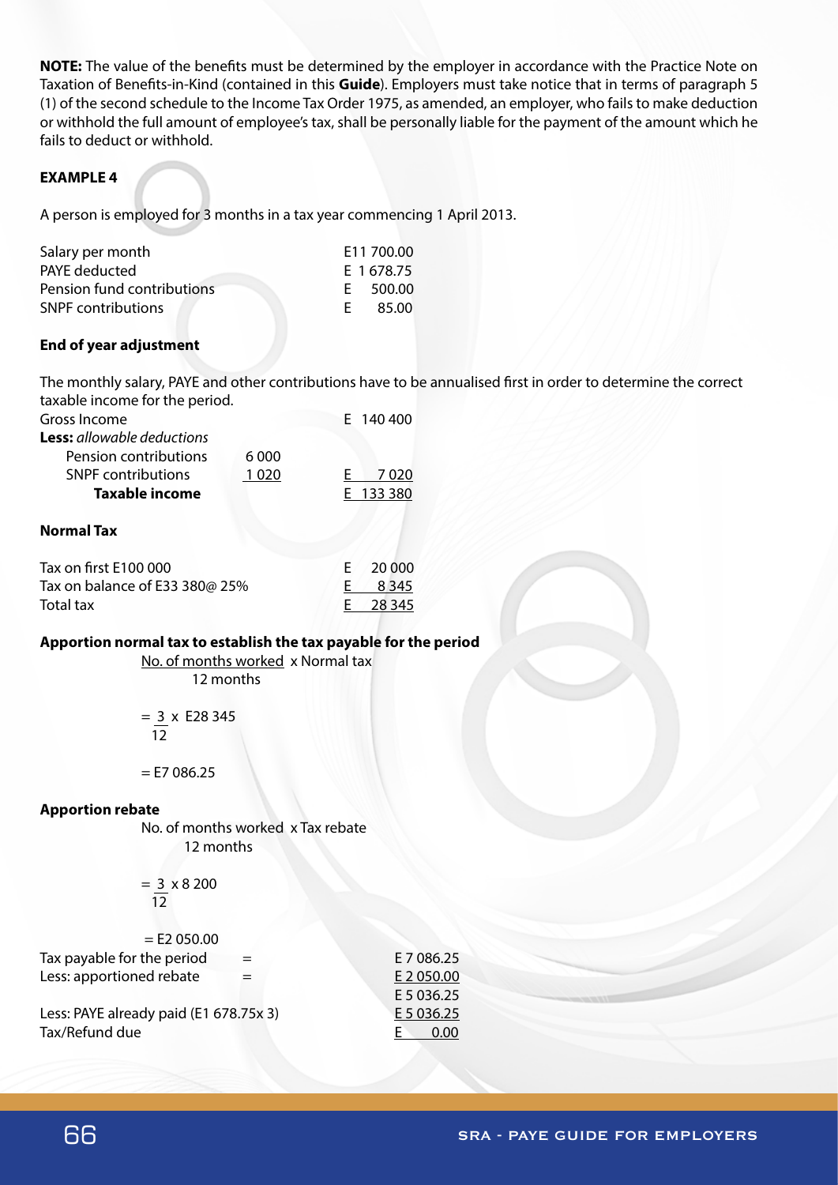**NOTE:** The value of the benefits must be determined by the employer in accordance with the Practice Note on Taxation of Benefits-in-Kind (contained in this **Guide**). Employers must take notice that in terms of paragraph 5 (1) of the second schedule to the Income Tax Order 1975, as amended, an employer, who fails to make deduction or withhold the full amount of employee's tax, shall be personally liable for the payment of the amount which he fails to deduct or withhold.

**EXAMPLE 4**

A person is employed for 3 months in a tax year commencing 1 April 2013.

| | |
|---|---|
| Salary per month | E11 700.00 |
| PAYE deducted | E 1 678.75 |
| Pension fund contributions | E 500.00 |
| SNPF contributions | E 85.00 |

**End of year adjustment**

The monthly salary, PAYE and other contributions have to be annualised first in order to determine the correct taxable income for the period.

| | | |
|---|---|---|
| Gross Income | | E 140 400 |
| **Less:** *allowable deductions* | | |
| Pension contributions | 6 000 | |
| SNPF contributions | 1 020 | E 7 020 |
| **Taxable income** | | E 133 380 |

**Normal Tax**

| | |
|---|---|
| Tax on first E100 000 | E 20 000 |
| Tax on balance of E33 380@ 25% | E 8 345 |
| Total tax | E 28 345 |

**Apportion normal tax to establish the tax payable for the period**

$$\frac{\text{No. of months worked}}{\text{12 months}} \times \text{Normal tax}$$

$$= \frac{3}{12} \times \text{E28 345}$$

$$= \text{E7 086.25}$$

**Apportion rebate**

$$\frac{\text{No. of months worked}}{\text{12 months}} \times \text{Tax rebate}$$

$$= \frac{3}{12} \times 8\,200$$

$$= \text{E2 050.00}$$

| | | |
|---|---|---|
| Tax payable for the period | = | E 7 086.25 |
| Less: apportioned rebate | = | E 2 050.00 |
| | | E 5 036.25 |
| Less: PAYE already paid (E1 678.75x 3) | | E 5 036.25 |
| Tax/Refund due | | E 0.00 |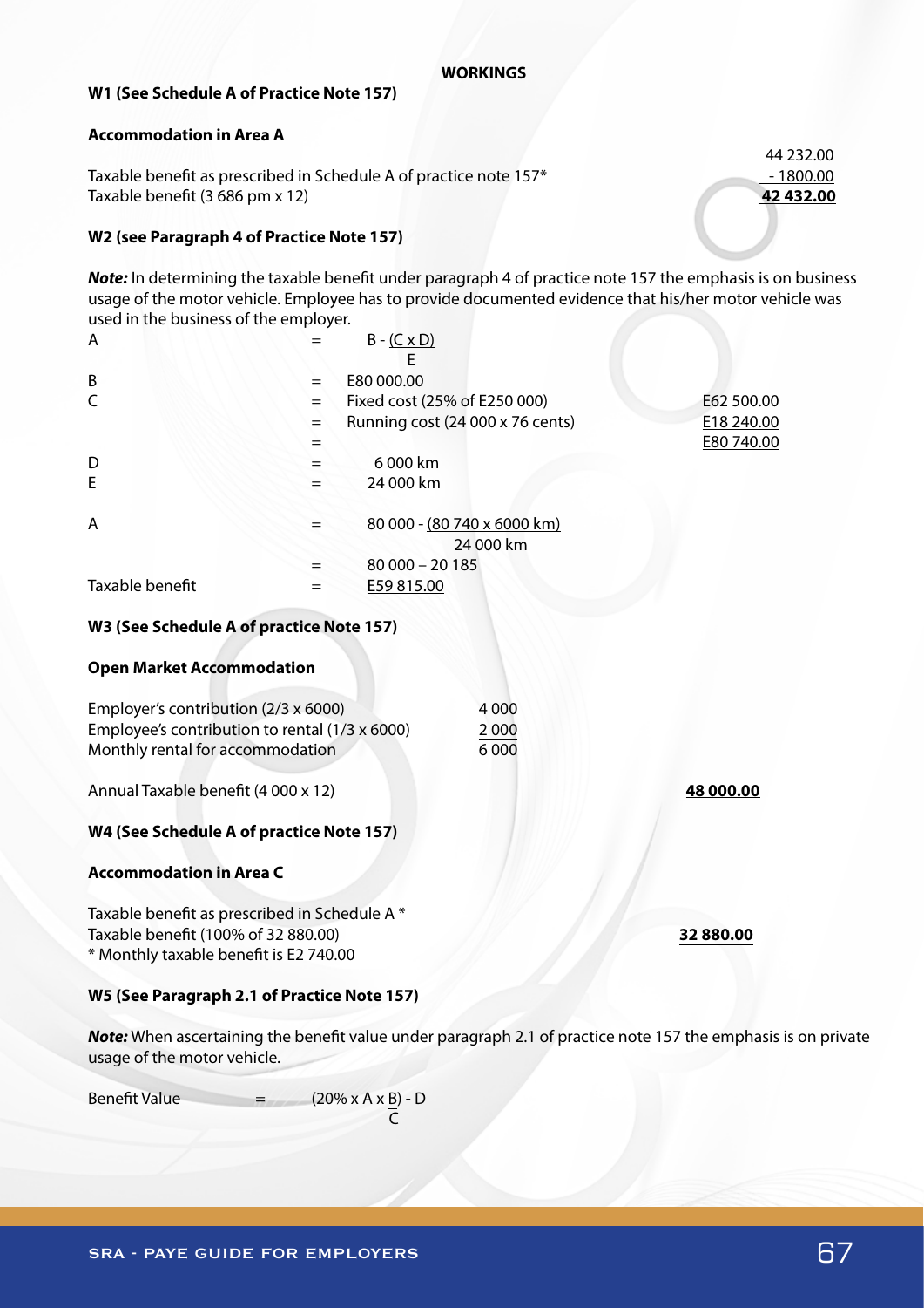## WORKINGS

### W1 (See Schedule A of Practice Note 157)

**Accommodation in Area A**

| | |
|---|---|
| | 44 232.00 |
| Taxable benefit as prescribed in Schedule A of practice note 157* | - 1800.00 |
| Taxable benefit (3 686 pm x 12) | **42 432.00** |

### W2 (see Paragraph 4 of Practice Note 157)

***Note:*** In determining the taxable benefit under paragraph 4 of practice note 157 the emphasis is on business usage of the motor vehicle. Employee has to provide documented evidence that his/her motor vehicle was used in the business of the employer.

$$A = B - \frac{C \times D}{E}$$

| | | | |
|---|---|---|---|
| B | = | E80 000.00 | |
| C | = | Fixed cost (25% of E250 000) | E62 500.00 |
| | = | Running cost (24 000 x 76 cents) | E18 240.00 |
| | = | | E80 740.00 |
| D | = | 6 000 km | |
| E | = | 24 000 km | |

$$A = 80\,000 - \frac{80\,740 \times 6000 \text{ km}}{24\,000 \text{ km}}$$

$$= 80\,000 - 20\,185$$

Taxable benefit = E59 815.00

### W3 (See Schedule A of practice Note 157)

**Open Market Accommodation**

| | | |
|---|---|---|
| Employer's contribution (2/3 x 6000) | 4 000 | |
| Employee's contribution to rental (1/3 x 6000) | 2 000 | |
| Monthly rental for accommodation | 6 000 | |
| | | |
| Annual Taxable benefit (4 000 x 12) | | **48 000.00** |

### W4 (See Schedule A of practice Note 157)

**Accommodation in Area C**

Taxable benefit as prescribed in Schedule A *

Taxable benefit (100% of 32 880.00) **32 880.00**

\* Monthly taxable benefit is E2 740.00

### W5 (See Paragraph 2.1 of Practice Note 157)

***Note:*** When ascertaining the benefit value under paragraph 2.1 of practice note 157 the emphasis is on private usage of the motor vehicle.

$$\text{Benefit Value} = \left(20\% \times A \times \frac{B}{C}\right) - D$$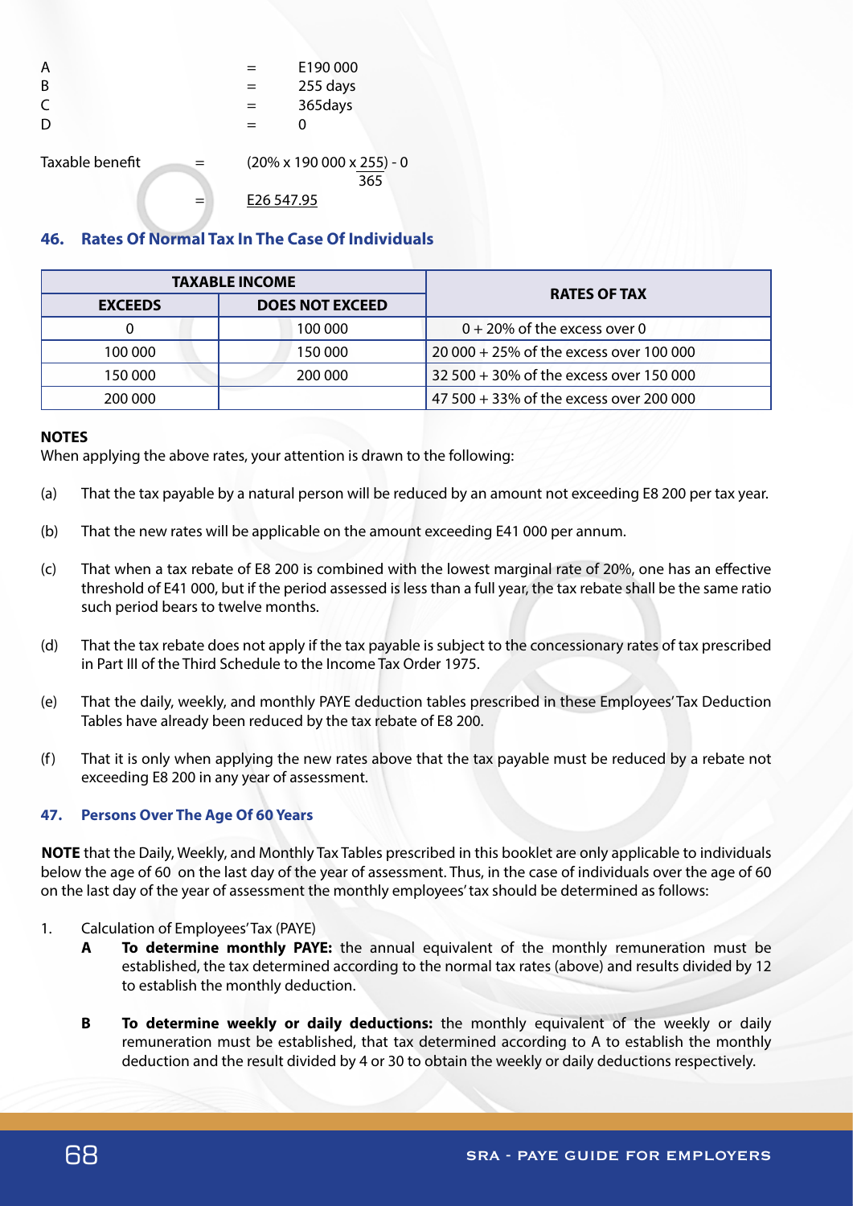A = E190 000
B = 255 days
C = 365days
D = 0

Taxable benefit = $(20\% \times 190\,000 \times \frac{255}{365}) - 0$

= E26 547.95

## 46. Rates Of Normal Tax In The Case Of Individuals

| TAXABLE INCOME | | RATES OF TAX |
|---|---|---|
| EXCEEDS | DOES NOT EXCEED | |
| 0 | 100 000 | 0 + 20% of the excess over 0 |
| 100 000 | 150 000 | 20 000 + 25% of the excess over 100 000 |
| 150 000 | 200 000 | 32 500 + 30% of the excess over 150 000 |
| 200 000 | | 47 500 + 33% of the excess over 200 000 |

**NOTES**

When applying the above rates, your attention is drawn to the following:

(a) That the tax payable by a natural person will be reduced by an amount not exceeding E8 200 per tax year.

(b) That the new rates will be applicable on the amount exceeding E41 000 per annum.

(c) That when a tax rebate of E8 200 is combined with the lowest marginal rate of 20%, one has an effective threshold of E41 000, but if the period assessed is less than a full year, the tax rebate shall be the same ratio such period bears to twelve months.

(d) That the tax rebate does not apply if the tax payable is subject to the concessionary rates of tax prescribed in Part III of the Third Schedule to the Income Tax Order 1975.

(e) That the daily, weekly, and monthly PAYE deduction tables prescribed in these Employees' Tax Deduction Tables have already been reduced by the tax rebate of E8 200.

(f) That it is only when applying the new rates above that the tax payable must be reduced by a rebate not exceeding E8 200 in any year of assessment.

## 47. Persons Over The Age Of 60 Years

**NOTE** that the Daily, Weekly, and Monthly Tax Tables prescribed in this booklet are only applicable to individuals below the age of 60 on the last day of the year of assessment. Thus, in the case of individuals over the age of 60 on the last day of the year of assessment the monthly employees' tax should be determined as follows:

1. Calculation of Employees' Tax (PAYE)
   - **A** **To determine monthly PAYE:** the annual equivalent of the monthly remuneration must be established, the tax determined according to the normal tax rates (above) and results divided by 12 to establish the monthly deduction.
   - **B** **To determine weekly or daily deductions:** the monthly equivalent of the weekly or daily remuneration must be established, that tax determined according to A to establish the monthly deduction and the result divided by 4 or 30 to obtain the weekly or daily deductions respectively.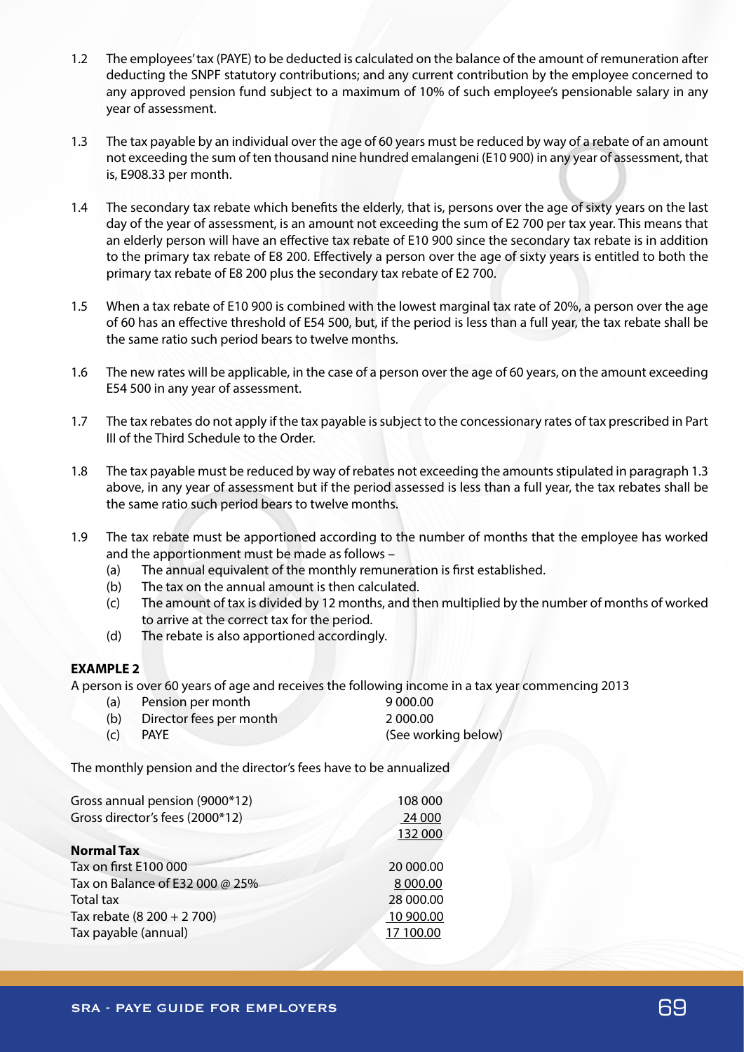1.2 The employees' tax (PAYE) to be deducted is calculated on the balance of the amount of remuneration after deducting the SNPF statutory contributions; and any current contribution by the employee concerned to any approved pension fund subject to a maximum of 10% of such employee's pensionable salary in any year of assessment.

1.3 The tax payable by an individual over the age of 60 years must be reduced by way of a rebate of an amount not exceeding the sum of ten thousand nine hundred emalangeni (E10 900) in any year of assessment, that is, E908.33 per month.

1.4 The secondary tax rebate which benefits the elderly, that is, persons over the age of sixty years on the last day of the year of assessment, is an amount not exceeding the sum of E2 700 per tax year. This means that an elderly person will have an effective tax rebate of E10 900 since the secondary tax rebate is in addition to the primary tax rebate of E8 200. Effectively a person over the age of sixty years is entitled to both the primary tax rebate of E8 200 plus the secondary tax rebate of E2 700.

1.5 When a tax rebate of E10 900 is combined with the lowest marginal tax rate of 20%, a person over the age of 60 has an effective threshold of E54 500, but, if the period is less than a full year, the tax rebate shall be the same ratio such period bears to twelve months.

1.6 The new rates will be applicable, in the case of a person over the age of 60 years, on the amount exceeding E54 500 in any year of assessment.

1.7 The tax rebates do not apply if the tax payable is subject to the concessionary rates of tax prescribed in Part III of the Third Schedule to the Order.

1.8 The tax payable must be reduced by way of rebates not exceeding the amounts stipulated in paragraph 1.3 above, in any year of assessment but if the period assessed is less than a full year, the tax rebates shall be the same ratio such period bears to twelve months.

1.9 The tax rebate must be apportioned according to the number of months that the employee has worked and the apportionment must be made as follows –
   - (a) The annual equivalent of the monthly remuneration is first established.
   - (b) The tax on the annual amount is then calculated.
   - (c) The amount of tax is divided by 12 months, and then multiplied by the number of months of worked to arrive at the correct tax for the period.
   - (d) The rebate is also apportioned accordingly.

**EXAMPLE 2**

A person is over 60 years of age and receives the following income in a tax year commencing 2013

| | | |
|---|---|---|
| (a) | Pension per month | 9 000.00 |
| (b) | Director fees per month | 2 000.00 |
| (c) | PAYE | (See working below) |

The monthly pension and the director's fees have to be annualized

| | |
|---|---|
| Gross annual pension (9000*12) | 108 000 |
| Gross director's fees (2000*12) | 24 000 |
| | 132 000 |
| **Normal Tax** | |
| Tax on first E100 000 | 20 000.00 |
| Tax on Balance of E32 000 @ 25% | 8 000.00 |
| Total tax | 28 000.00 |
| Tax rebate (8 200 + 2 700) | 10 900.00 |
| Tax payable (annual) | 17 100.00 |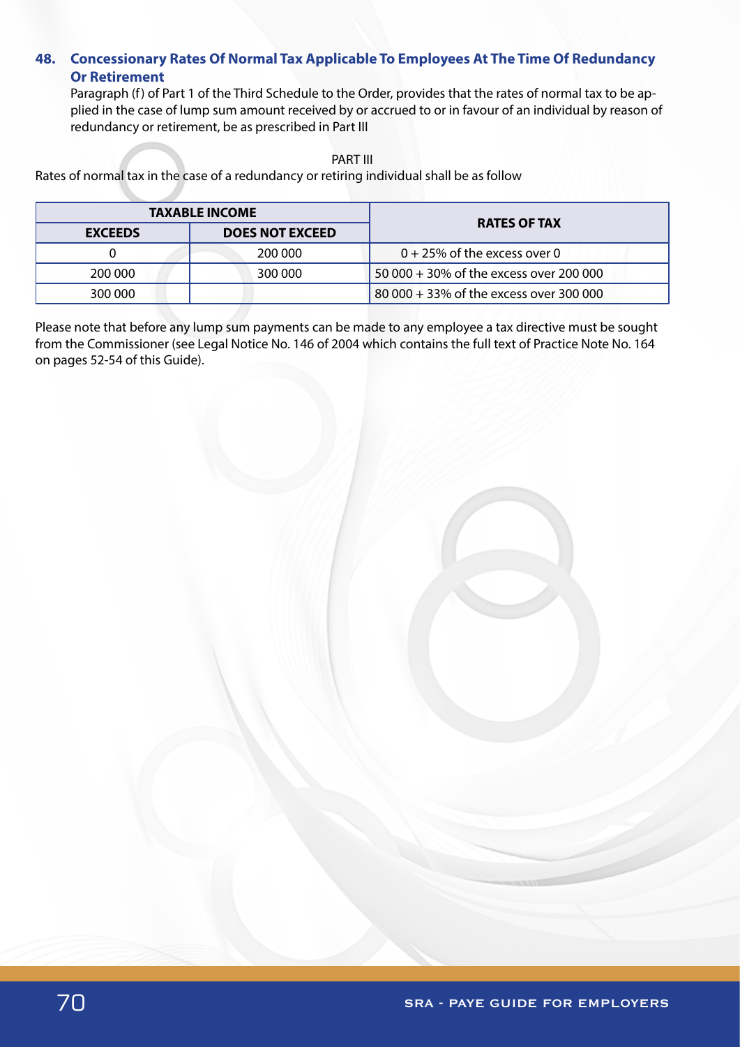## 48. Concessionary Rates Of Normal Tax Applicable To Employees At The Time Of Redundancy Or Retirement

Paragraph (f) of Part 1 of the Third Schedule to the Order, provides that the rates of normal tax to be applied in the case of lump sum amount received by or accrued to or in favour of an individual by reason of redundancy or retirement, be as prescribed in Part III

PART III

Rates of normal tax in the case of a redundancy or retiring individual shall be as follow

| TAXABLE INCOME | | RATES OF TAX |
|---|---|---|
| EXCEEDS | DOES NOT EXCEED | |
| 0 | 200 000 | 0 + 25% of the excess over 0 |
| 200 000 | 300 000 | 50 000 + 30% of the excess over 200 000 |
| 300 000 | | 80 000 + 33% of the excess over 300 000 |

Please note that before any lump sum payments can be made to any employee a tax directive must be sought from the Commissioner (see Legal Notice No. 146 of 2004 which contains the full text of Practice Note No. 164 on pages 52-54 of this Guide).